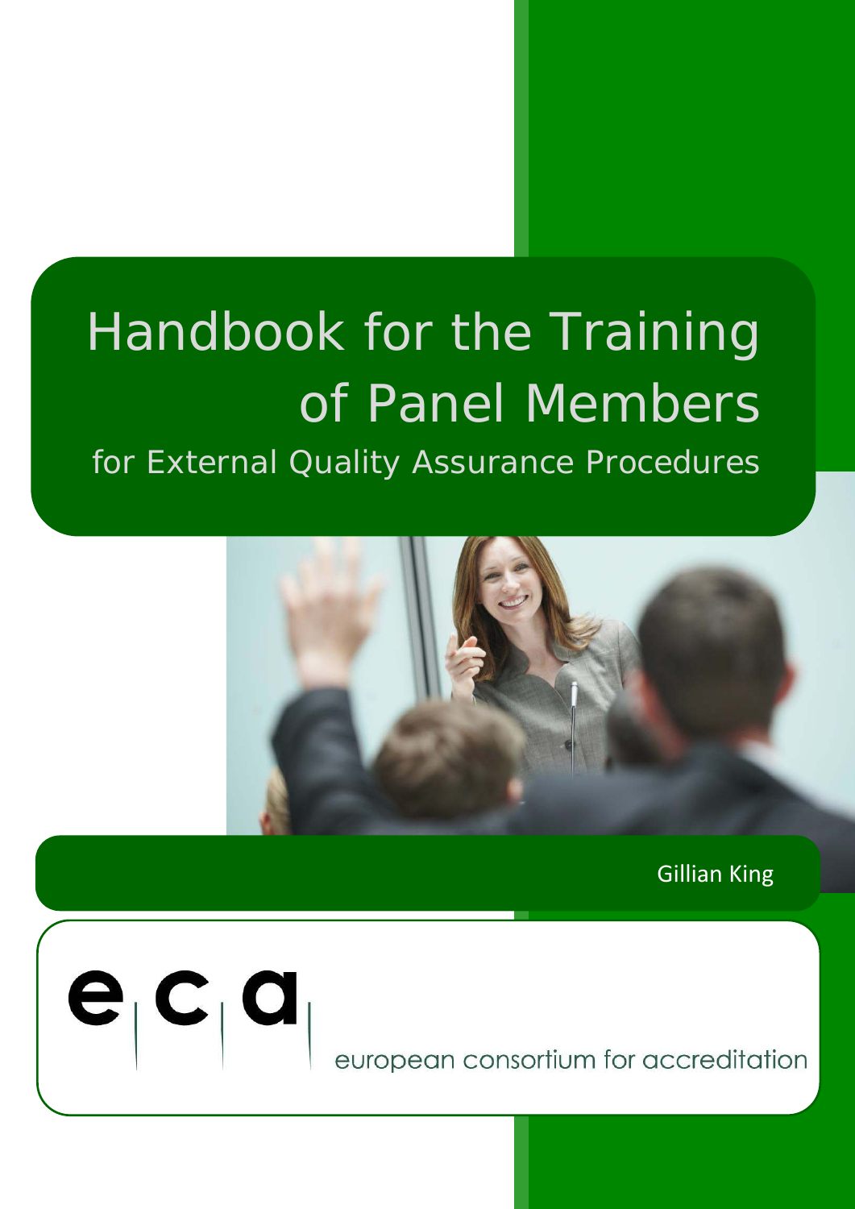# Handbook for the Training of Panel Members

## for External Quality Assurance Procedures

Gillian King

e|c|a|

european consortium for accreditation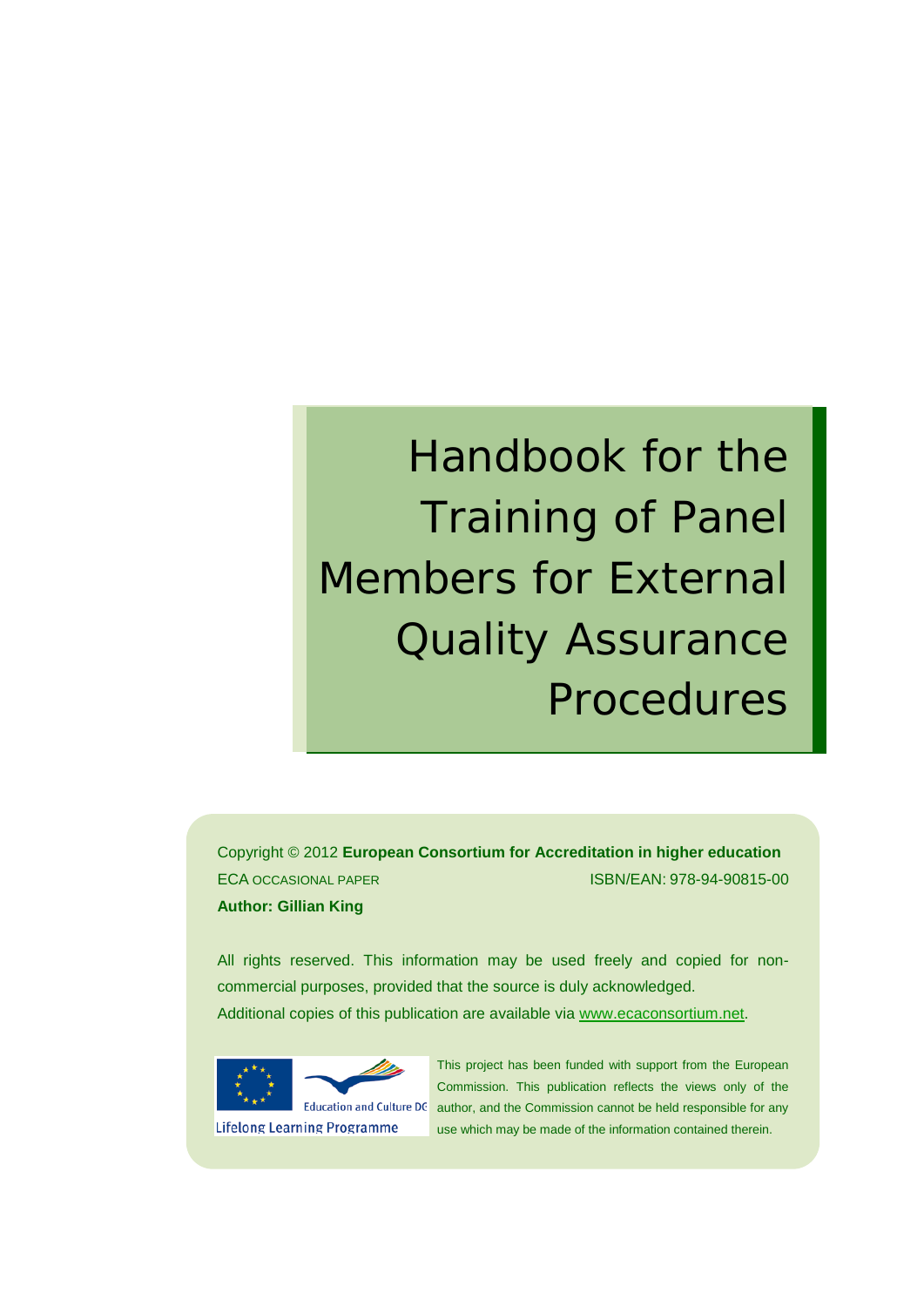# Handbook for the Training of Panel Members for External Quality Assurance Procedures

Copyright © 2012 **European Consortium for Accreditation in higher education**

ECA OCCASIONAL PAPER

ISBN/EAN: 978-94-90815-00

**Author: Gillian King**

All rights reserved. This information may be used freely and copied for non-commercial purposes, provided that the source is duly acknowledged.

Additional copies of this publication are available via www.ecaconsortium.net.

Education and Culture DG

Lifelong Learning Programme

This project has been funded with support from the European Commission. This publication reflects the views only of the author, and the Commission cannot be held responsible for any use which may be made of the information contained therein.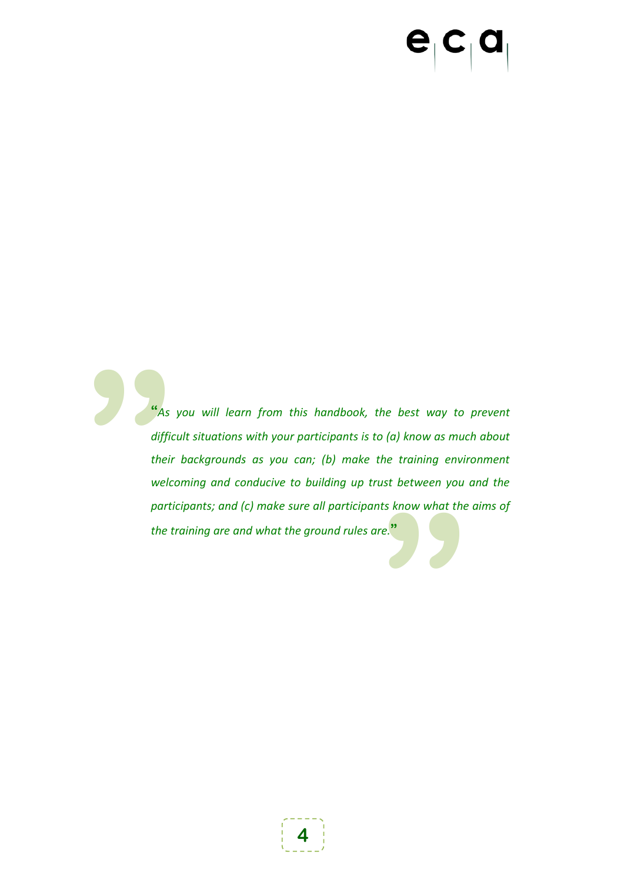*"As you will learn from this handbook, the best way to prevent difficult situations with your participants is to (a) know as much about their backgrounds as you can; (b) make the training environment welcoming and conducive to building up trust between you and the participants; and (c) make sure all participants know what the aims of the training are and what the ground rules are."*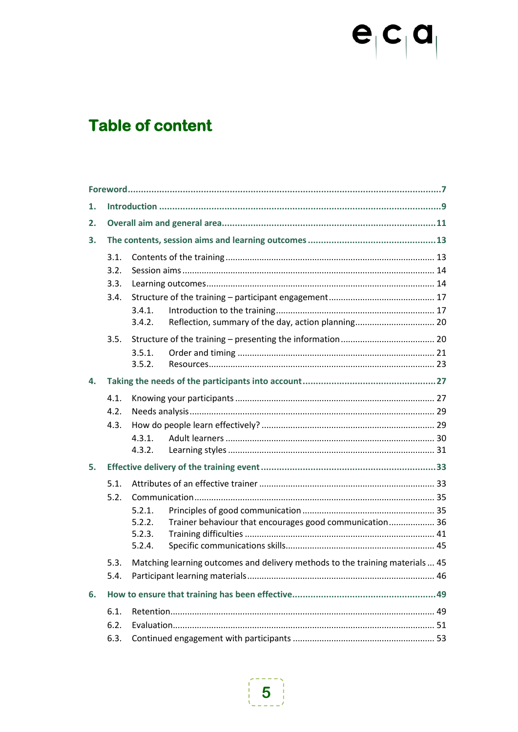# Table of content

- Foreword ... 7
- 1. Introduction ... 9
- 2. Overall aim and general area ... 11
- 3. The contents, session aims and learning outcomes ... 13
  - 3.1. Contents of the training ... 13
  - 3.2. Session aims ... 14
  - 3.3. Learning outcomes ... 14
  - 3.4. Structure of the training – participant engagement ... 17
    - 3.4.1. Introduction to the training ... 17
    - 3.4.2. Reflection, summary of the day, action planning ... 20
  - 3.5. Structure of the training – presenting the information ... 20
    - 3.5.1. Order and timing ... 21
    - 3.5.2. Resources ... 23
- 4. Taking the needs of the participants into account ... 27
  - 4.1. Knowing your participants ... 27
  - 4.2. Needs analysis ... 29
  - 4.3. How do people learn effectively? ... 29
    - 4.3.1. Adult learners ... 30
    - 4.3.2. Learning styles ... 31
- 5. Effective delivery of the training event ... 33
  - 5.1. Attributes of an effective trainer ... 33
  - 5.2. Communication ... 35
    - 5.2.1. Principles of good communication ... 35
    - 5.2.2. Trainer behaviour that encourages good communication ... 36
    - 5.2.3. Training difficulties ... 41
    - 5.2.4. Specific communications skills ... 45
  - 5.3. Matching learning outcomes and delivery methods to the training materials ... 45
  - 5.4. Participant learning materials ... 46
- 6. How to ensure that training has been effective ... 49
  - 6.1. Retention ... 49
  - 6.2. Evaluation ... 51
  - 6.3. Continued engagement with participants ... 53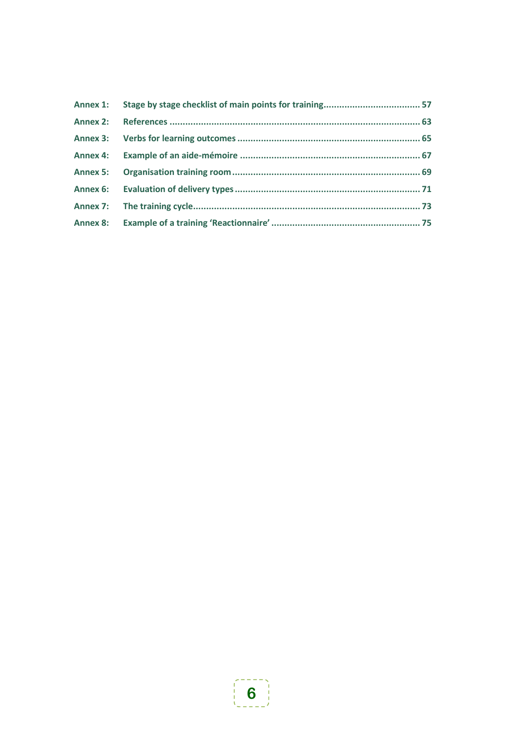**Annex 1:** Stage by stage checklist of main points for training ..................................... 57

**Annex 2:** References ................................................................................................ 63

**Annex 3:** Verbs for learning outcomes ...................................................................... 65

**Annex 4:** Example of an aide-mémoire ..................................................................... 67

**Annex 5:** Organisation training room ........................................................................ 69

**Annex 6:** Evaluation of delivery types ....................................................................... 71

**Annex 7:** The training cycle ....................................................................................... 73

**Annex 8:** Example of a training 'Reactionnaire' ......................................................... 75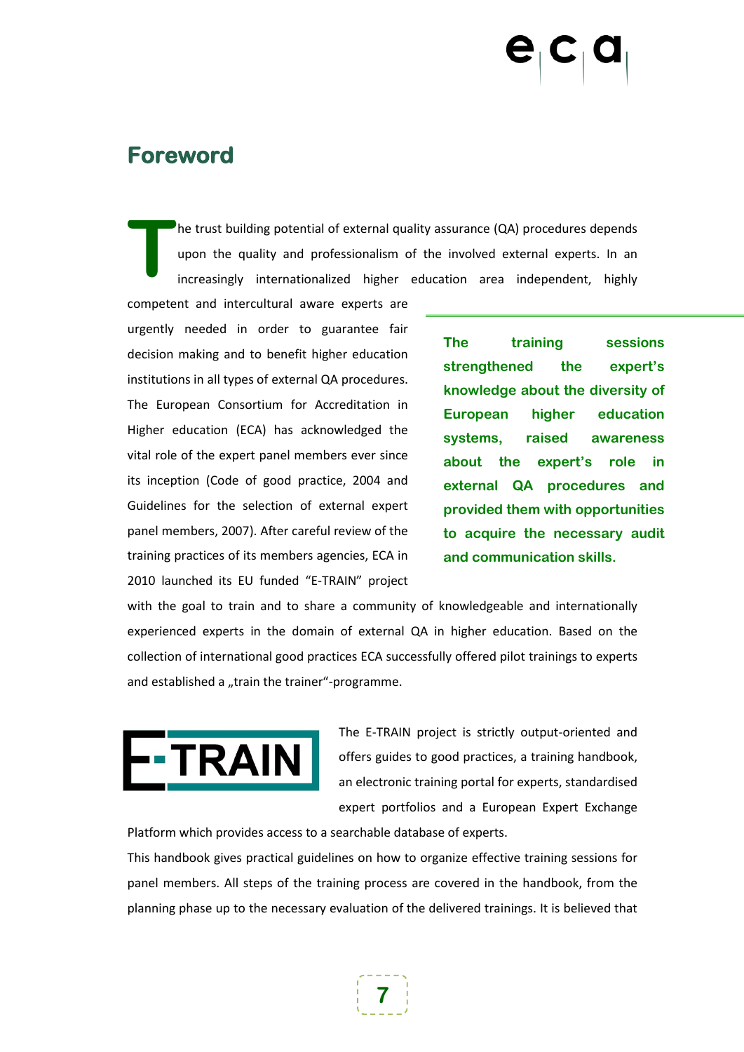# Foreword

The trust building potential of external quality assurance (QA) procedures depends upon the quality and professionalism of the involved external experts. In an increasingly internationalized higher education area independent, highly competent and intercultural aware experts are urgently needed in order to guarantee fair decision making and to benefit higher education institutions in all types of external QA procedures. The European Consortium for Accreditation in Higher education (ECA) has acknowledged the vital role of the expert panel members ever since its inception (Code of good practice, 2004 and Guidelines for the selection of external expert panel members, 2007). After careful review of the training practices of its members agencies, ECA in 2010 launched its EU funded "E-TRAIN" project with the goal to train and to share a community of knowledgeable and internationally experienced experts in the domain of external QA in higher education. Based on the collection of international good practices ECA successfully offered pilot trainings to experts and established a „train the trainer"-programme.

**The training sessions strengthened the expert's knowledge about the diversity of European higher education systems, raised awareness about the expert's role in external QA procedures and provided them with opportunities to acquire the necessary audit and communication skills.**

The E-TRAIN project is strictly output-oriented and offers guides to good practices, a training handbook, an electronic training portal for experts, standardised expert portfolios and a European Expert Exchange Platform which provides access to a searchable database of experts.

This handbook gives practical guidelines on how to organize effective training sessions for panel members. All steps of the training process are covered in the handbook, from the planning phase up to the necessary evaluation of the delivered trainings. It is believed that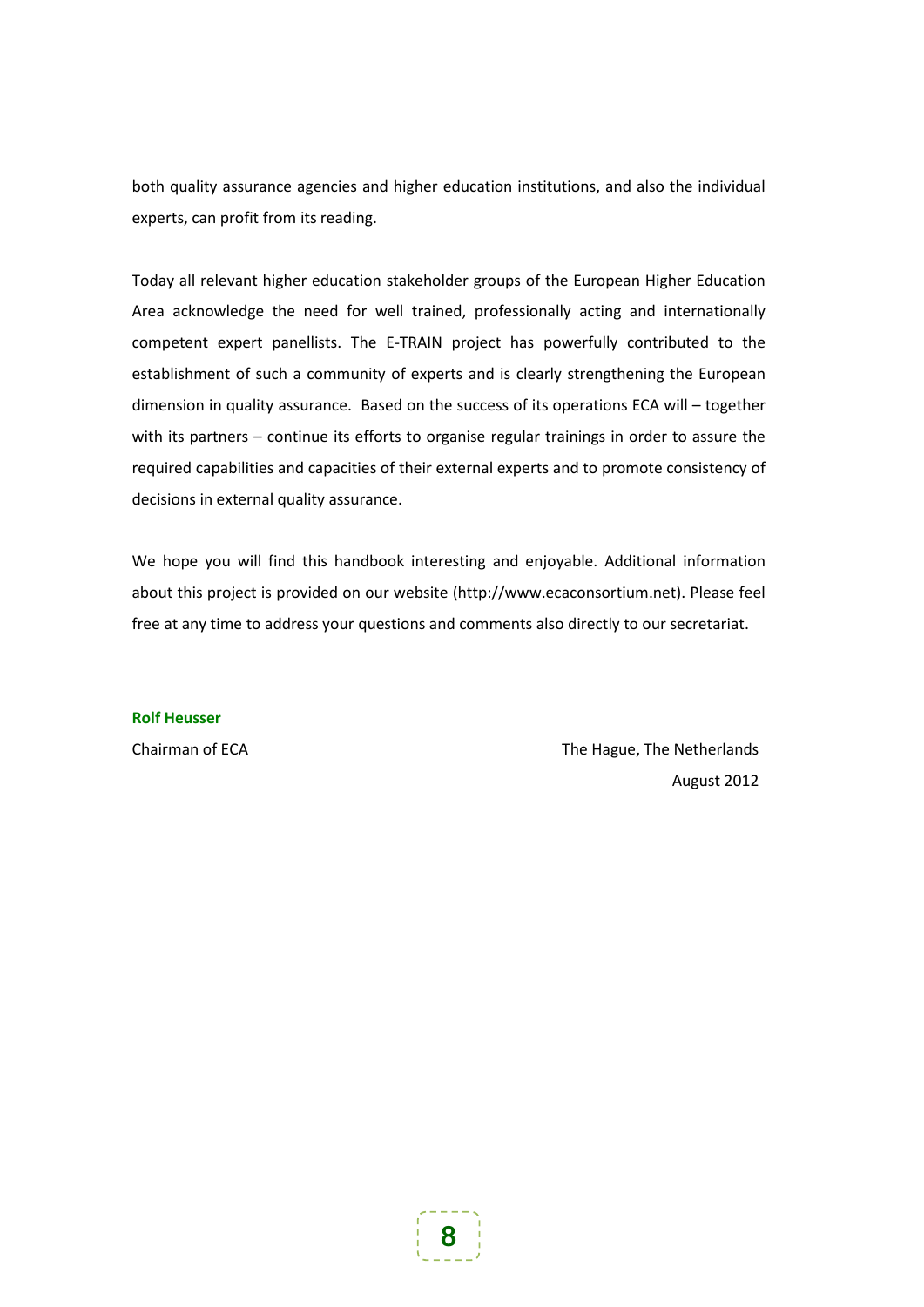both quality assurance agencies and higher education institutions, and also the individual experts, can profit from its reading.

Today all relevant higher education stakeholder groups of the European Higher Education Area acknowledge the need for well trained, professionally acting and internationally competent expert panellists. The E-TRAIN project has powerfully contributed to the establishment of such a community of experts and is clearly strengthening the European dimension in quality assurance. Based on the success of its operations ECA will – together with its partners – continue its efforts to organise regular trainings in order to assure the required capabilities and capacities of their external experts and to promote consistency of decisions in external quality assurance.

We hope you will find this handbook interesting and enjoyable. Additional information about this project is provided on our website (http://www.ecaconsortium.net). Please feel free at any time to address your questions and comments also directly to our secretariat.

**Rolf Heusser**

Chairman of ECA

The Hague, The Netherlands
August 2012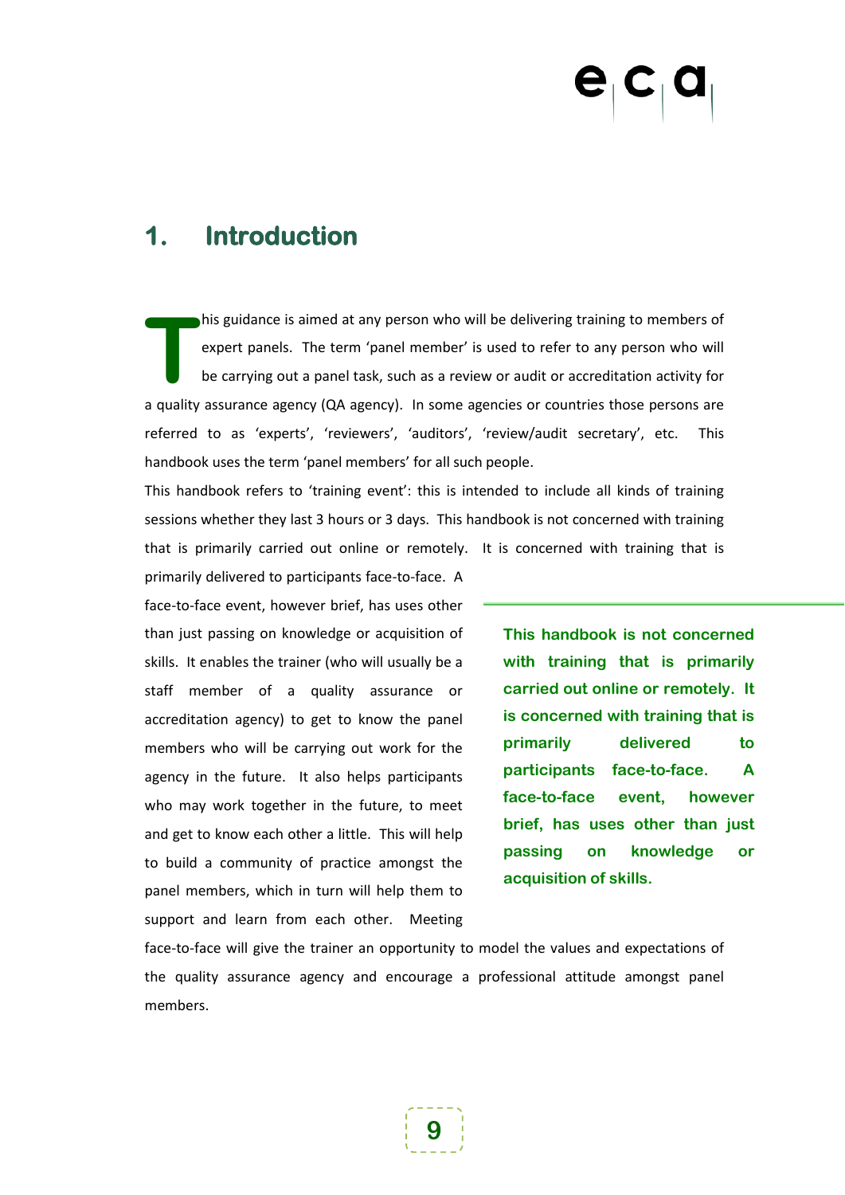# 1. Introduction

This guidance is aimed at any person who will be delivering training to members of expert panels. The term 'panel member' is used to refer to any person who will be carrying out a panel task, such as a review or audit or accreditation activity for a quality assurance agency (QA agency). In some agencies or countries those persons are referred to as 'experts', 'reviewers', 'auditors', 'review/audit secretary', etc. This handbook uses the term 'panel members' for all such people.

This handbook refers to 'training event': this is intended to include all kinds of training sessions whether they last 3 hours or 3 days. This handbook is not concerned with training that is primarily carried out online or remotely. It is concerned with training that is primarily delivered to participants face-to-face. A face-to-face event, however brief, has uses other than just passing on knowledge or acquisition of skills. It enables the trainer (who will usually be a staff member of a quality assurance or accreditation agency) to get to know the panel members who will be carrying out work for the agency in the future. It also helps participants who may work together in the future, to meet and get to know each other a little. This will help to build a community of practice amongst the panel members, which in turn will help them to support and learn from each other. Meeting face-to-face will give the trainer an opportunity to model the values and expectations of the quality assurance agency and encourage a professional attitude amongst panel members.

> **This handbook is not concerned with training that is primarily carried out online or remotely. It is concerned with training that is primarily delivered to participants face-to-face. A face-to-face event, however brief, has uses other than just passing on knowledge or acquisition of skills.**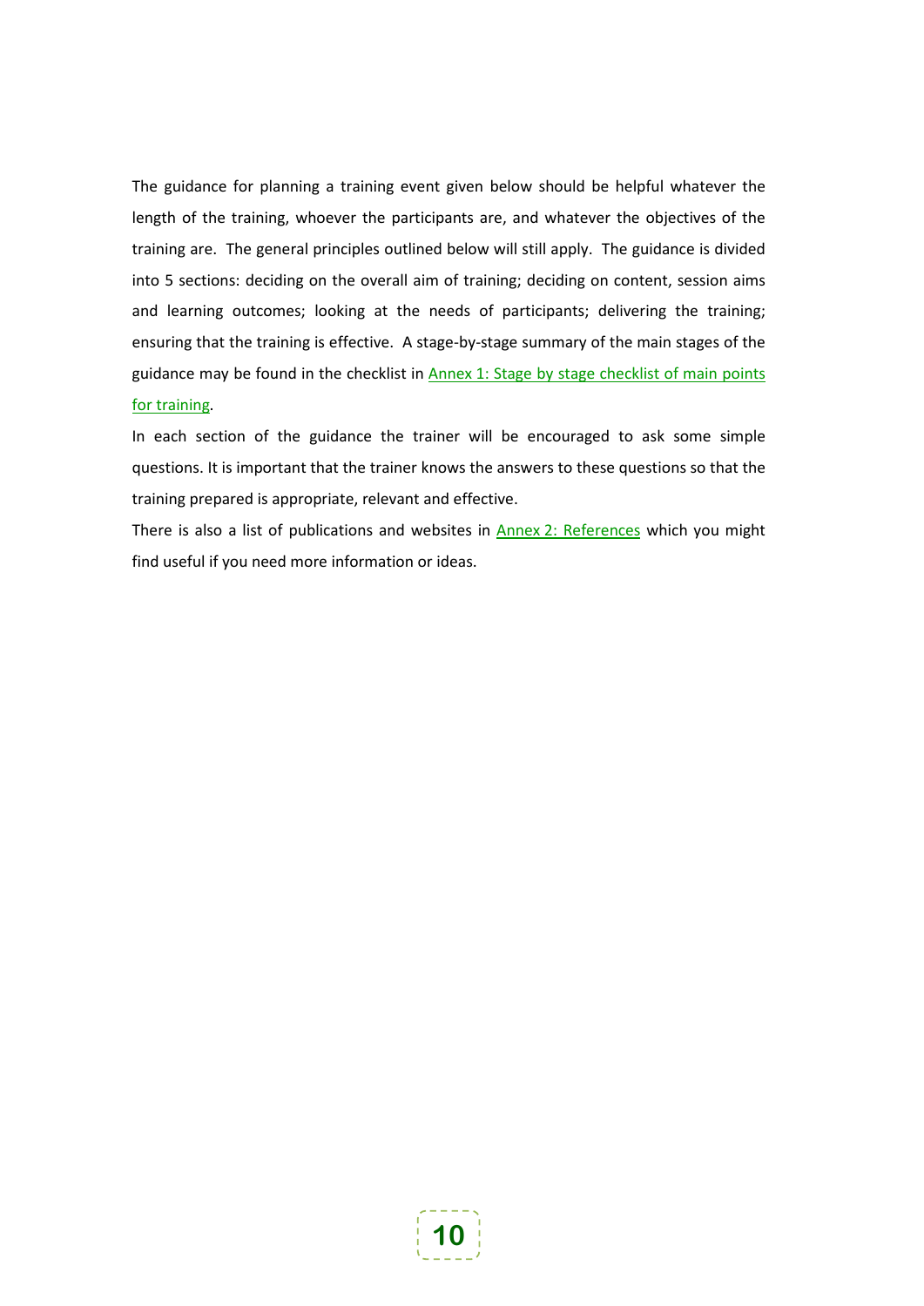The guidance for planning a training event given below should be helpful whatever the length of the training, whoever the participants are, and whatever the objectives of the training are. The general principles outlined below will still apply. The guidance is divided into 5 sections: deciding on the overall aim of training; deciding on content, session aims and learning outcomes; looking at the needs of participants; delivering the training; ensuring that the training is effective. A stage-by-stage summary of the main stages of the guidance may be found in the checklist in Annex 1: Stage by stage checklist of main points for training.

In each section of the guidance the trainer will be encouraged to ask some simple questions. It is important that the trainer knows the answers to these questions so that the training prepared is appropriate, relevant and effective.

There is also a list of publications and websites in Annex 2: References which you might find useful if you need more information or ideas.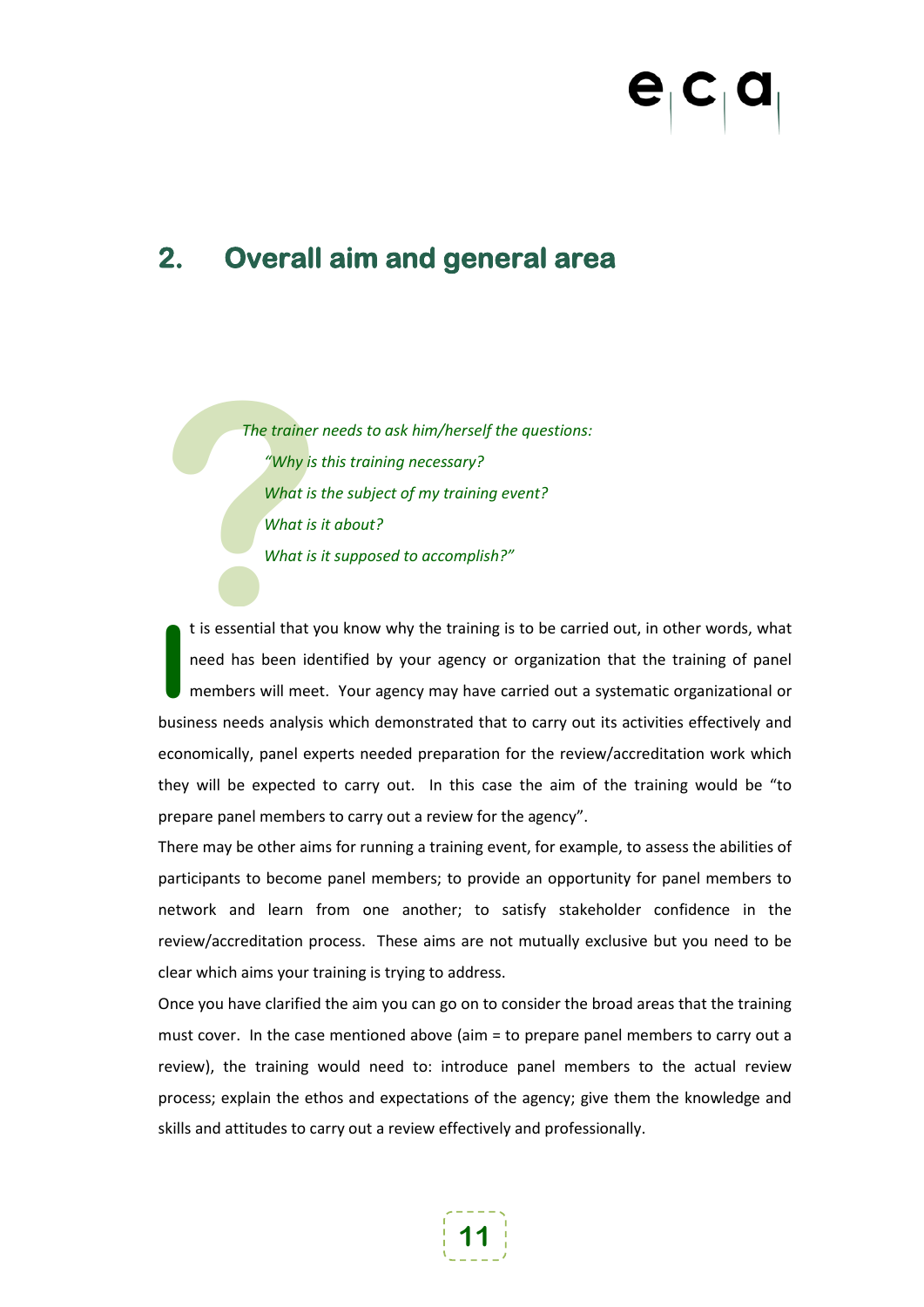## 2. Overall aim and general area

*The trainer needs to ask him/herself the questions:*

*"Why is this training necessary?*

*What is the subject of my training event?*

*What is it about?*

*What is it supposed to accomplish?"*

It is essential that you know why the training is to be carried out, in other words, what need has been identified by your agency or organization that the training of panel members will meet. Your agency may have carried out a systematic organizational or business needs analysis which demonstrated that to carry out its activities effectively and economically, panel experts needed preparation for the review/accreditation work which they will be expected to carry out. In this case the aim of the training would be "to prepare panel members to carry out a review for the agency".

There may be other aims for running a training event, for example, to assess the abilities of participants to become panel members; to provide an opportunity for panel members to network and learn from one another; to satisfy stakeholder confidence in the review/accreditation process. These aims are not mutually exclusive but you need to be clear which aims your training is trying to address.

Once you have clarified the aim you can go on to consider the broad areas that the training must cover. In the case mentioned above (aim = to prepare panel members to carry out a review), the training would need to: introduce panel members to the actual review process; explain the ethos and expectations of the agency; give them the knowledge and skills and attitudes to carry out a review effectively and professionally.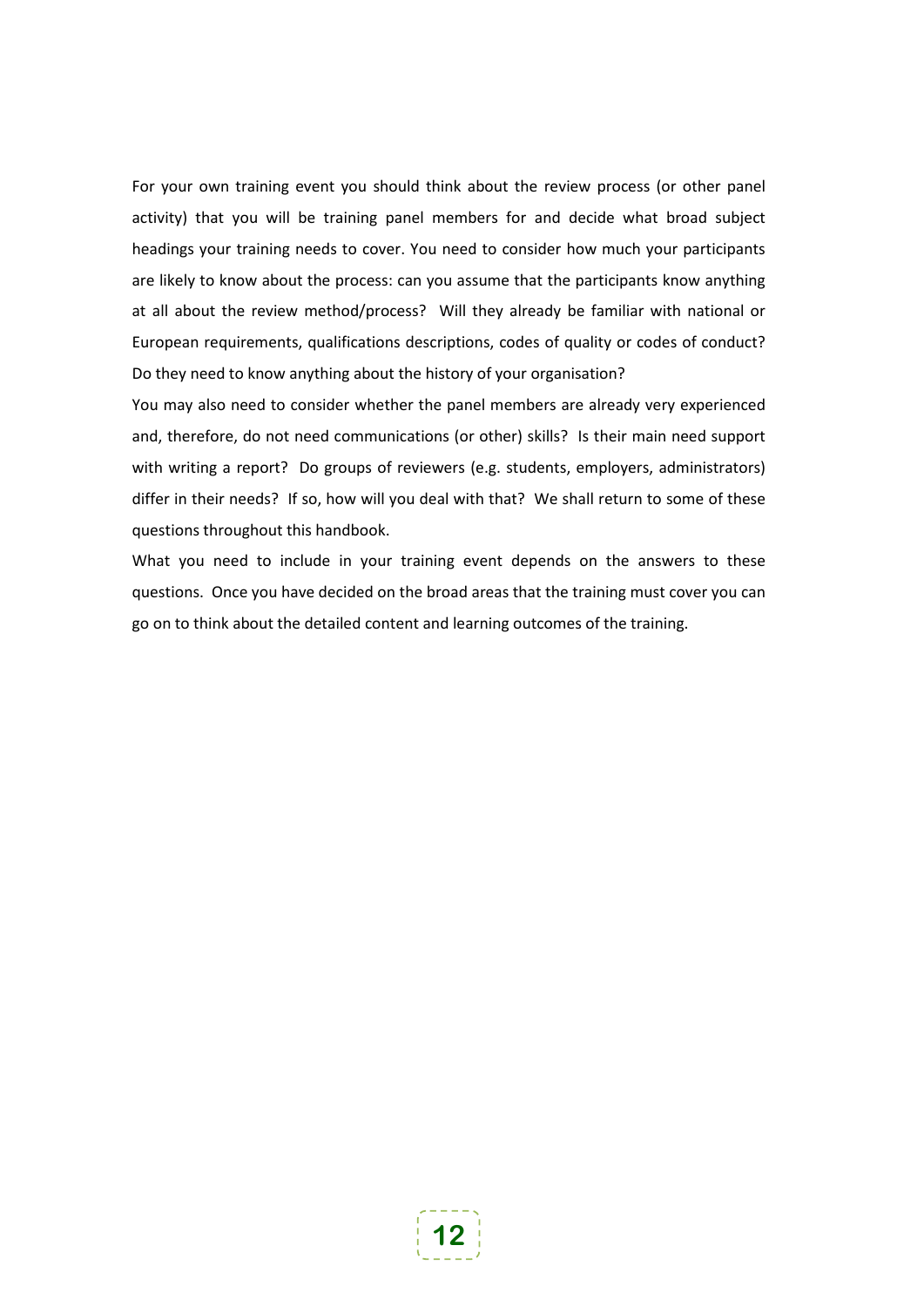For your own training event you should think about the review process (or other panel activity) that you will be training panel members for and decide what broad subject headings your training needs to cover. You need to consider how much your participants are likely to know about the process: can you assume that the participants know anything at all about the review method/process? Will they already be familiar with national or European requirements, qualifications descriptions, codes of quality or codes of conduct? Do they need to know anything about the history of your organisation?

You may also need to consider whether the panel members are already very experienced and, therefore, do not need communications (or other) skills? Is their main need support with writing a report? Do groups of reviewers (e.g. students, employers, administrators) differ in their needs? If so, how will you deal with that? We shall return to some of these questions throughout this handbook.

What you need to include in your training event depends on the answers to these questions. Once you have decided on the broad areas that the training must cover you can go on to think about the detailed content and learning outcomes of the training.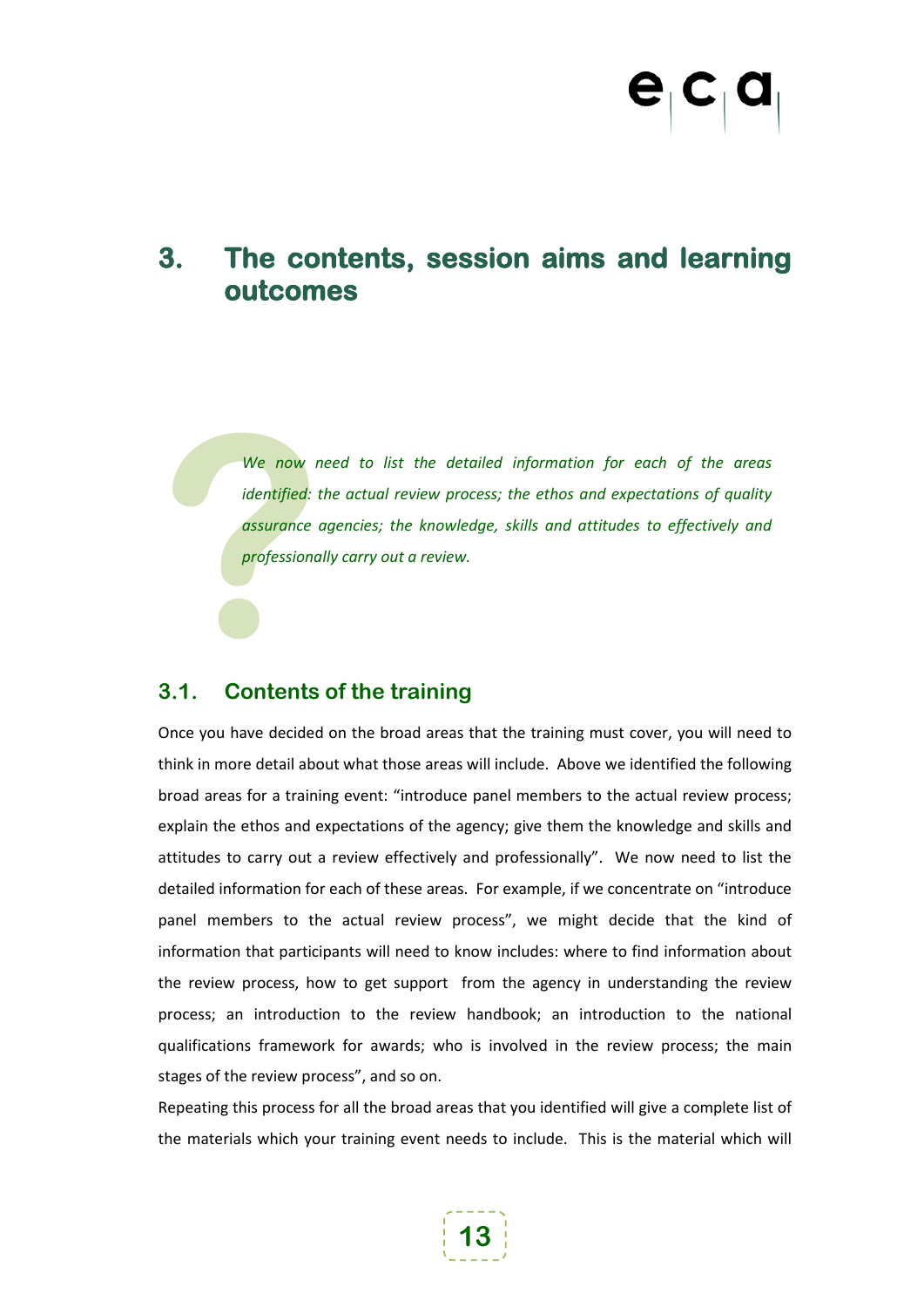# 3. The contents, session aims and learning outcomes

*We now need to list the detailed information for each of the areas identified: the actual review process; the ethos and expectations of quality assurance agencies; the knowledge, skills and attitudes to effectively and professionally carry out a review.*

## 3.1. Contents of the training

Once you have decided on the broad areas that the training must cover, you will need to think in more detail about what those areas will include. Above we identified the following broad areas for a training event: "introduce panel members to the actual review process; explain the ethos and expectations of the agency; give them the knowledge and skills and attitudes to carry out a review effectively and professionally". We now need to list the detailed information for each of these areas. For example, if we concentrate on "introduce panel members to the actual review process", we might decide that the kind of information that participants will need to know includes: where to find information about the review process, how to get support from the agency in understanding the review process; an introduction to the review handbook; an introduction to the national qualifications framework for awards; who is involved in the review process; the main stages of the review process", and so on.

Repeating this process for all the broad areas that you identified will give a complete list of the materials which your training event needs to include. This is the material which will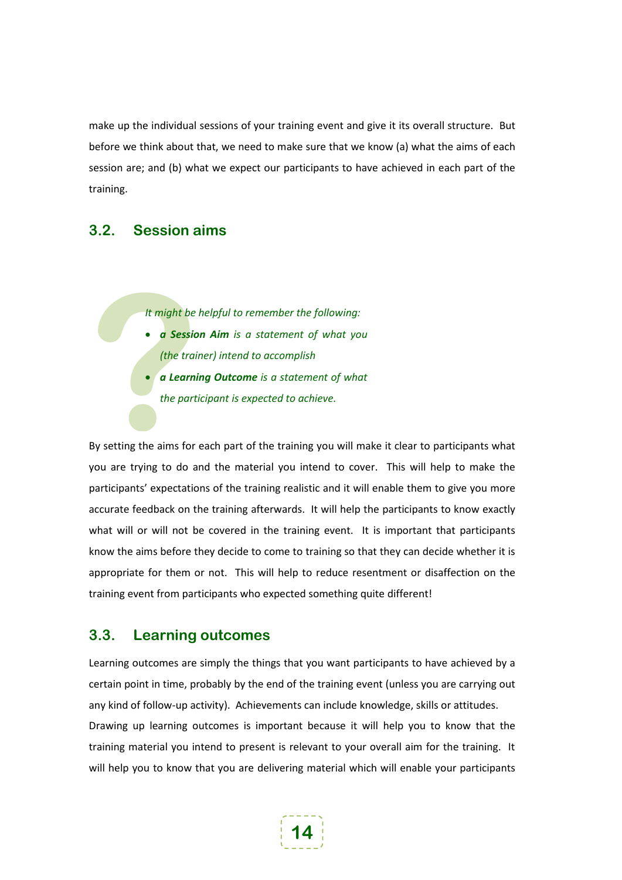make up the individual sessions of your training event and give it its overall structure. But before we think about that, we need to make sure that we know (a) what the aims of each session are; and (b) what we expect our participants to have achieved in each part of the training.

## 3.2. Session aims

*It might be helpful to remember the following:*

- ***a Session Aim*** *is a statement of what you (the trainer) intend to accomplish*
- ***a Learning Outcome*** *is a statement of what the participant is expected to achieve.*

By setting the aims for each part of the training you will make it clear to participants what you are trying to do and the material you intend to cover. This will help to make the participants' expectations of the training realistic and it will enable them to give you more accurate feedback on the training afterwards. It will help the participants to know exactly what will or will not be covered in the training event. It is important that participants know the aims before they decide to come to training so that they can decide whether it is appropriate for them or not. This will help to reduce resentment or disaffection on the training event from participants who expected something quite different!

## 3.3. Learning outcomes

Learning outcomes are simply the things that you want participants to have achieved by a certain point in time, probably by the end of the training event (unless you are carrying out any kind of follow-up activity). Achievements can include knowledge, skills or attitudes.

Drawing up learning outcomes is important because it will help you to know that the training material you intend to present is relevant to your overall aim for the training. It will help you to know that you are delivering material which will enable your participants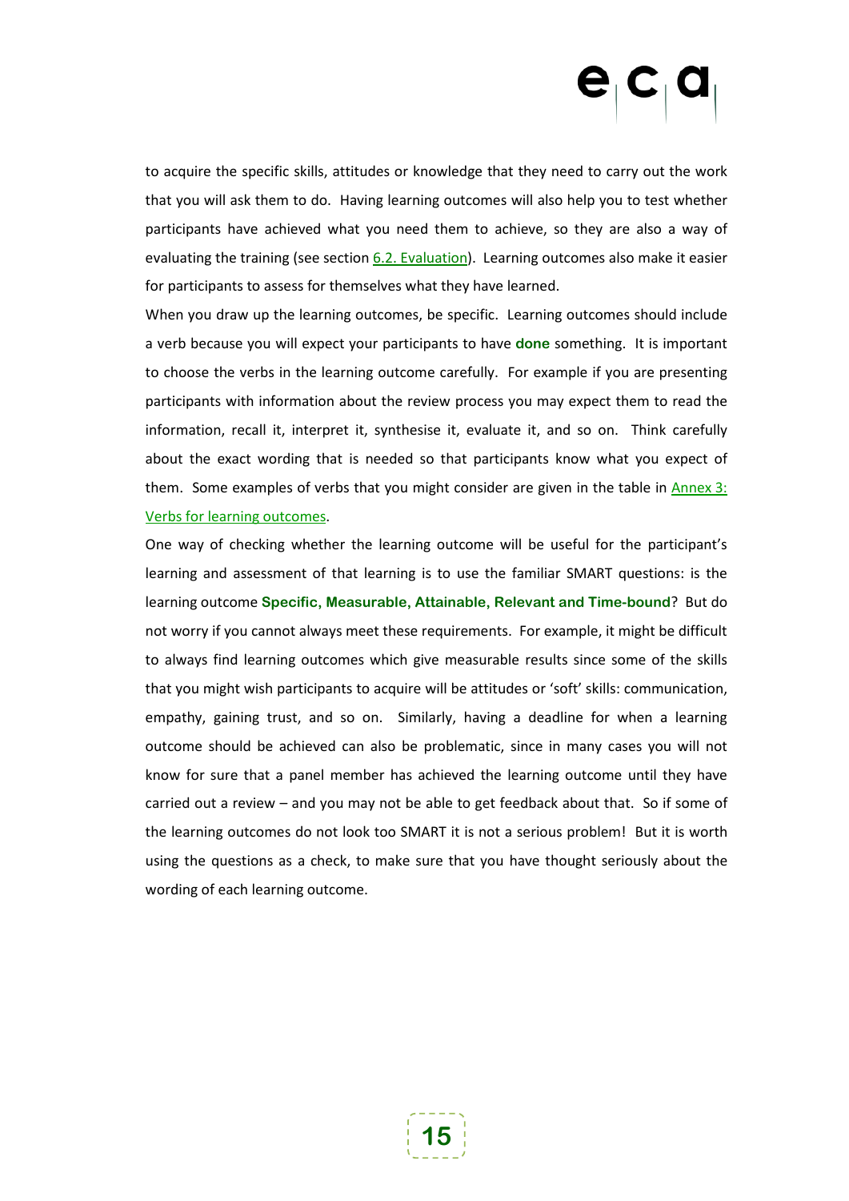to acquire the specific skills, attitudes or knowledge that they need to carry out the work that you will ask them to do. Having learning outcomes will also help you to test whether participants have achieved what you need them to achieve, so they are also a way of evaluating the training (see section 6.2. Evaluation). Learning outcomes also make it easier for participants to assess for themselves what they have learned.

When you draw up the learning outcomes, be specific. Learning outcomes should include a verb because you will expect your participants to have **done** something. It is important to choose the verbs in the learning outcome carefully. For example if you are presenting participants with information about the review process you may expect them to read the information, recall it, interpret it, synthesise it, evaluate it, and so on. Think carefully about the exact wording that is needed so that participants know what you expect of them. Some examples of verbs that you might consider are given in the table in Annex 3: Verbs for learning outcomes.

One way of checking whether the learning outcome will be useful for the participant's learning and assessment of that learning is to use the familiar SMART questions: is the learning outcome **Specific, Measurable, Attainable, Relevant and Time-bound**? But do not worry if you cannot always meet these requirements. For example, it might be difficult to always find learning outcomes which give measurable results since some of the skills that you might wish participants to acquire will be attitudes or 'soft' skills: communication, empathy, gaining trust, and so on. Similarly, having a deadline for when a learning outcome should be achieved can also be problematic, since in many cases you will not know for sure that a panel member has achieved the learning outcome until they have carried out a review – and you may not be able to get feedback about that. So if some of the learning outcomes do not look too SMART it is not a serious problem! But it is worth using the questions as a check, to make sure that you have thought seriously about the wording of each learning outcome.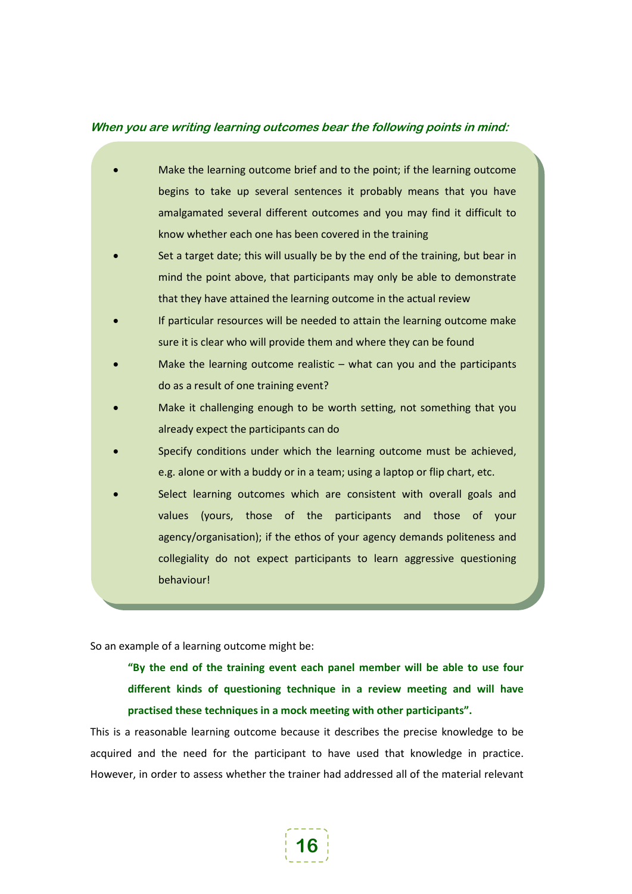***When you are writing learning outcomes bear the following points in mind:***

- Make the learning outcome brief and to the point; if the learning outcome begins to take up several sentences it probably means that you have amalgamated several different outcomes and you may find it difficult to know whether each one has been covered in the training
- Set a target date; this will usually be by the end of the training, but bear in mind the point above, that participants may only be able to demonstrate that they have attained the learning outcome in the actual review
- If particular resources will be needed to attain the learning outcome make sure it is clear who will provide them and where they can be found
- Make the learning outcome realistic – what can you and the participants do as a result of one training event?
- Make it challenging enough to be worth setting, not something that you already expect the participants can do
- Specify conditions under which the learning outcome must be achieved, e.g. alone or with a buddy or in a team; using a laptop or flip chart, etc.
- Select learning outcomes which are consistent with overall goals and values (yours, those of the participants and those of your agency/organisation); if the ethos of your agency demands politeness and collegiality do not expect participants to learn aggressive questioning behaviour!

So an example of a learning outcome might be:

> **"By the end of the training event each panel member will be able to use four different kinds of questioning technique in a review meeting and will have practised these techniques in a mock meeting with other participants".**

This is a reasonable learning outcome because it describes the precise knowledge to be acquired and the need for the participant to have used that knowledge in practice. However, in order to assess whether the trainer had addressed all of the material relevant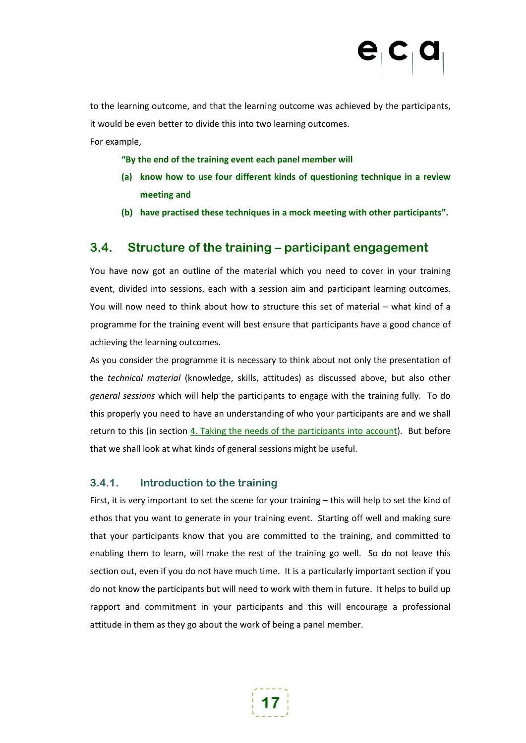to the learning outcome, and that the learning outcome was achieved by the participants, it would be even better to divide this into two learning outcomes.

For example,

> **"By the end of the training event each panel member will**
>
> **(a) know how to use four different kinds of questioning technique in a review meeting and**
>
> **(b) have practised these techniques in a mock meeting with other participants".**

## 3.4. Structure of the training – participant engagement

You have now got an outline of the material which you need to cover in your training event, divided into sessions, each with a session aim and participant learning outcomes. You will now need to think about how to structure this set of material – what kind of a programme for the training event will best ensure that participants have a good chance of achieving the learning outcomes.

As you consider the programme it is necessary to think about not only the presentation of the *technical material* (knowledge, skills, attitudes) as discussed above, but also other *general sessions* which will help the participants to engage with the training fully. To do this properly you need to have an understanding of who your participants are and we shall return to this (in section 4. Taking the needs of the participants into account). But before that we shall look at what kinds of general sessions might be useful.

### 3.4.1. Introduction to the training

First, it is very important to set the scene for your training – this will help to set the kind of ethos that you want to generate in your training event. Starting off well and making sure that your participants know that you are committed to the training, and committed to enabling them to learn, will make the rest of the training go well. So do not leave this section out, even if you do not have much time. It is a particularly important section if you do not know the participants but will need to work with them in future. It helps to build up rapport and commitment in your participants and this will encourage a professional attitude in them as they go about the work of being a panel member.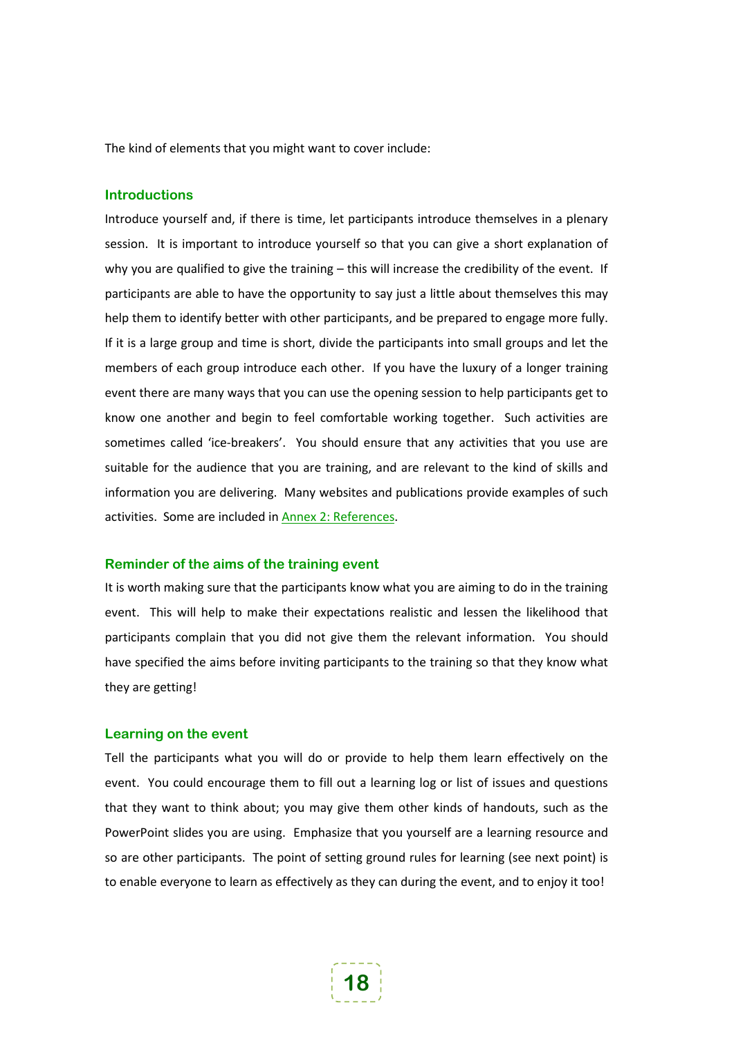The kind of elements that you might want to cover include:

### Introductions

Introduce yourself and, if there is time, let participants introduce themselves in a plenary session. It is important to introduce yourself so that you can give a short explanation of why you are qualified to give the training – this will increase the credibility of the event. If participants are able to have the opportunity to say just a little about themselves this may help them to identify better with other participants, and be prepared to engage more fully. If it is a large group and time is short, divide the participants into small groups and let the members of each group introduce each other. If you have the luxury of a longer training event there are many ways that you can use the opening session to help participants get to know one another and begin to feel comfortable working together. Such activities are sometimes called 'ice-breakers'. You should ensure that any activities that you use are suitable for the audience that you are training, and are relevant to the kind of skills and information you are delivering. Many websites and publications provide examples of such activities. Some are included in Annex 2: References.

### Reminder of the aims of the training event

It is worth making sure that the participants know what you are aiming to do in the training event. This will help to make their expectations realistic and lessen the likelihood that participants complain that you did not give them the relevant information. You should have specified the aims before inviting participants to the training so that they know what they are getting!

### Learning on the event

Tell the participants what you will do or provide to help them learn effectively on the event. You could encourage them to fill out a learning log or list of issues and questions that they want to think about; you may give them other kinds of handouts, such as the PowerPoint slides you are using. Emphasize that you yourself are a learning resource and so are other participants. The point of setting ground rules for learning (see next point) is to enable everyone to learn as effectively as they can during the event, and to enjoy it too!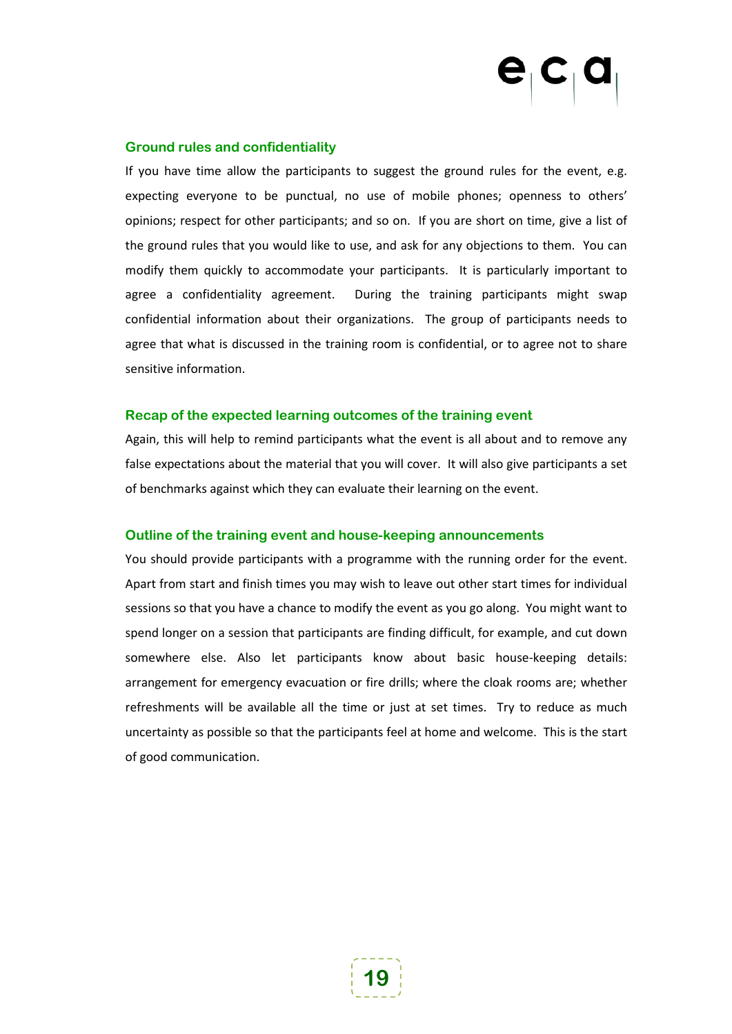### Ground rules and confidentiality

If you have time allow the participants to suggest the ground rules for the event, e.g. expecting everyone to be punctual, no use of mobile phones; openness to others' opinions; respect for other participants; and so on. If you are short on time, give a list of the ground rules that you would like to use, and ask for any objections to them. You can modify them quickly to accommodate your participants. It is particularly important to agree a confidentiality agreement. During the training participants might swap confidential information about their organizations. The group of participants needs to agree that what is discussed in the training room is confidential, or to agree not to share sensitive information.

### Recap of the expected learning outcomes of the training event

Again, this will help to remind participants what the event is all about and to remove any false expectations about the material that you will cover. It will also give participants a set of benchmarks against which they can evaluate their learning on the event.

### Outline of the training event and house-keeping announcements

You should provide participants with a programme with the running order for the event. Apart from start and finish times you may wish to leave out other start times for individual sessions so that you have a chance to modify the event as you go along. You might want to spend longer on a session that participants are finding difficult, for example, and cut down somewhere else. Also let participants know about basic house-keeping details: arrangement for emergency evacuation or fire drills; where the cloak rooms are; whether refreshments will be available all the time or just at set times. Try to reduce as much uncertainty as possible so that the participants feel at home and welcome. This is the start of good communication.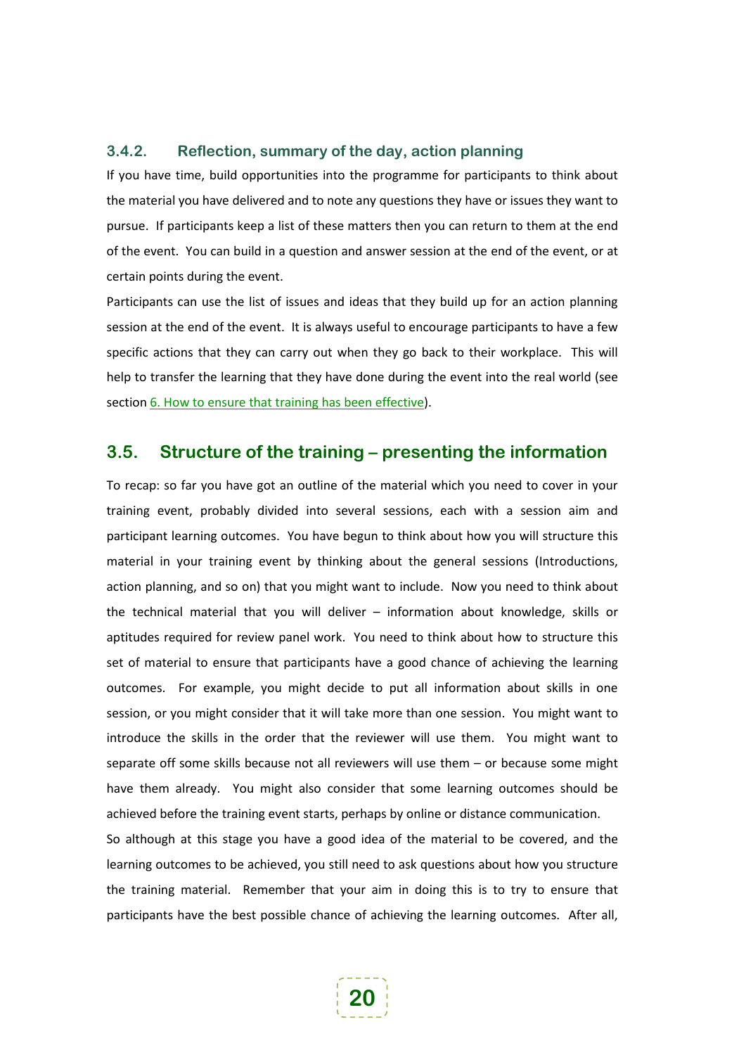### 3.4.2. Reflection, summary of the day, action planning

If you have time, build opportunities into the programme for participants to think about the material you have delivered and to note any questions they have or issues they want to pursue. If participants keep a list of these matters then you can return to them at the end of the event. You can build in a question and answer session at the end of the event, or at certain points during the event.

Participants can use the list of issues and ideas that they build up for an action planning session at the end of the event. It is always useful to encourage participants to have a few specific actions that they can carry out when they go back to their workplace. This will help to transfer the learning that they have done during the event into the real world (see section 6. How to ensure that training has been effective).

## 3.5. Structure of the training – presenting the information

To recap: so far you have got an outline of the material which you need to cover in your training event, probably divided into several sessions, each with a session aim and participant learning outcomes. You have begun to think about how you will structure this material in your training event by thinking about the general sessions (Introductions, action planning, and so on) that you might want to include. Now you need to think about the technical material that you will deliver – information about knowledge, skills or aptitudes required for review panel work. You need to think about how to structure this set of material to ensure that participants have a good chance of achieving the learning outcomes. For example, you might decide to put all information about skills in one session, or you might consider that it will take more than one session. You might want to introduce the skills in the order that the reviewer will use them. You might want to separate off some skills because not all reviewers will use them – or because some might have them already. You might also consider that some learning outcomes should be achieved before the training event starts, perhaps by online or distance communication.

So although at this stage you have a good idea of the material to be covered, and the learning outcomes to be achieved, you still need to ask questions about how you structure the training material. Remember that your aim in doing this is to try to ensure that participants have the best possible chance of achieving the learning outcomes. After all,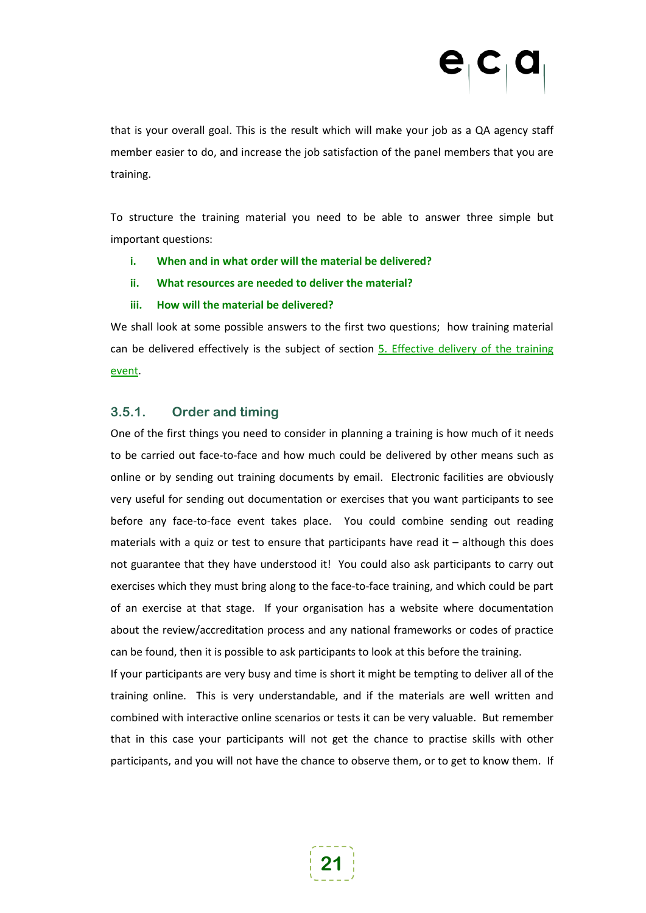that is your overall goal. This is the result which will make your job as a QA agency staff member easier to do, and increase the job satisfaction of the panel members that you are training.

To structure the training material you need to be able to answer three simple but important questions:

i. **When and in what order will the material be delivered?**
ii. **What resources are needed to deliver the material?**
iii. **How will the material be delivered?**

We shall look at some possible answers to the first two questions; how training material can be delivered effectively is the subject of section 5. Effective delivery of the training event.

### 3.5.1. Order and timing

One of the first things you need to consider in planning a training is how much of it needs to be carried out face-to-face and how much could be delivered by other means such as online or by sending out training documents by email. Electronic facilities are obviously very useful for sending out documentation or exercises that you want participants to see before any face-to-face event takes place. You could combine sending out reading materials with a quiz or test to ensure that participants have read it – although this does not guarantee that they have understood it! You could also ask participants to carry out exercises which they must bring along to the face-to-face training, and which could be part of an exercise at that stage. If your organisation has a website where documentation about the review/accreditation process and any national frameworks or codes of practice can be found, then it is possible to ask participants to look at this before the training.

If your participants are very busy and time is short it might be tempting to deliver all of the training online. This is very understandable, and if the materials are well written and combined with interactive online scenarios or tests it can be very valuable. But remember that in this case your participants will not get the chance to practise skills with other participants, and you will not have the chance to observe them, or to get to know them. If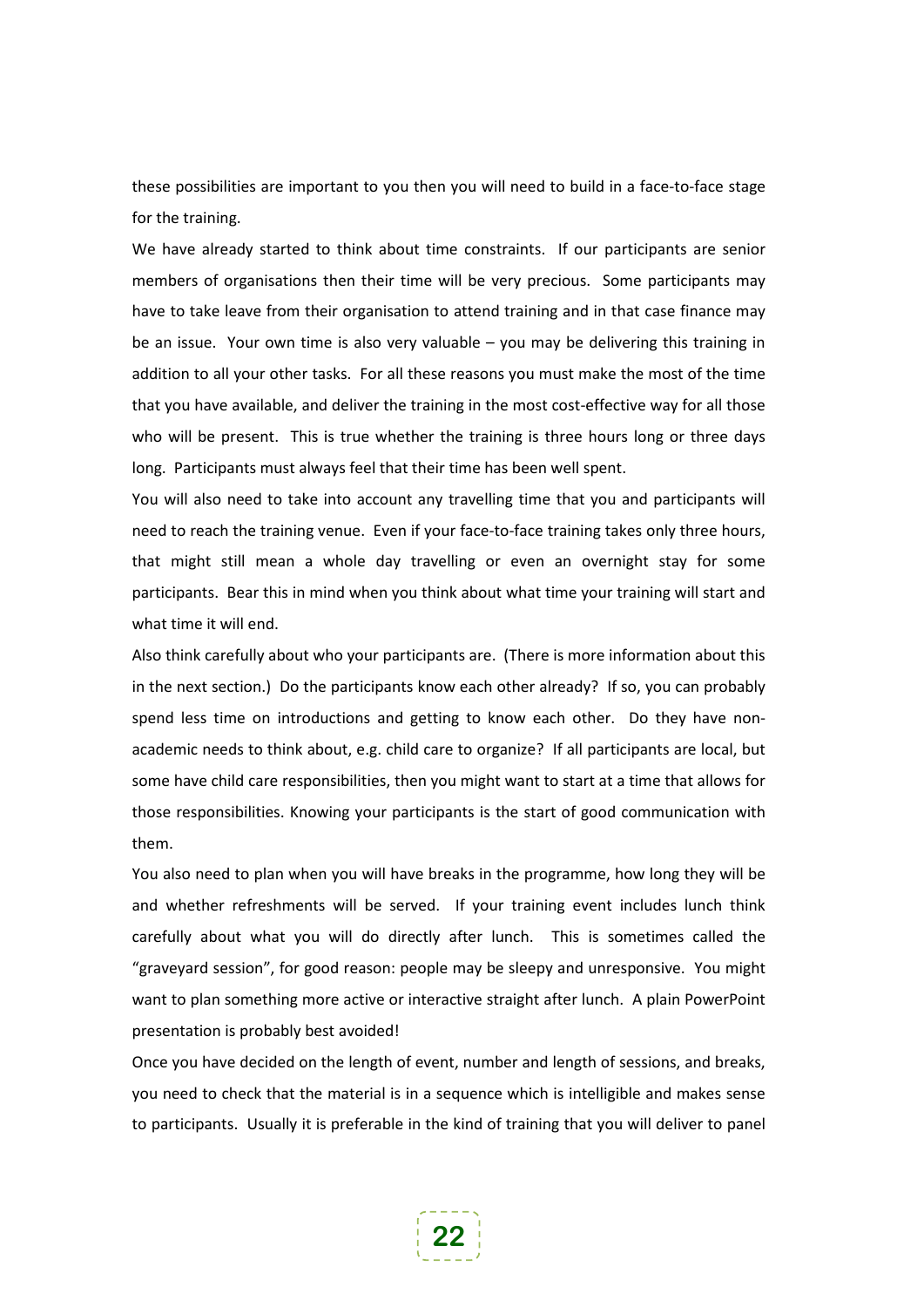these possibilities are important to you then you will need to build in a face-to-face stage for the training.

We have already started to think about time constraints. If our participants are senior members of organisations then their time will be very precious. Some participants may have to take leave from their organisation to attend training and in that case finance may be an issue. Your own time is also very valuable – you may be delivering this training in addition to all your other tasks. For all these reasons you must make the most of the time that you have available, and deliver the training in the most cost-effective way for all those who will be present. This is true whether the training is three hours long or three days long. Participants must always feel that their time has been well spent.

You will also need to take into account any travelling time that you and participants will need to reach the training venue. Even if your face-to-face training takes only three hours, that might still mean a whole day travelling or even an overnight stay for some participants. Bear this in mind when you think about what time your training will start and what time it will end.

Also think carefully about who your participants are. (There is more information about this in the next section.) Do the participants know each other already? If so, you can probably spend less time on introductions and getting to know each other. Do they have non-academic needs to think about, e.g. child care to organize? If all participants are local, but some have child care responsibilities, then you might want to start at a time that allows for those responsibilities. Knowing your participants is the start of good communication with them.

You also need to plan when you will have breaks in the programme, how long they will be and whether refreshments will be served. If your training event includes lunch think carefully about what you will do directly after lunch. This is sometimes called the "graveyard session", for good reason: people may be sleepy and unresponsive. You might want to plan something more active or interactive straight after lunch. A plain PowerPoint presentation is probably best avoided!

Once you have decided on the length of event, number and length of sessions, and breaks, you need to check that the material is in a sequence which is intelligible and makes sense to participants. Usually it is preferable in the kind of training that you will deliver to panel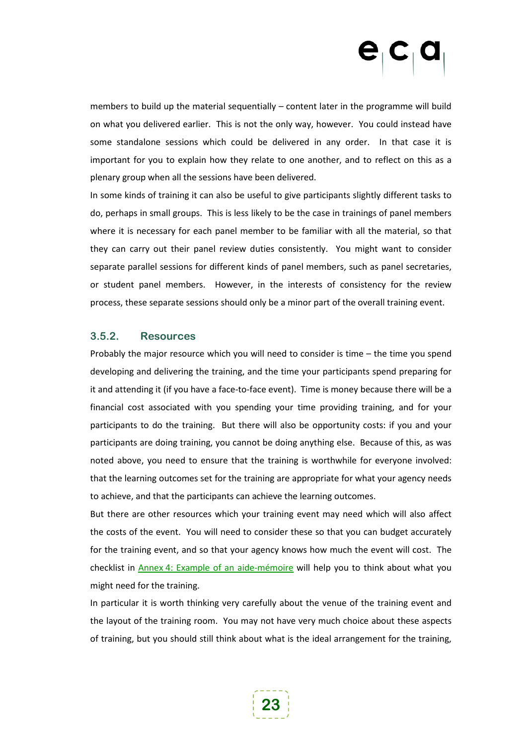members to build up the material sequentially – content later in the programme will build on what you delivered earlier. This is not the only way, however. You could instead have some standalone sessions which could be delivered in any order. In that case it is important for you to explain how they relate to one another, and to reflect on this as a plenary group when all the sessions have been delivered.

In some kinds of training it can also be useful to give participants slightly different tasks to do, perhaps in small groups. This is less likely to be the case in trainings of panel members where it is necessary for each panel member to be familiar with all the material, so that they can carry out their panel review duties consistently. You might want to consider separate parallel sessions for different kinds of panel members, such as panel secretaries, or student panel members. However, in the interests of consistency for the review process, these separate sessions should only be a minor part of the overall training event.

### 3.5.2. Resources

Probably the major resource which you will need to consider is time – the time you spend developing and delivering the training, and the time your participants spend preparing for it and attending it (if you have a face-to-face event). Time is money because there will be a financial cost associated with you spending your time providing training, and for your participants to do the training. But there will also be opportunity costs: if you and your participants are doing training, you cannot be doing anything else. Because of this, as was noted above, you need to ensure that the training is worthwhile for everyone involved: that the learning outcomes set for the training are appropriate for what your agency needs to achieve, and that the participants can achieve the learning outcomes.

But there are other resources which your training event may need which will also affect the costs of the event. You will need to consider these so that you can budget accurately for the training event, and so that your agency knows how much the event will cost. The checklist in Annex 4: Example of an aide-mémoire will help you to think about what you might need for the training.

In particular it is worth thinking very carefully about the venue of the training event and the layout of the training room. You may not have very much choice about these aspects of training, but you should still think about what is the ideal arrangement for the training,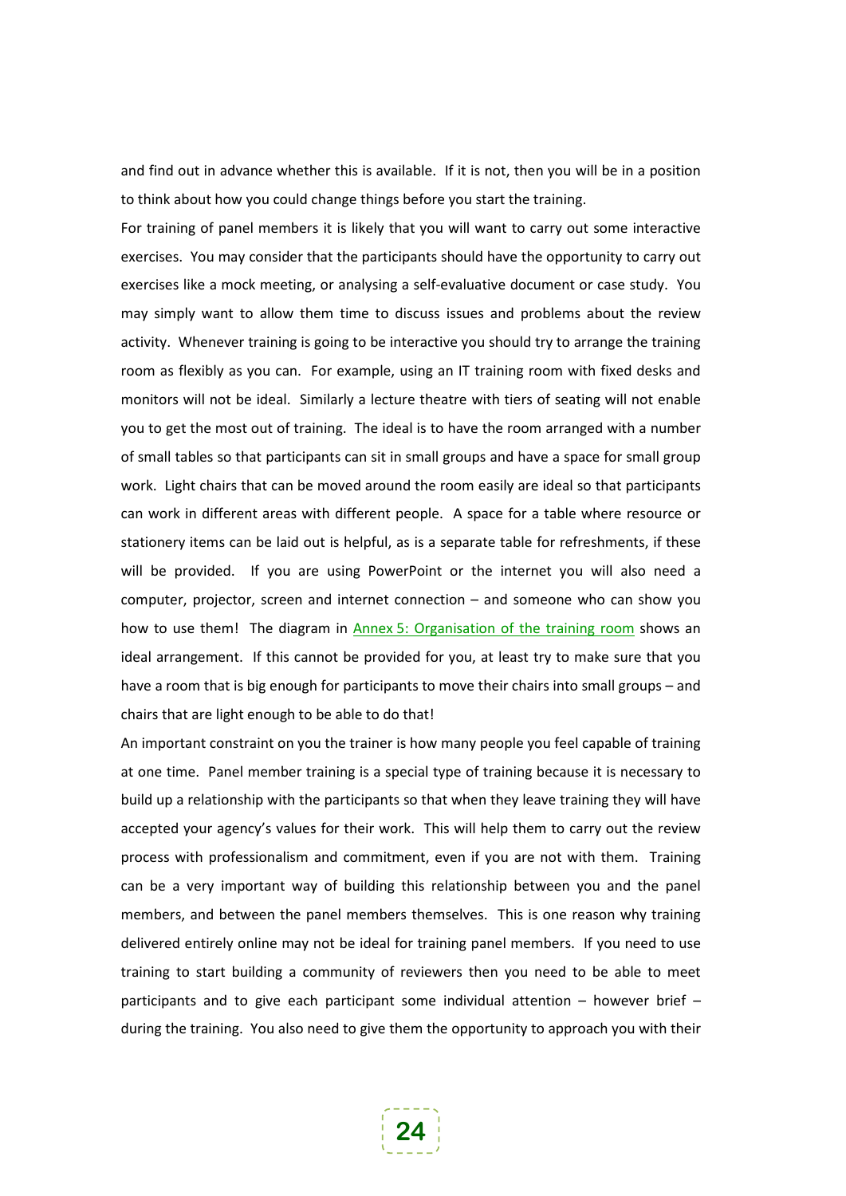and find out in advance whether this is available. If it is not, then you will be in a position to think about how you could change things before you start the training.

For training of panel members it is likely that you will want to carry out some interactive exercises. You may consider that the participants should have the opportunity to carry out exercises like a mock meeting, or analysing a self-evaluative document or case study. You may simply want to allow them time to discuss issues and problems about the review activity. Whenever training is going to be interactive you should try to arrange the training room as flexibly as you can. For example, using an IT training room with fixed desks and monitors will not be ideal. Similarly a lecture theatre with tiers of seating will not enable you to get the most out of training. The ideal is to have the room arranged with a number of small tables so that participants can sit in small groups and have a space for small group work. Light chairs that can be moved around the room easily are ideal so that participants can work in different areas with different people. A space for a table where resource or stationery items can be laid out is helpful, as is a separate table for refreshments, if these will be provided. If you are using PowerPoint or the internet you will also need a computer, projector, screen and internet connection – and someone who can show you how to use them! The diagram in Annex 5: Organisation of the training room shows an ideal arrangement. If this cannot be provided for you, at least try to make sure that you have a room that is big enough for participants to move their chairs into small groups – and chairs that are light enough to be able to do that!

An important constraint on you the trainer is how many people you feel capable of training at one time. Panel member training is a special type of training because it is necessary to build up a relationship with the participants so that when they leave training they will have accepted your agency's values for their work. This will help them to carry out the review process with professionalism and commitment, even if you are not with them. Training can be a very important way of building this relationship between you and the panel members, and between the panel members themselves. This is one reason why training delivered entirely online may not be ideal for training panel members. If you need to use training to start building a community of reviewers then you need to be able to meet participants and to give each participant some individual attention – however brief – during the training. You also need to give them the opportunity to approach you with their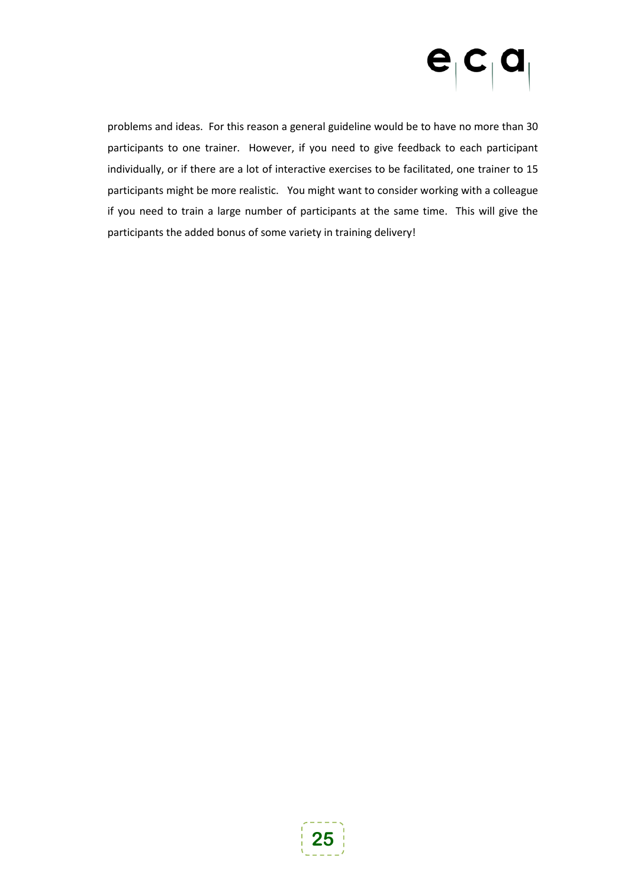problems and ideas. For this reason a general guideline would be to have no more than 30 participants to one trainer. However, if you need to give feedback to each participant individually, or if there are a lot of interactive exercises to be facilitated, one trainer to 15 participants might be more realistic. You might want to consider working with a colleague if you need to train a large number of participants at the same time. This will give the participants the added bonus of some variety in training delivery!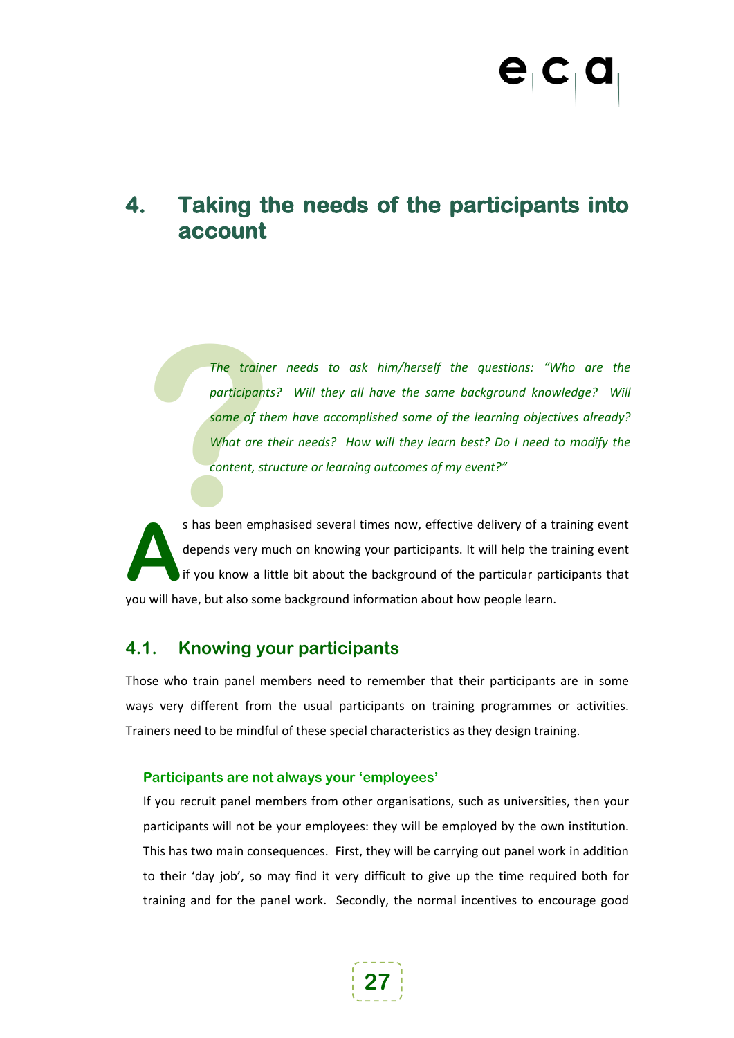# 4. Taking the needs of the participants into account

*The trainer needs to ask him/herself the questions: "Who are the participants? Will they all have the same background knowledge? Will some of them have accomplished some of the learning objectives already? What are their needs? How will they learn best? Do I need to modify the content, structure or learning outcomes of my event?"*

As has been emphasised several times now, effective delivery of a training event depends very much on knowing your participants. It will help the training event if you know a little bit about the background of the particular participants that you will have, but also some background information about how people learn.

## 4.1. Knowing your participants

Those who train panel members need to remember that their participants are in some ways very different from the usual participants on training programmes or activities. Trainers need to be mindful of these special characteristics as they design training.

### Participants are not always your 'employees'

If you recruit panel members from other organisations, such as universities, then your participants will not be your employees: they will be employed by the own institution. This has two main consequences. First, they will be carrying out panel work in addition to their 'day job', so may find it very difficult to give up the time required both for training and for the panel work. Secondly, the normal incentives to encourage good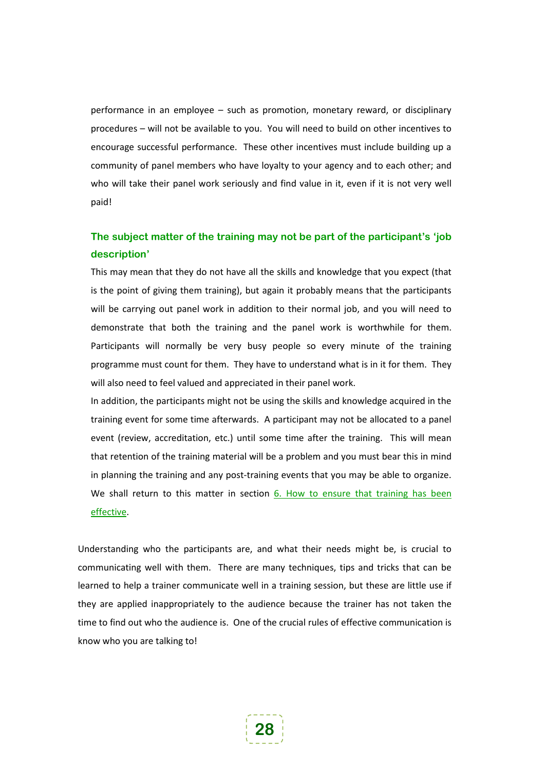performance in an employee – such as promotion, monetary reward, or disciplinary procedures – will not be available to you. You will need to build on other incentives to encourage successful performance. These other incentives must include building up a community of panel members who have loyalty to your agency and to each other; and who will take their panel work seriously and find value in it, even if it is not very well paid!

### The subject matter of the training may not be part of the participant's 'job description'

This may mean that they do not have all the skills and knowledge that you expect (that is the point of giving them training), but again it probably means that the participants will be carrying out panel work in addition to their normal job, and you will need to demonstrate that both the training and the panel work is worthwhile for them. Participants will normally be very busy people so every minute of the training programme must count for them. They have to understand what is in it for them. They will also need to feel valued and appreciated in their panel work.

In addition, the participants might not be using the skills and knowledge acquired in the training event for some time afterwards. A participant may not be allocated to a panel event (review, accreditation, etc.) until some time after the training. This will mean that retention of the training material will be a problem and you must bear this in mind in planning the training and any post-training events that you may be able to organize. We shall return to this matter in section 6. How to ensure that training has been effective.

Understanding who the participants are, and what their needs might be, is crucial to communicating well with them. There are many techniques, tips and tricks that can be learned to help a trainer communicate well in a training session, but these are little use if they are applied inappropriately to the audience because the trainer has not taken the time to find out who the audience is. One of the crucial rules of effective communication is know who you are talking to!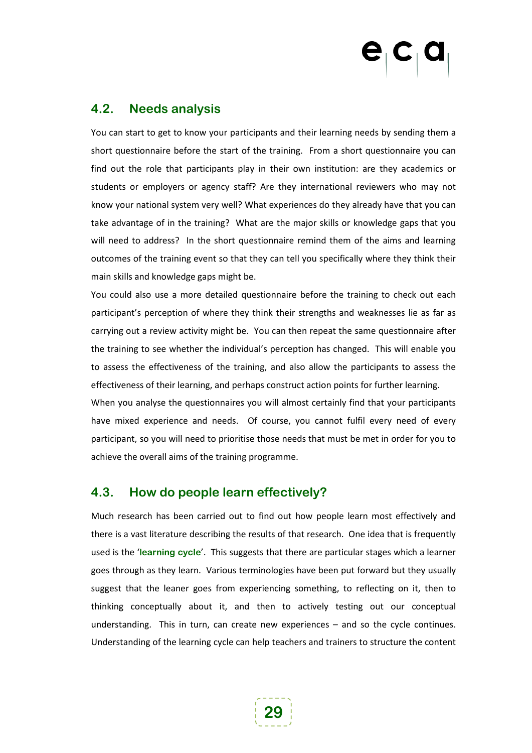## 4.2. Needs analysis

You can start to get to know your participants and their learning needs by sending them a short questionnaire before the start of the training. From a short questionnaire you can find out the role that participants play in their own institution: are they academics or students or employers or agency staff? Are they international reviewers who may not know your national system very well? What experiences do they already have that you can take advantage of in the training? What are the major skills or knowledge gaps that you will need to address? In the short questionnaire remind them of the aims and learning outcomes of the training event so that they can tell you specifically where they think their main skills and knowledge gaps might be.

You could also use a more detailed questionnaire before the training to check out each participant's perception of where they think their strengths and weaknesses lie as far as carrying out a review activity might be. You can then repeat the same questionnaire after the training to see whether the individual's perception has changed. This will enable you to assess the effectiveness of the training, and also allow the participants to assess the effectiveness of their learning, and perhaps construct action points for further learning.

When you analyse the questionnaires you will almost certainly find that your participants have mixed experience and needs. Of course, you cannot fulfil every need of every participant, so you will need to prioritise those needs that must be met in order for you to achieve the overall aims of the training programme.

## 4.3. How do people learn effectively?

Much research has been carried out to find out how people learn most effectively and there is a vast literature describing the results of that research. One idea that is frequently used is the '**learning cycle**'. This suggests that there are particular stages which a learner goes through as they learn. Various terminologies have been put forward but they usually suggest that the leaner goes from experiencing something, to reflecting on it, then to thinking conceptually about it, and then to actively testing out our conceptual understanding. This in turn, can create new experiences – and so the cycle continues. Understanding of the learning cycle can help teachers and trainers to structure the content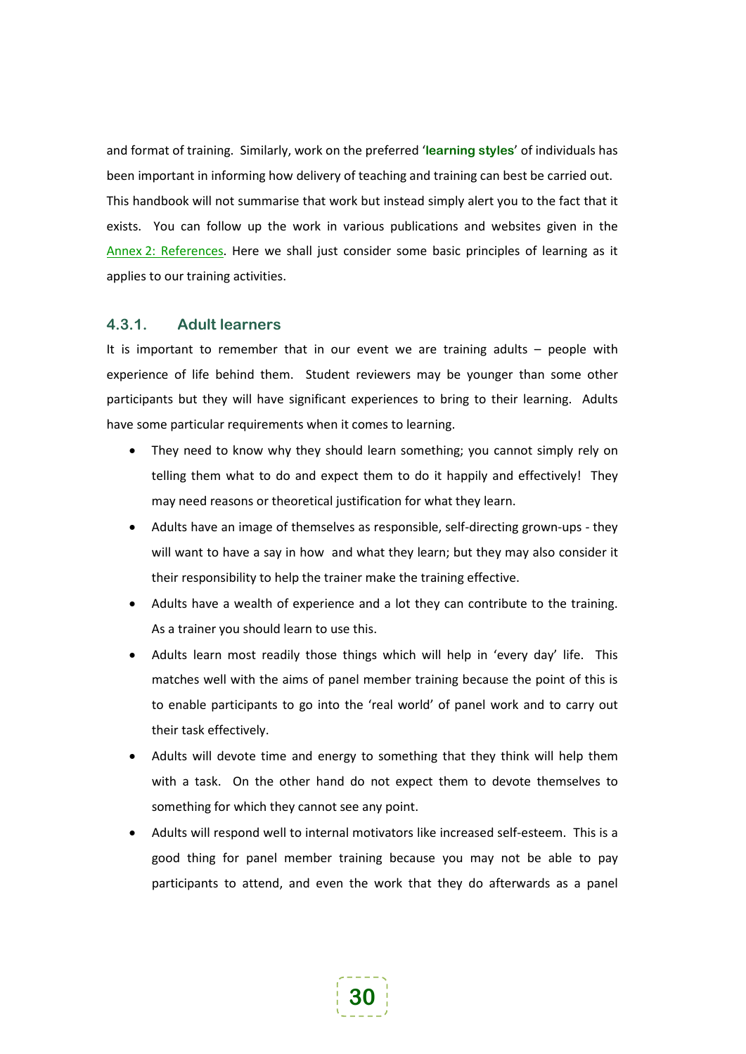and format of training. Similarly, work on the preferred '**learning styles**' of individuals has been important in informing how delivery of teaching and training can best be carried out. This handbook will not summarise that work but instead simply alert you to the fact that it exists. You can follow up the work in various publications and websites given in the Annex 2: References. Here we shall just consider some basic principles of learning as it applies to our training activities.

### 4.3.1. Adult learners

It is important to remember that in our event we are training adults – people with experience of life behind them. Student reviewers may be younger than some other participants but they will have significant experiences to bring to their learning. Adults have some particular requirements when it comes to learning.

- They need to know why they should learn something; you cannot simply rely on telling them what to do and expect them to do it happily and effectively! They may need reasons or theoretical justification for what they learn.
- Adults have an image of themselves as responsible, self-directing grown-ups - they will want to have a say in how and what they learn; but they may also consider it their responsibility to help the trainer make the training effective.
- Adults have a wealth of experience and a lot they can contribute to the training. As a trainer you should learn to use this.
- Adults learn most readily those things which will help in 'every day' life. This matches well with the aims of panel member training because the point of this is to enable participants to go into the 'real world' of panel work and to carry out their task effectively.
- Adults will devote time and energy to something that they think will help them with a task. On the other hand do not expect them to devote themselves to something for which they cannot see any point.
- Adults will respond well to internal motivators like increased self-esteem. This is a good thing for panel member training because you may not be able to pay participants to attend, and even the work that they do afterwards as a panel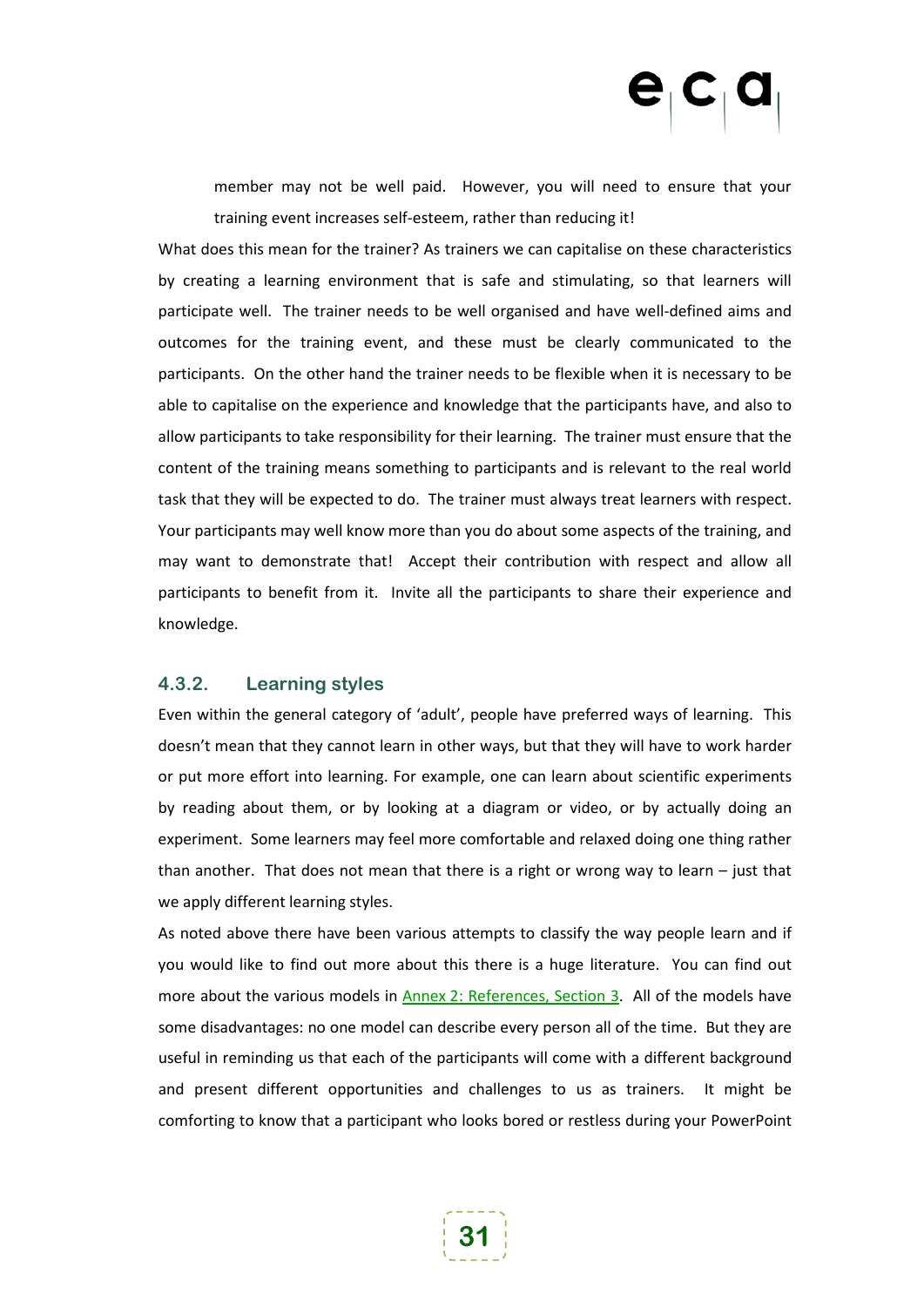member may not be well paid. However, you will need to ensure that your training event increases self-esteem, rather than reducing it!

What does this mean for the trainer? As trainers we can capitalise on these characteristics by creating a learning environment that is safe and stimulating, so that learners will participate well. The trainer needs to be well organised and have well-defined aims and outcomes for the training event, and these must be clearly communicated to the participants. On the other hand the trainer needs to be flexible when it is necessary to be able to capitalise on the experience and knowledge that the participants have, and also to allow participants to take responsibility for their learning. The trainer must ensure that the content of the training means something to participants and is relevant to the real world task that they will be expected to do. The trainer must always treat learners with respect. Your participants may well know more than you do about some aspects of the training, and may want to demonstrate that! Accept their contribution with respect and allow all participants to benefit from it. Invite all the participants to share their experience and knowledge.

### 4.3.2. Learning styles

Even within the general category of 'adult', people have preferred ways of learning. This doesn't mean that they cannot learn in other ways, but that they will have to work harder or put more effort into learning. For example, one can learn about scientific experiments by reading about them, or by looking at a diagram or video, or by actually doing an experiment. Some learners may feel more comfortable and relaxed doing one thing rather than another. That does not mean that there is a right or wrong way to learn – just that we apply different learning styles.

As noted above there have been various attempts to classify the way people learn and if you would like to find out more about this there is a huge literature. You can find out more about the various models in Annex 2: References, Section 3. All of the models have some disadvantages: no one model can describe every person all of the time. But they are useful in reminding us that each of the participants will come with a different background and present different opportunities and challenges to us as trainers. It might be comforting to know that a participant who looks bored or restless during your PowerPoint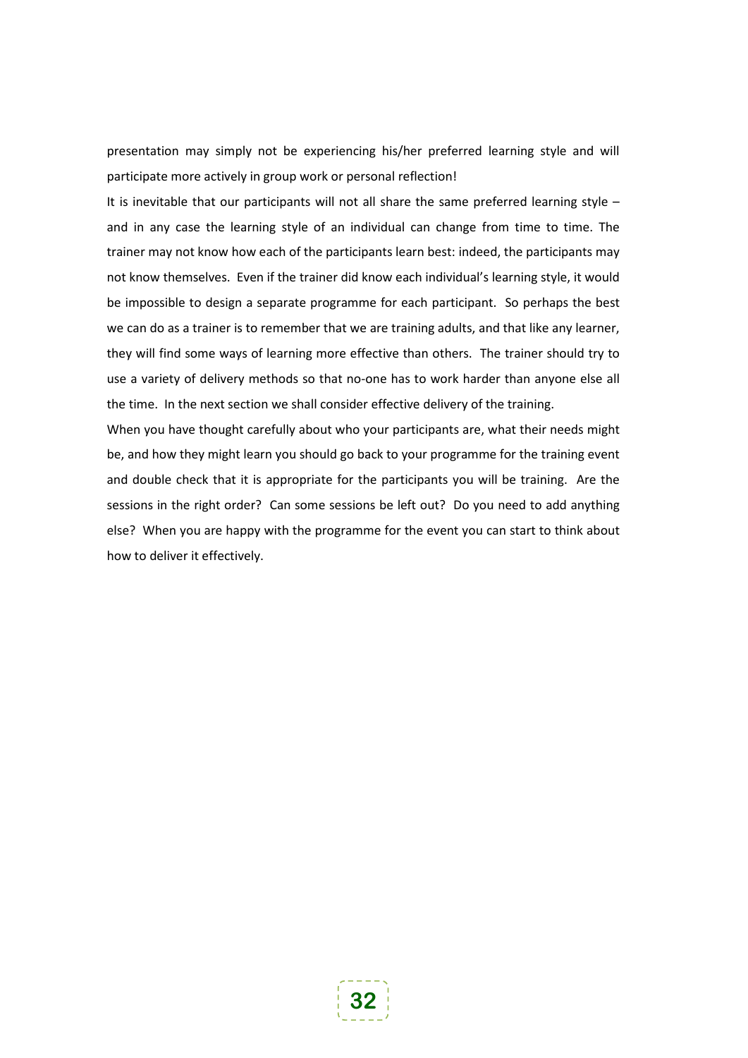presentation may simply not be experiencing his/her preferred learning style and will participate more actively in group work or personal reflection!

It is inevitable that our participants will not all share the same preferred learning style – and in any case the learning style of an individual can change from time to time. The trainer may not know how each of the participants learn best: indeed, the participants may not know themselves. Even if the trainer did know each individual's learning style, it would be impossible to design a separate programme for each participant. So perhaps the best we can do as a trainer is to remember that we are training adults, and that like any learner, they will find some ways of learning more effective than others. The trainer should try to use a variety of delivery methods so that no-one has to work harder than anyone else all the time. In the next section we shall consider effective delivery of the training.

When you have thought carefully about who your participants are, what their needs might be, and how they might learn you should go back to your programme for the training event and double check that it is appropriate for the participants you will be training. Are the sessions in the right order? Can some sessions be left out? Do you need to add anything else? When you are happy with the programme for the event you can start to think about how to deliver it effectively.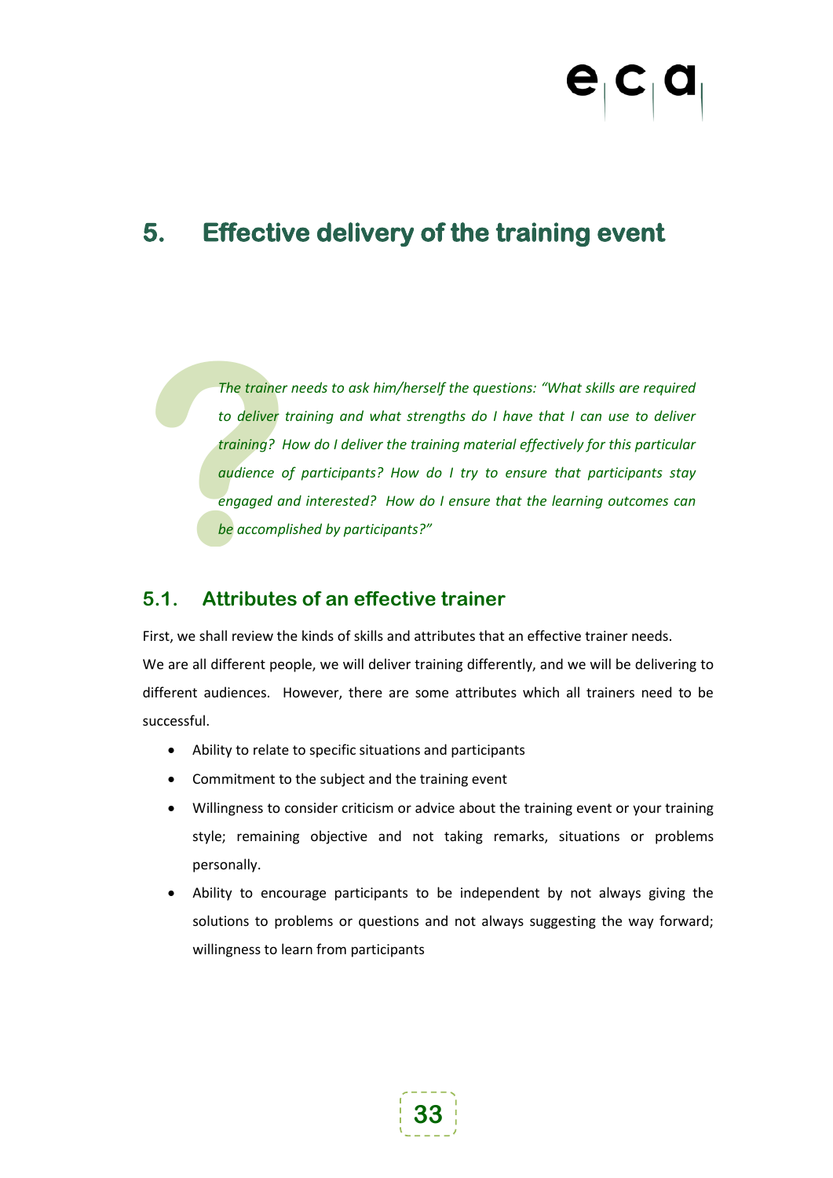// Logo header "eca" omitted as running header

# 5. Effective delivery of the training event

*The trainer needs to ask him/herself the questions: "What skills are required to deliver training and what strengths do I have that I can use to deliver training? How do I deliver the training material effectively for this particular audience of participants? How do I try to ensure that participants stay engaged and interested? How do I ensure that the learning outcomes can be accomplished by participants?"*

## 5.1. Attributes of an effective trainer

First, we shall review the kinds of skills and attributes that an effective trainer needs.
We are all different people, we will deliver training differently, and we will be delivering to different audiences. However, there are some attributes which all trainers need to be successful.

- Ability to relate to specific situations and participants
- Commitment to the subject and the training event
- Willingness to consider criticism or advice about the training event or your training style; remaining objective and not taking remarks, situations or problems personally.
- Ability to encourage participants to be independent by not always giving the solutions to problems or questions and not always suggesting the way forward; willingness to learn from participants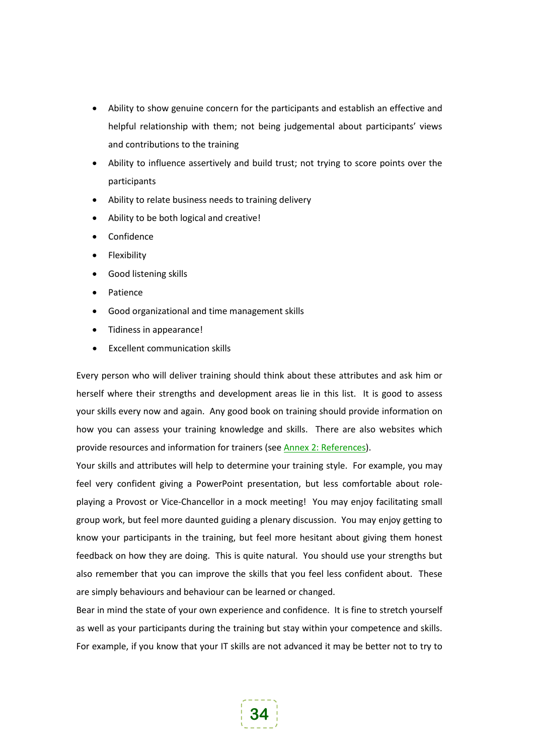- Ability to show genuine concern for the participants and establish an effective and helpful relationship with them; not being judgemental about participants' views and contributions to the training
- Ability to influence assertively and build trust; not trying to score points over the participants
- Ability to relate business needs to training delivery
- Ability to be both logical and creative!
- Confidence
- Flexibility
- Good listening skills
- Patience
- Good organizational and time management skills
- Tidiness in appearance!
- Excellent communication skills

Every person who will deliver training should think about these attributes and ask him or herself where their strengths and development areas lie in this list. It is good to assess your skills every now and again. Any good book on training should provide information on how you can assess your training knowledge and skills. There are also websites which provide resources and information for trainers (see Annex 2: References).

Your skills and attributes will help to determine your training style. For example, you may feel very confident giving a PowerPoint presentation, but less comfortable about role-playing a Provost or Vice-Chancellor in a mock meeting! You may enjoy facilitating small group work, but feel more daunted guiding a plenary discussion. You may enjoy getting to know your participants in the training, but feel more hesitant about giving them honest feedback on how they are doing. This is quite natural. You should use your strengths but also remember that you can improve the skills that you feel less confident about. These are simply behaviours and behaviour can be learned or changed.

Bear in mind the state of your own experience and confidence. It is fine to stretch yourself as well as your participants during the training but stay within your competence and skills. For example, if you know that your IT skills are not advanced it may be better not to try to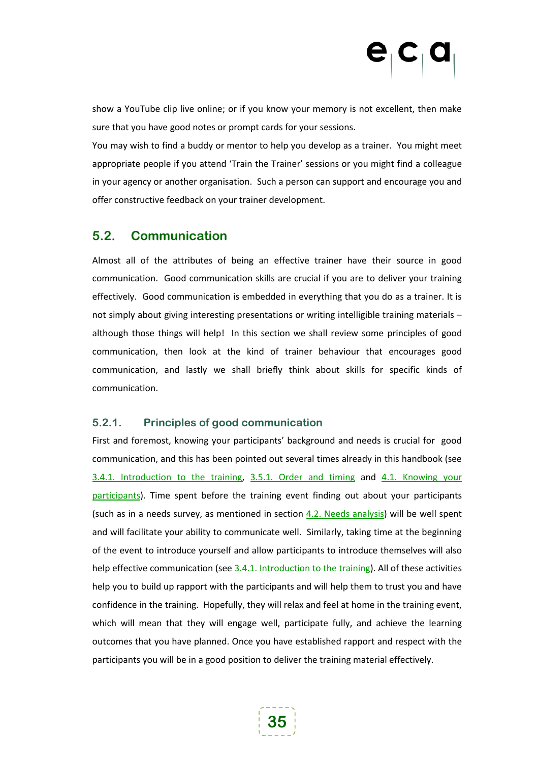show a YouTube clip live online; or if you know your memory is not excellent, then make sure that you have good notes or prompt cards for your sessions.

You may wish to find a buddy or mentor to help you develop as a trainer. You might meet appropriate people if you attend 'Train the Trainer' sessions or you might find a colleague in your agency or another organisation. Such a person can support and encourage you and offer constructive feedback on your trainer development.

## 5.2. Communication

Almost all of the attributes of being an effective trainer have their source in good communication. Good communication skills are crucial if you are to deliver your training effectively. Good communication is embedded in everything that you do as a trainer. It is not simply about giving interesting presentations or writing intelligible training materials – although those things will help! In this section we shall review some principles of good communication, then look at the kind of trainer behaviour that encourages good communication, and lastly we shall briefly think about skills for specific kinds of communication.

### 5.2.1. Principles of good communication

First and foremost, knowing your participants' background and needs is crucial for good communication, and this has been pointed out several times already in this handbook (see 3.4.1. Introduction to the training, 3.5.1. Order and timing and 4.1. Knowing your participants). Time spent before the training event finding out about your participants (such as in a needs survey, as mentioned in section 4.2. Needs analysis) will be well spent and will facilitate your ability to communicate well. Similarly, taking time at the beginning of the event to introduce yourself and allow participants to introduce themselves will also help effective communication (see 3.4.1. Introduction to the training). All of these activities help you to build up rapport with the participants and will help them to trust you and have confidence in the training. Hopefully, they will relax and feel at home in the training event, which will mean that they will engage well, participate fully, and achieve the learning outcomes that you have planned. Once you have established rapport and respect with the participants you will be in a good position to deliver the training material effectively.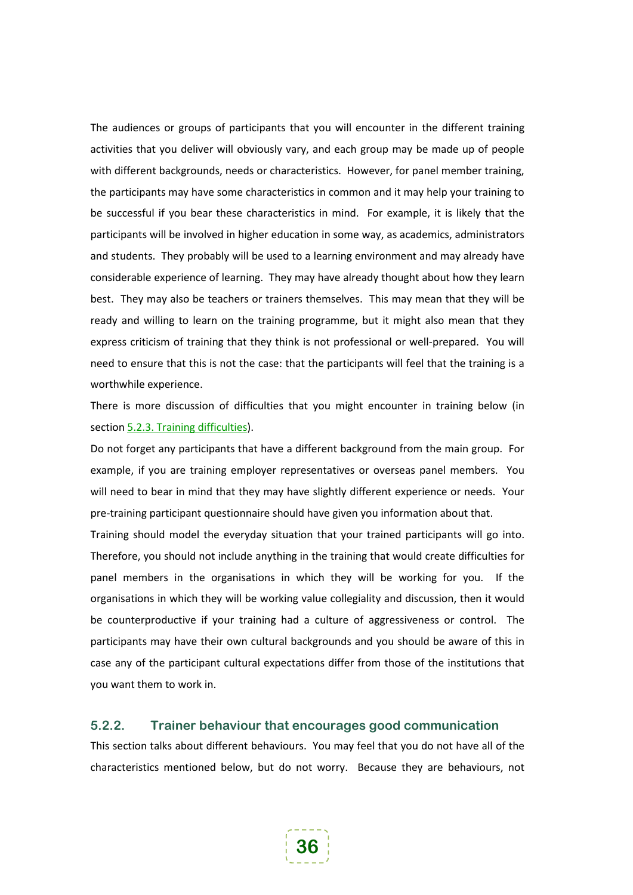The audiences or groups of participants that you will encounter in the different training activities that you deliver will obviously vary, and each group may be made up of people with different backgrounds, needs or characteristics. However, for panel member training, the participants may have some characteristics in common and it may help your training to be successful if you bear these characteristics in mind. For example, it is likely that the participants will be involved in higher education in some way, as academics, administrators and students. They probably will be used to a learning environment and may already have considerable experience of learning. They may have already thought about how they learn best. They may also be teachers or trainers themselves. This may mean that they will be ready and willing to learn on the training programme, but it might also mean that they express criticism of training that they think is not professional or well-prepared. You will need to ensure that this is not the case: that the participants will feel that the training is a worthwhile experience.

There is more discussion of difficulties that you might encounter in training below (in section 5.2.3. Training difficulties).

Do not forget any participants that have a different background from the main group. For example, if you are training employer representatives or overseas panel members. You will need to bear in mind that they may have slightly different experience or needs. Your pre-training participant questionnaire should have given you information about that.

Training should model the everyday situation that your trained participants will go into. Therefore, you should not include anything in the training that would create difficulties for panel members in the organisations in which they will be working for you. If the organisations in which they will be working value collegiality and discussion, then it would be counterproductive if your training had a culture of aggressiveness or control. The participants may have their own cultural backgrounds and you should be aware of this in case any of the participant cultural expectations differ from those of the institutions that you want them to work in.

### 5.2.2. Trainer behaviour that encourages good communication

This section talks about different behaviours. You may feel that you do not have all of the characteristics mentioned below, but do not worry. Because they are behaviours, not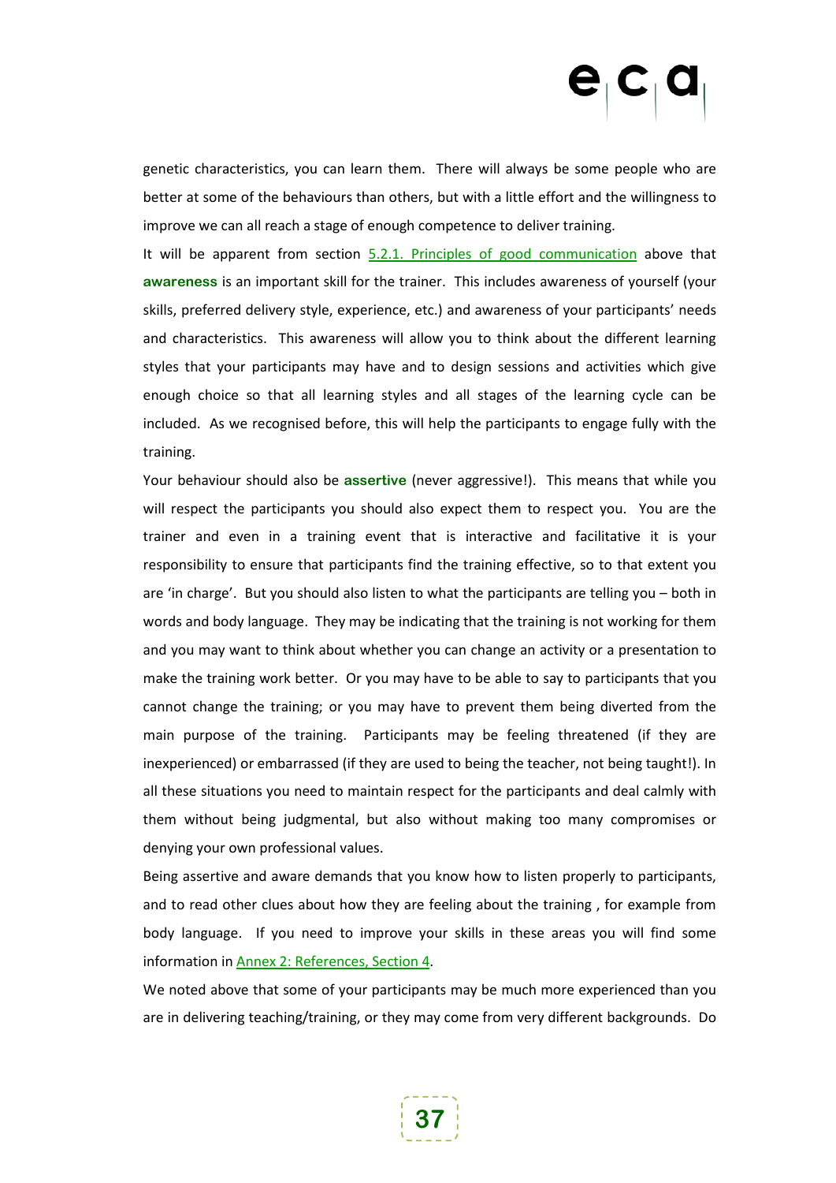genetic characteristics, you can learn them. There will always be some people who are better at some of the behaviours than others, but with a little effort and the willingness to improve we can all reach a stage of enough competence to deliver training.

It will be apparent from section 5.2.1. Principles of good communication above that **awareness** is an important skill for the trainer. This includes awareness of yourself (your skills, preferred delivery style, experience, etc.) and awareness of your participants' needs and characteristics. This awareness will allow you to think about the different learning styles that your participants may have and to design sessions and activities which give enough choice so that all learning styles and all stages of the learning cycle can be included. As we recognised before, this will help the participants to engage fully with the training.

Your behaviour should also be **assertive** (never aggressive!). This means that while you will respect the participants you should also expect them to respect you. You are the trainer and even in a training event that is interactive and facilitative it is your responsibility to ensure that participants find the training effective, so to that extent you are 'in charge'. But you should also listen to what the participants are telling you – both in words and body language. They may be indicating that the training is not working for them and you may want to think about whether you can change an activity or a presentation to make the training work better. Or you may have to be able to say to participants that you cannot change the training; or you may have to prevent them being diverted from the main purpose of the training. Participants may be feeling threatened (if they are inexperienced) or embarrassed (if they are used to being the teacher, not being taught!). In all these situations you need to maintain respect for the participants and deal calmly with them without being judgmental, but also without making too many compromises or denying your own professional values.

Being assertive and aware demands that you know how to listen properly to participants, and to read other clues about how they are feeling about the training , for example from body language. If you need to improve your skills in these areas you will find some information in Annex 2: References, Section 4.

We noted above that some of your participants may be much more experienced than you are in delivering teaching/training, or they may come from very different backgrounds. Do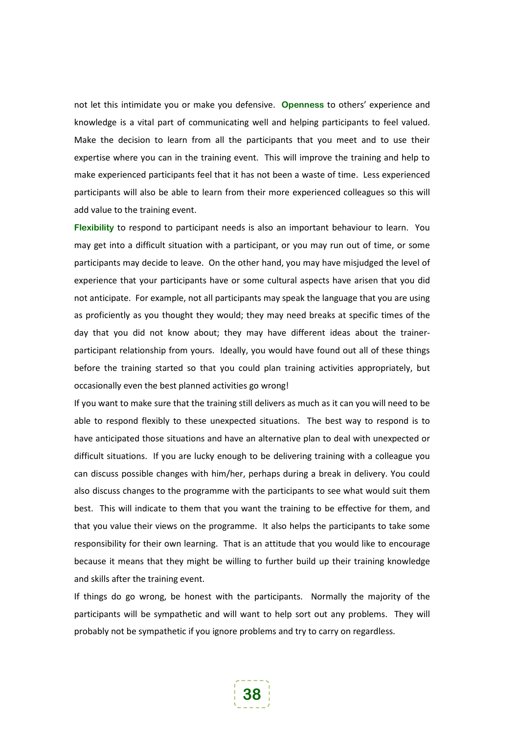not let this intimidate you or make you defensive. **Openness** to others' experience and knowledge is a vital part of communicating well and helping participants to feel valued. Make the decision to learn from all the participants that you meet and to use their expertise where you can in the training event. This will improve the training and help to make experienced participants feel that it has not been a waste of time. Less experienced participants will also be able to learn from their more experienced colleagues so this will add value to the training event.

**Flexibility** to respond to participant needs is also an important behaviour to learn. You may get into a difficult situation with a participant, or you may run out of time, or some participants may decide to leave. On the other hand, you may have misjudged the level of experience that your participants have or some cultural aspects have arisen that you did not anticipate. For example, not all participants may speak the language that you are using as proficiently as you thought they would; they may need breaks at specific times of the day that you did not know about; they may have different ideas about the trainer-participant relationship from yours. Ideally, you would have found out all of these things before the training started so that you could plan training activities appropriately, but occasionally even the best planned activities go wrong!

If you want to make sure that the training still delivers as much as it can you will need to be able to respond flexibly to these unexpected situations. The best way to respond is to have anticipated those situations and have an alternative plan to deal with unexpected or difficult situations. If you are lucky enough to be delivering training with a colleague you can discuss possible changes with him/her, perhaps during a break in delivery. You could also discuss changes to the programme with the participants to see what would suit them best. This will indicate to them that you want the training to be effective for them, and that you value their views on the programme. It also helps the participants to take some responsibility for their own learning. That is an attitude that you would like to encourage because it means that they might be willing to further build up their training knowledge and skills after the training event.

If things do go wrong, be honest with the participants. Normally the majority of the participants will be sympathetic and will want to help sort out any problems. They will probably not be sympathetic if you ignore problems and try to carry on regardless.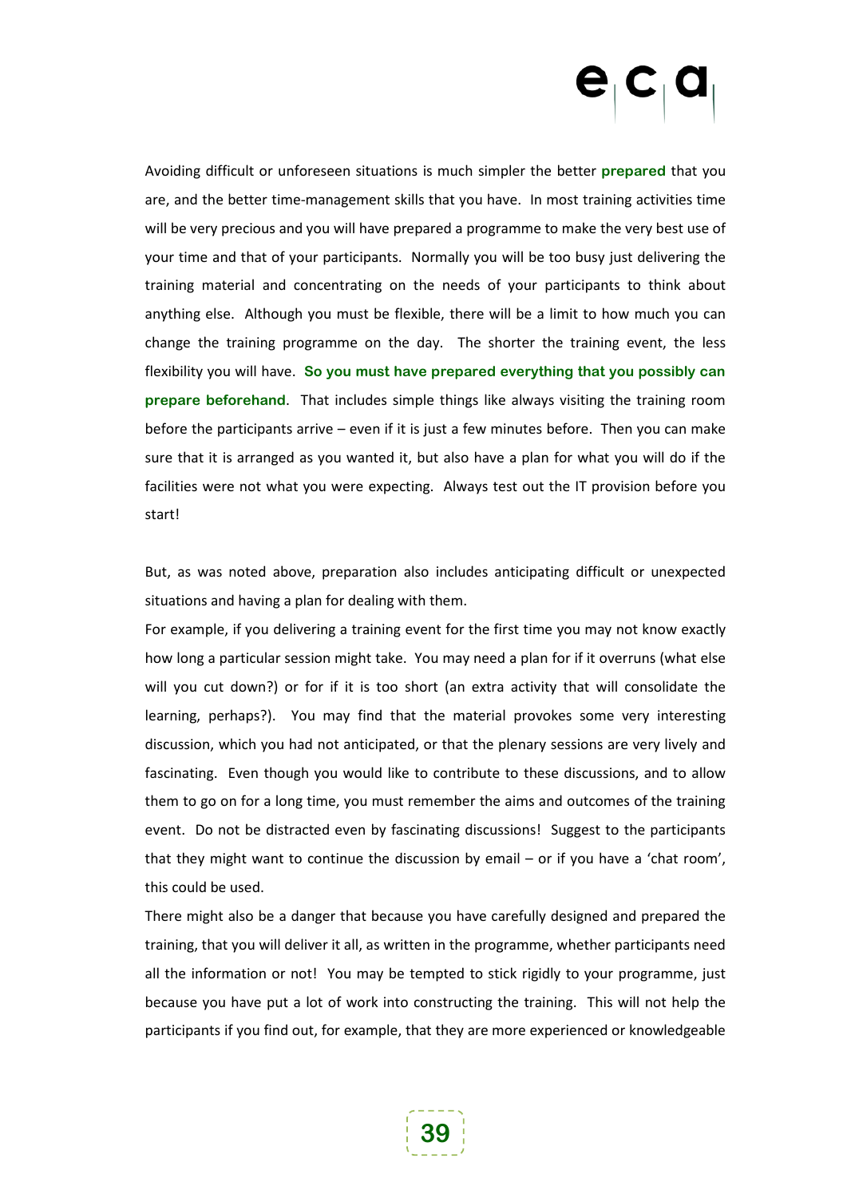Avoiding difficult or unforeseen situations is much simpler the better **prepared** that you are, and the better time-management skills that you have. In most training activities time will be very precious and you will have prepared a programme to make the very best use of your time and that of your participants. Normally you will be too busy just delivering the training material and concentrating on the needs of your participants to think about anything else. Although you must be flexible, there will be a limit to how much you can change the training programme on the day. The shorter the training event, the less flexibility you will have. **So you must have prepared everything that you possibly can prepare beforehand**. That includes simple things like always visiting the training room before the participants arrive – even if it is just a few minutes before. Then you can make sure that it is arranged as you wanted it, but also have a plan for what you will do if the facilities were not what you were expecting. Always test out the IT provision before you start!

But, as was noted above, preparation also includes anticipating difficult or unexpected situations and having a plan for dealing with them.

For example, if you delivering a training event for the first time you may not know exactly how long a particular session might take. You may need a plan for if it overruns (what else will you cut down?) or for if it is too short (an extra activity that will consolidate the learning, perhaps?). You may find that the material provokes some very interesting discussion, which you had not anticipated, or that the plenary sessions are very lively and fascinating. Even though you would like to contribute to these discussions, and to allow them to go on for a long time, you must remember the aims and outcomes of the training event. Do not be distracted even by fascinating discussions! Suggest to the participants that they might want to continue the discussion by email – or if you have a 'chat room', this could be used.

There might also be a danger that because you have carefully designed and prepared the training, that you will deliver it all, as written in the programme, whether participants need all the information or not! You may be tempted to stick rigidly to your programme, just because you have put a lot of work into constructing the training. This will not help the participants if you find out, for example, that they are more experienced or knowledgeable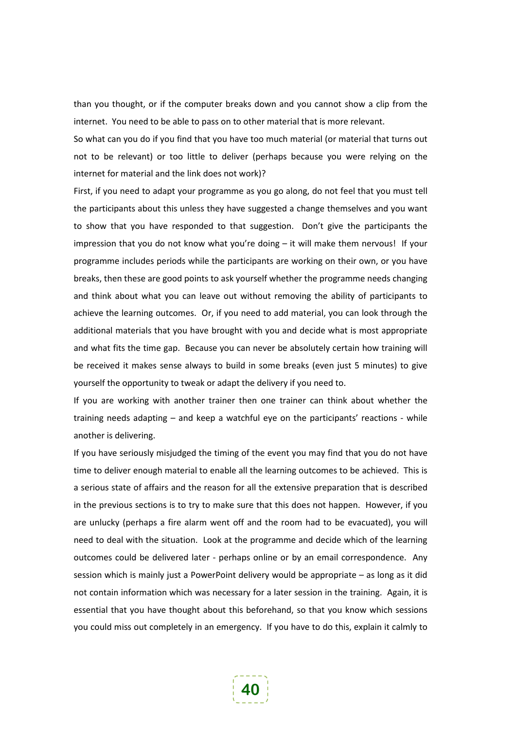than you thought, or if the computer breaks down and you cannot show a clip from the internet. You need to be able to pass on to other material that is more relevant.

So what can you do if you find that you have too much material (or material that turns out not to be relevant) or too little to deliver (perhaps because you were relying on the internet for material and the link does not work)?

First, if you need to adapt your programme as you go along, do not feel that you must tell the participants about this unless they have suggested a change themselves and you want to show that you have responded to that suggestion. Don't give the participants the impression that you do not know what you're doing – it will make them nervous! If your programme includes periods while the participants are working on their own, or you have breaks, then these are good points to ask yourself whether the programme needs changing and think about what you can leave out without removing the ability of participants to achieve the learning outcomes. Or, if you need to add material, you can look through the additional materials that you have brought with you and decide what is most appropriate and what fits the time gap. Because you can never be absolutely certain how training will be received it makes sense always to build in some breaks (even just 5 minutes) to give yourself the opportunity to tweak or adapt the delivery if you need to.

If you are working with another trainer then one trainer can think about whether the training needs adapting – and keep a watchful eye on the participants' reactions - while another is delivering.

If you have seriously misjudged the timing of the event you may find that you do not have time to deliver enough material to enable all the learning outcomes to be achieved. This is a serious state of affairs and the reason for all the extensive preparation that is described in the previous sections is to try to make sure that this does not happen. However, if you are unlucky (perhaps a fire alarm went off and the room had to be evacuated), you will need to deal with the situation. Look at the programme and decide which of the learning outcomes could be delivered later - perhaps online or by an email correspondence. Any session which is mainly just a PowerPoint delivery would be appropriate – as long as it did not contain information which was necessary for a later session in the training. Again, it is essential that you have thought about this beforehand, so that you know which sessions you could miss out completely in an emergency. If you have to do this, explain it calmly to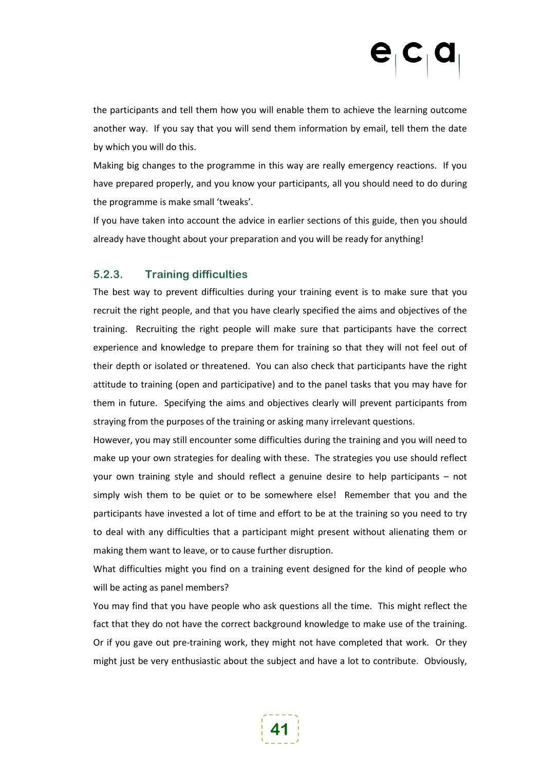the participants and tell them how you will enable them to achieve the learning outcome another way. If you say that you will send them information by email, tell them the date by which you will do this.

Making big changes to the programme in this way are really emergency reactions. If you have prepared properly, and you know your participants, all you should need to do during the programme is make small 'tweaks'.

If you have taken into account the advice in earlier sections of this guide, then you should already have thought about your preparation and you will be ready for anything!

### 5.2.3. Training difficulties

The best way to prevent difficulties during your training event is to make sure that you recruit the right people, and that you have clearly specified the aims and objectives of the training. Recruiting the right people will make sure that participants have the correct experience and knowledge to prepare them for training so that they will not feel out of their depth or isolated or threatened. You can also check that participants have the right attitude to training (open and participative) and to the panel tasks that you may have for them in future. Specifying the aims and objectives clearly will prevent participants from straying from the purposes of the training or asking many irrelevant questions.

However, you may still encounter some difficulties during the training and you will need to make up your own strategies for dealing with these. The strategies you use should reflect your own training style and should reflect a genuine desire to help participants – not simply wish them to be quiet or to be somewhere else! Remember that you and the participants have invested a lot of time and effort to be at the training so you need to try to deal with any difficulties that a participant might present without alienating them or making them want to leave, or to cause further disruption.

What difficulties might you find on a training event designed for the kind of people who will be acting as panel members?

You may find that you have people who ask questions all the time. This might reflect the fact that they do not have the correct background knowledge to make use of the training. Or if you gave out pre-training work, they might not have completed that work. Or they might just be very enthusiastic about the subject and have a lot to contribute. Obviously,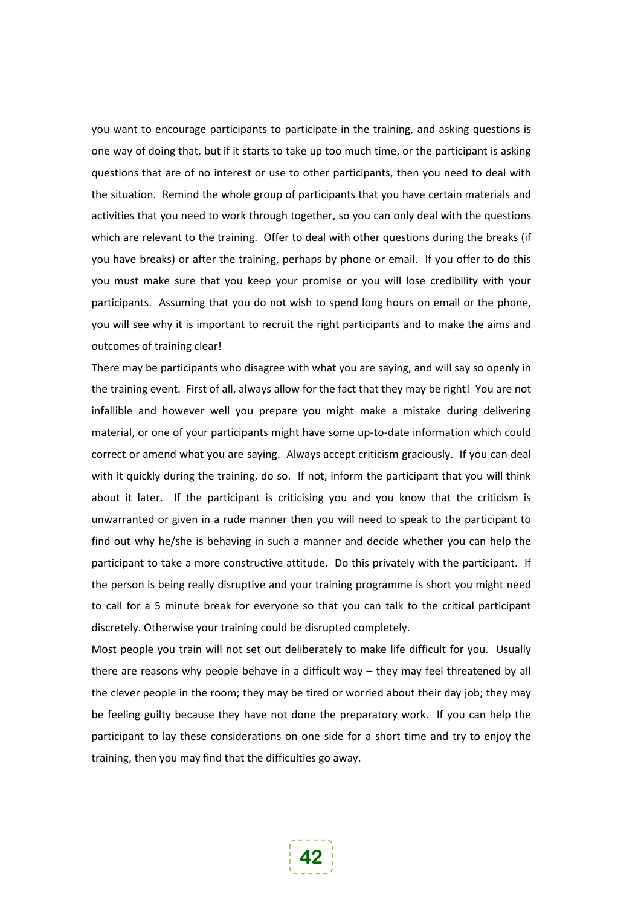you want to encourage participants to participate in the training, and asking questions is one way of doing that, but if it starts to take up too much time, or the participant is asking questions that are of no interest or use to other participants, then you need to deal with the situation. Remind the whole group of participants that you have certain materials and activities that you need to work through together, so you can only deal with the questions which are relevant to the training. Offer to deal with other questions during the breaks (if you have breaks) or after the training, perhaps by phone or email. If you offer to do this you must make sure that you keep your promise or you will lose credibility with your participants. Assuming that you do not wish to spend long hours on email or the phone, you will see why it is important to recruit the right participants and to make the aims and outcomes of training clear!

There may be participants who disagree with what you are saying, and will say so openly in the training event. First of all, always allow for the fact that they may be right! You are not infallible and however well you prepare you might make a mistake during delivering material, or one of your participants might have some up-to-date information which could correct or amend what you are saying. Always accept criticism graciously. If you can deal with it quickly during the training, do so. If not, inform the participant that you will think about it later. If the participant is criticising you and you know that the criticism is unwarranted or given in a rude manner then you will need to speak to the participant to find out why he/she is behaving in such a manner and decide whether you can help the participant to take a more constructive attitude. Do this privately with the participant. If the person is being really disruptive and your training programme is short you might need to call for a 5 minute break for everyone so that you can talk to the critical participant discretely. Otherwise your training could be disrupted completely.

Most people you train will not set out deliberately to make life difficult for you. Usually there are reasons why people behave in a difficult way – they may feel threatened by all the clever people in the room; they may be tired or worried about their day job; they may be feeling guilty because they have not done the preparatory work. If you can help the participant to lay these considerations on one side for a short time and try to enjoy the training, then you may find that the difficulties go away.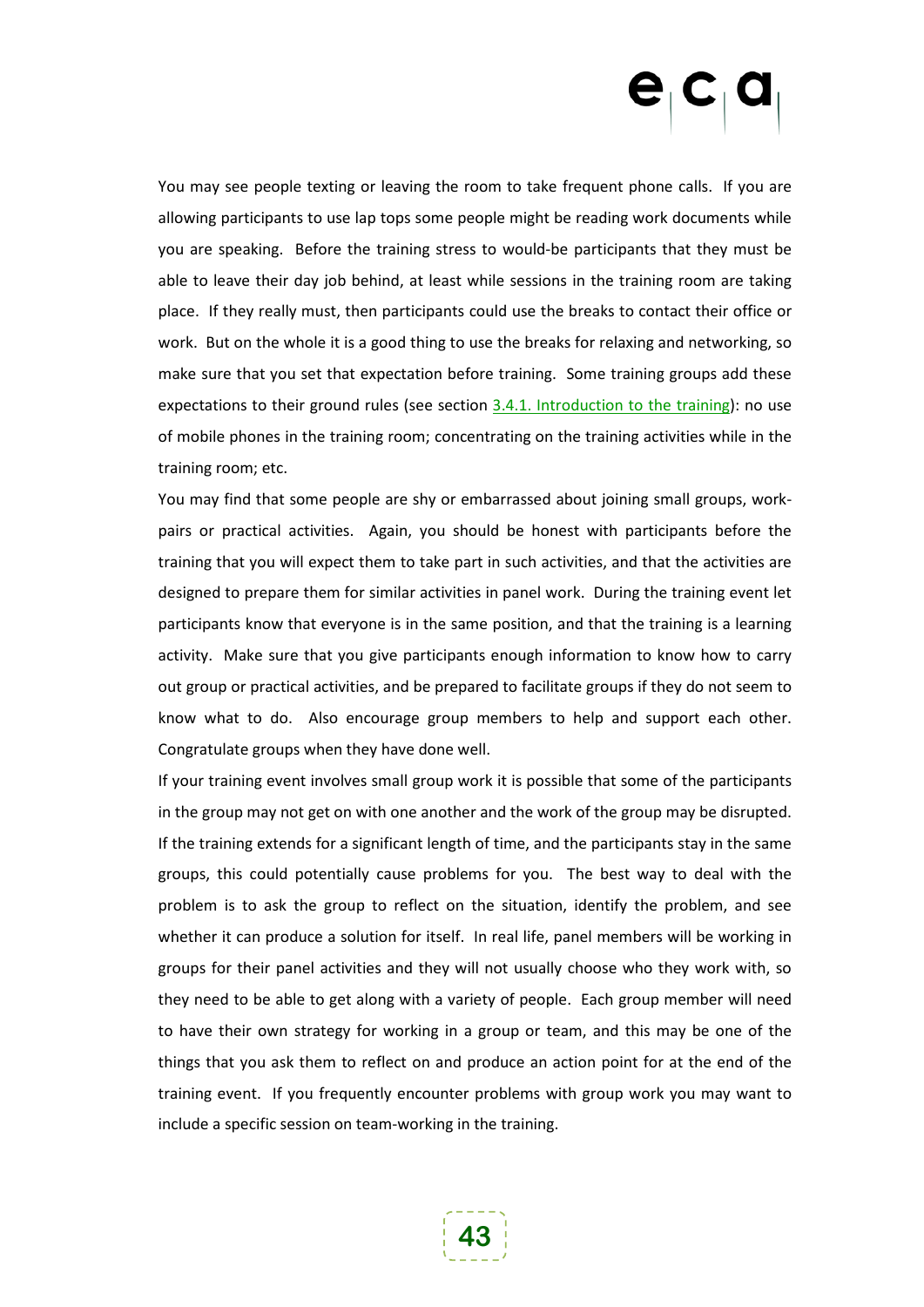You may see people texting or leaving the room to take frequent phone calls. If you are allowing participants to use lap tops some people might be reading work documents while you are speaking. Before the training stress to would-be participants that they must be able to leave their day job behind, at least while sessions in the training room are taking place. If they really must, then participants could use the breaks to contact their office or work. But on the whole it is a good thing to use the breaks for relaxing and networking, so make sure that you set that expectation before training. Some training groups add these expectations to their ground rules (see section 3.4.1. Introduction to the training): no use of mobile phones in the training room; concentrating on the training activities while in the training room; etc.

You may find that some people are shy or embarrassed about joining small groups, work-pairs or practical activities. Again, you should be honest with participants before the training that you will expect them to take part in such activities, and that the activities are designed to prepare them for similar activities in panel work. During the training event let participants know that everyone is in the same position, and that the training is a learning activity. Make sure that you give participants enough information to know how to carry out group or practical activities, and be prepared to facilitate groups if they do not seem to know what to do. Also encourage group members to help and support each other. Congratulate groups when they have done well.

If your training event involves small group work it is possible that some of the participants in the group may not get on with one another and the work of the group may be disrupted. If the training extends for a significant length of time, and the participants stay in the same groups, this could potentially cause problems for you. The best way to deal with the problem is to ask the group to reflect on the situation, identify the problem, and see whether it can produce a solution for itself. In real life, panel members will be working in groups for their panel activities and they will not usually choose who they work with, so they need to be able to get along with a variety of people. Each group member will need to have their own strategy for working in a group or team, and this may be one of the things that you ask them to reflect on and produce an action point for at the end of the training event. If you frequently encounter problems with group work you may want to include a specific session on team-working in the training.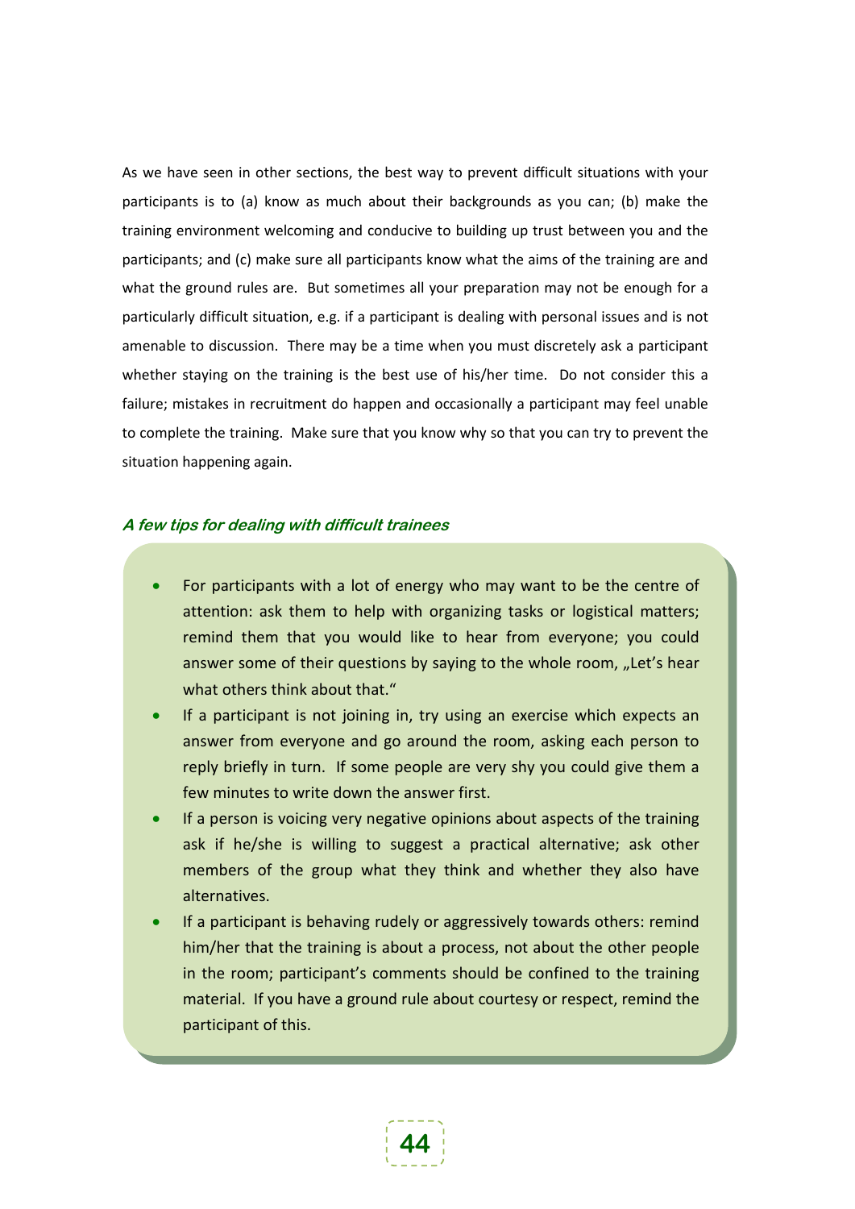As we have seen in other sections, the best way to prevent difficult situations with your participants is to (a) know as much about their backgrounds as you can; (b) make the training environment welcoming and conducive to building up trust between you and the participants; and (c) make sure all participants know what the aims of the training are and what the ground rules are. But sometimes all your preparation may not be enough for a particularly difficult situation, e.g. if a participant is dealing with personal issues and is not amenable to discussion. There may be a time when you must discretely ask a participant whether staying on the training is the best use of his/her time. Do not consider this a failure; mistakes in recruitment do happen and occasionally a participant may feel unable to complete the training. Make sure that you know why so that you can try to prevent the situation happening again.

***A few tips for dealing with difficult trainees***

- For participants with a lot of energy who may want to be the centre of attention: ask them to help with organizing tasks or logistical matters; remind them that you would like to hear from everyone; you could answer some of their questions by saying to the whole room, „Let's hear what others think about that."
- If a participant is not joining in, try using an exercise which expects an answer from everyone and go around the room, asking each person to reply briefly in turn. If some people are very shy you could give them a few minutes to write down the answer first.
- If a person is voicing very negative opinions about aspects of the training ask if he/she is willing to suggest a practical alternative; ask other members of the group what they think and whether they also have alternatives.
- If a participant is behaving rudely or aggressively towards others: remind him/her that the training is about a process, not about the other people in the room; participant's comments should be confined to the training material. If you have a ground rule about courtesy or respect, remind the participant of this.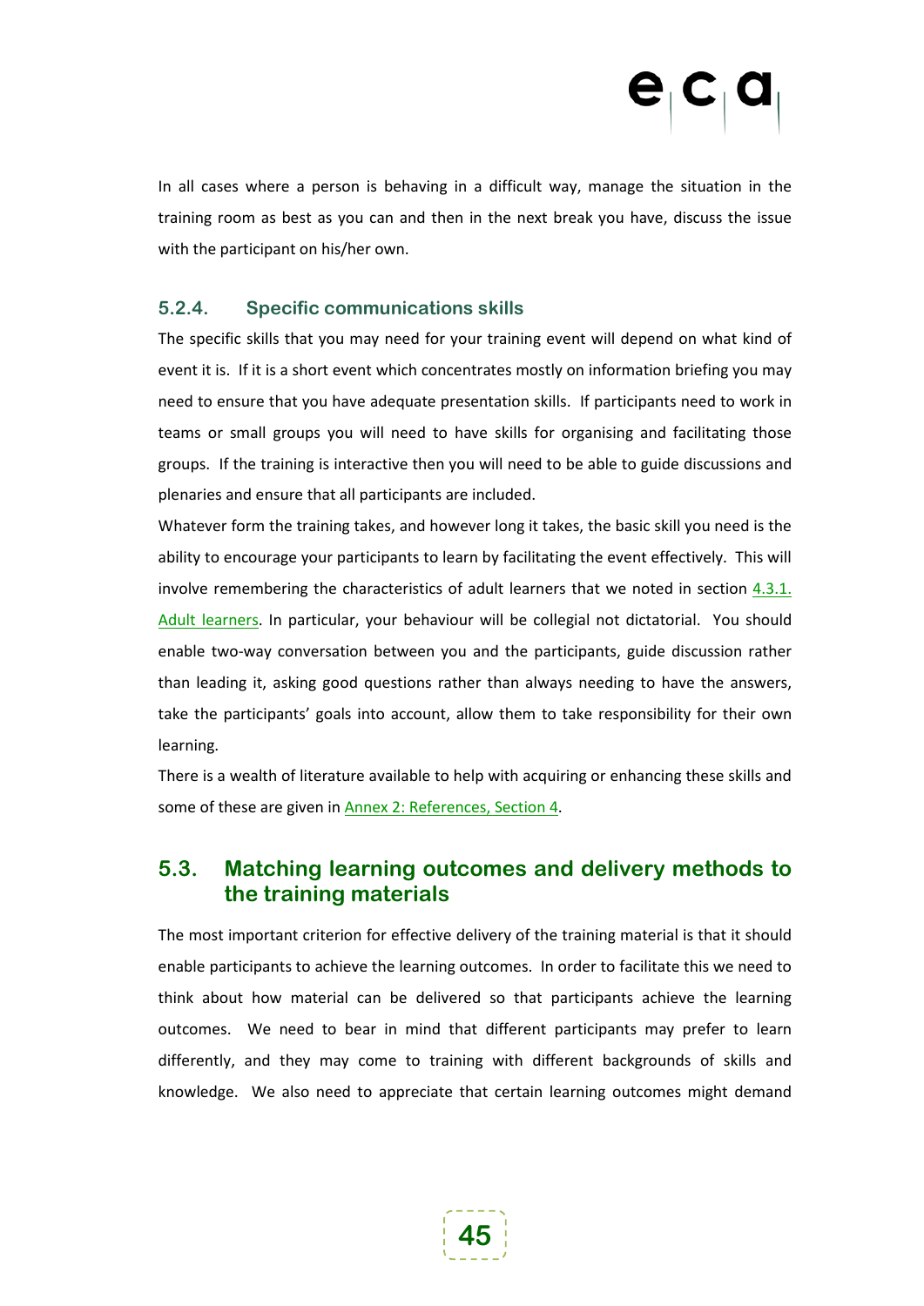In all cases where a person is behaving in a difficult way, manage the situation in the training room as best as you can and then in the next break you have, discuss the issue with the participant on his/her own.

### 5.2.4. Specific communications skills

The specific skills that you may need for your training event will depend on what kind of event it is. If it is a short event which concentrates mostly on information briefing you may need to ensure that you have adequate presentation skills. If participants need to work in teams or small groups you will need to have skills for organising and facilitating those groups. If the training is interactive then you will need to be able to guide discussions and plenaries and ensure that all participants are included.

Whatever form the training takes, and however long it takes, the basic skill you need is the ability to encourage your participants to learn by facilitating the event effectively. This will involve remembering the characteristics of adult learners that we noted in section 4.3.1. Adult learners. In particular, your behaviour will be collegial not dictatorial. You should enable two-way conversation between you and the participants, guide discussion rather than leading it, asking good questions rather than always needing to have the answers, take the participants' goals into account, allow them to take responsibility for their own learning.

There is a wealth of literature available to help with acquiring or enhancing these skills and some of these are given in Annex 2: References, Section 4.

## 5.3. Matching learning outcomes and delivery methods to the training materials

The most important criterion for effective delivery of the training material is that it should enable participants to achieve the learning outcomes. In order to facilitate this we need to think about how material can be delivered so that participants achieve the learning outcomes. We need to bear in mind that different participants may prefer to learn differently, and they may come to training with different backgrounds of skills and knowledge. We also need to appreciate that certain learning outcomes might demand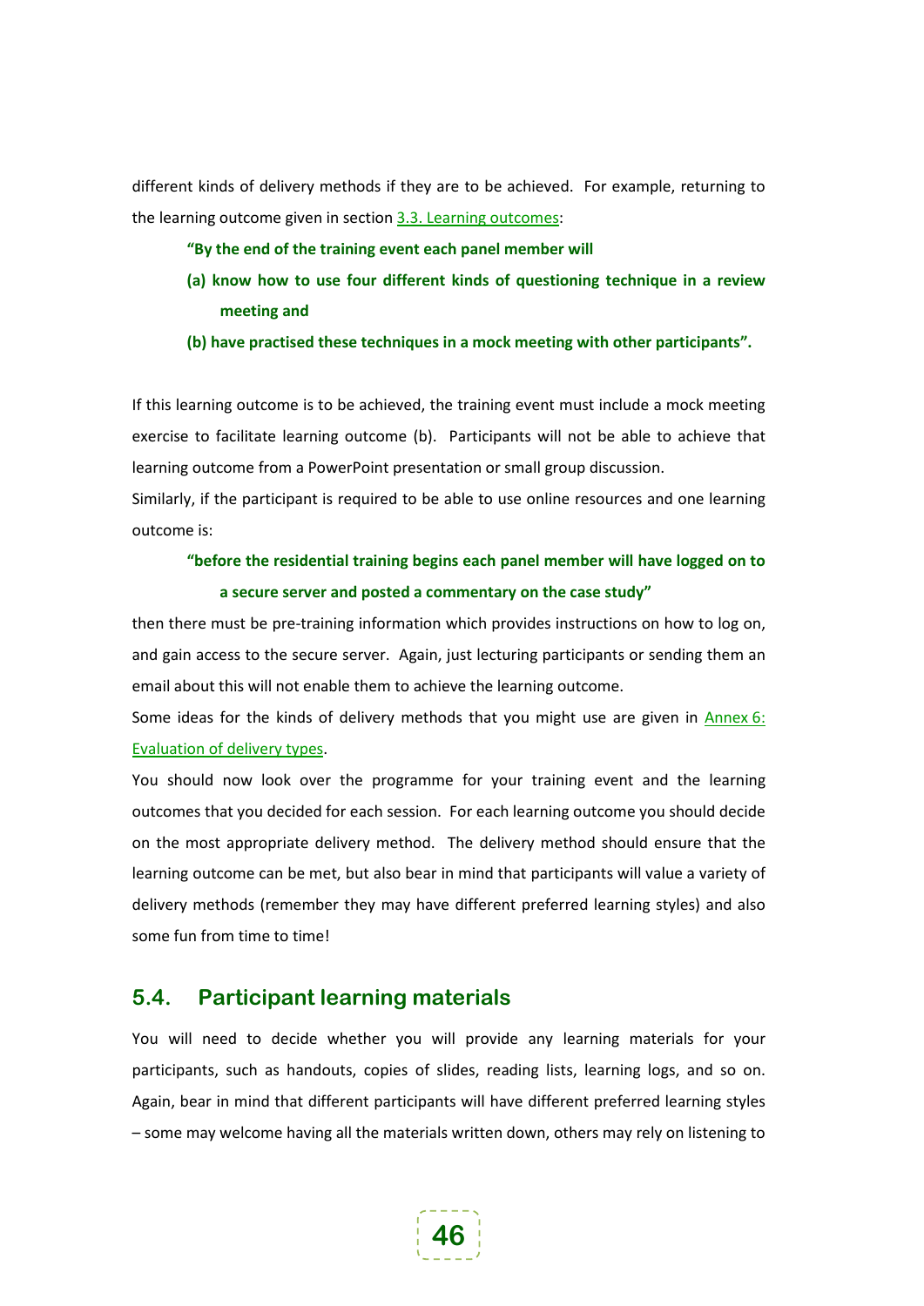different kinds of delivery methods if they are to be achieved. For example, returning to the learning outcome given in section 3.3. Learning outcomes:

> **"By the end of the training event each panel member will**
>
> **(a) know how to use four different kinds of questioning technique in a review meeting and**
>
> **(b) have practised these techniques in a mock meeting with other participants".**

If this learning outcome is to be achieved, the training event must include a mock meeting exercise to facilitate learning outcome (b). Participants will not be able to achieve that learning outcome from a PowerPoint presentation or small group discussion.

Similarly, if the participant is required to be able to use online resources and one learning outcome is:

> **"before the residential training begins each panel member will have logged on to a secure server and posted a commentary on the case study"**

then there must be pre-training information which provides instructions on how to log on, and gain access to the secure server. Again, just lecturing participants or sending them an email about this will not enable them to achieve the learning outcome.

Some ideas for the kinds of delivery methods that you might use are given in Annex 6: Evaluation of delivery types.

You should now look over the programme for your training event and the learning outcomes that you decided for each session. For each learning outcome you should decide on the most appropriate delivery method. The delivery method should ensure that the learning outcome can be met, but also bear in mind that participants will value a variety of delivery methods (remember they may have different preferred learning styles) and also some fun from time to time!

## 5.4. Participant learning materials

You will need to decide whether you will provide any learning materials for your participants, such as handouts, copies of slides, reading lists, learning logs, and so on. Again, bear in mind that different participants will have different preferred learning styles – some may welcome having all the materials written down, others may rely on listening to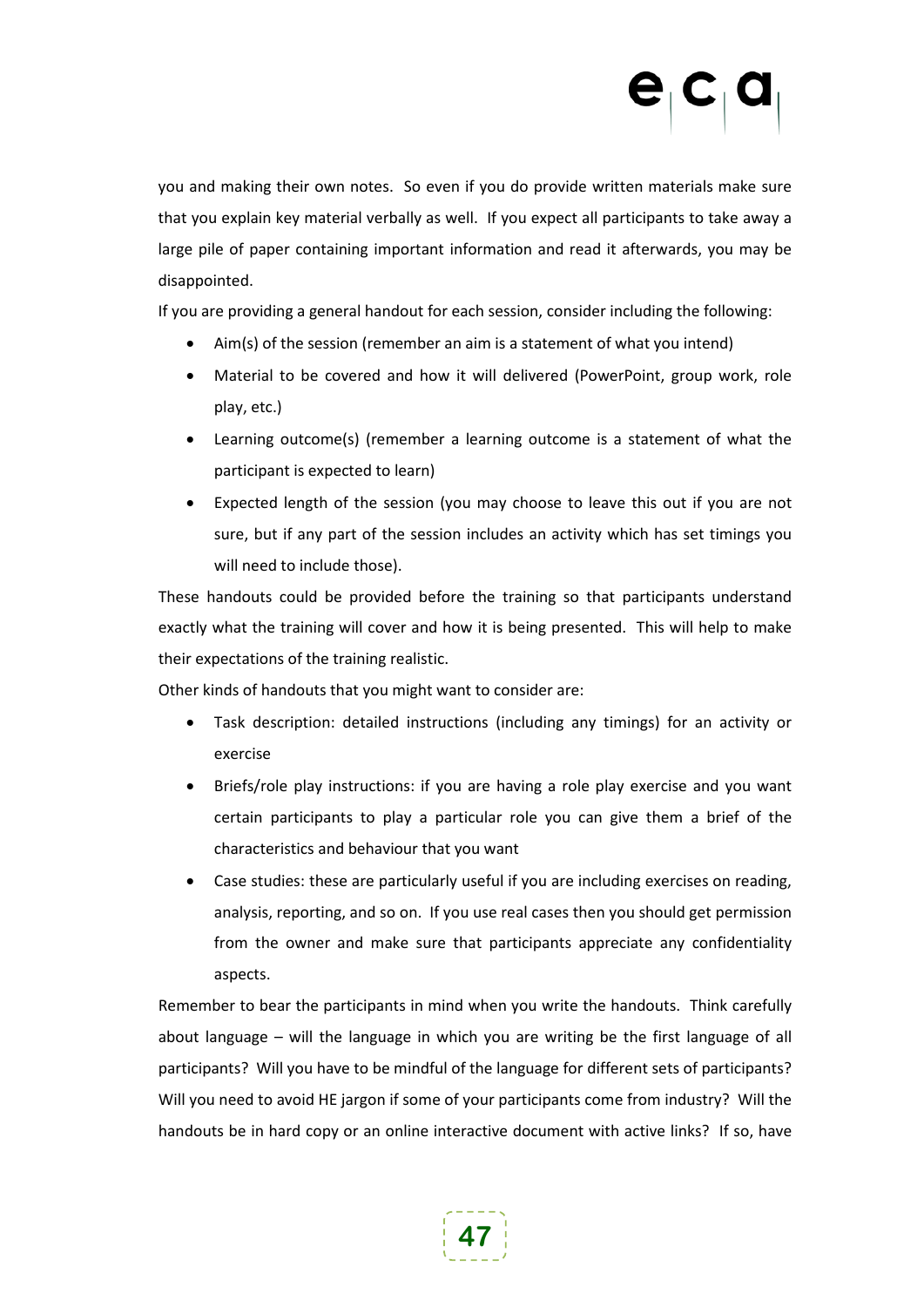you and making their own notes. So even if you do provide written materials make sure that you explain key material verbally as well. If you expect all participants to take away a large pile of paper containing important information and read it afterwards, you may be disappointed.

If you are providing a general handout for each session, consider including the following:

- Aim(s) of the session (remember an aim is a statement of what you intend)
- Material to be covered and how it will delivered (PowerPoint, group work, role play, etc.)
- Learning outcome(s) (remember a learning outcome is a statement of what the participant is expected to learn)
- Expected length of the session (you may choose to leave this out if you are not sure, but if any part of the session includes an activity which has set timings you will need to include those).

These handouts could be provided before the training so that participants understand exactly what the training will cover and how it is being presented. This will help to make their expectations of the training realistic.

Other kinds of handouts that you might want to consider are:

- Task description: detailed instructions (including any timings) for an activity or exercise
- Briefs/role play instructions: if you are having a role play exercise and you want certain participants to play a particular role you can give them a brief of the characteristics and behaviour that you want
- Case studies: these are particularly useful if you are including exercises on reading, analysis, reporting, and so on. If you use real cases then you should get permission from the owner and make sure that participants appreciate any confidentiality aspects.

Remember to bear the participants in mind when you write the handouts. Think carefully about language – will the language in which you are writing be the first language of all participants? Will you have to be mindful of the language for different sets of participants? Will you need to avoid HE jargon if some of your participants come from industry? Will the handouts be in hard copy or an online interactive document with active links? If so, have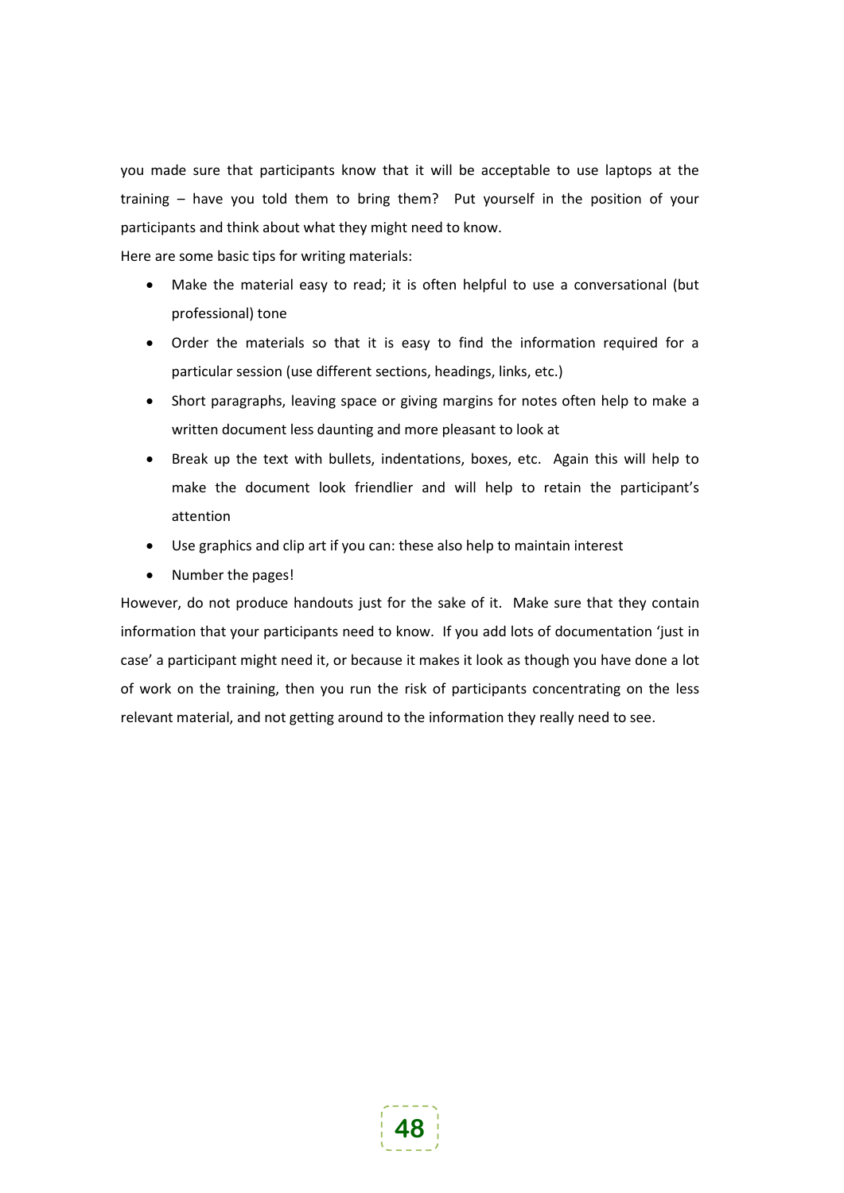you made sure that participants know that it will be acceptable to use laptops at the training – have you told them to bring them? Put yourself in the position of your participants and think about what they might need to know.

Here are some basic tips for writing materials:

- Make the material easy to read; it is often helpful to use a conversational (but professional) tone
- Order the materials so that it is easy to find the information required for a particular session (use different sections, headings, links, etc.)
- Short paragraphs, leaving space or giving margins for notes often help to make a written document less daunting and more pleasant to look at
- Break up the text with bullets, indentations, boxes, etc. Again this will help to make the document look friendlier and will help to retain the participant's attention
- Use graphics and clip art if you can: these also help to maintain interest
- Number the pages!

However, do not produce handouts just for the sake of it. Make sure that they contain information that your participants need to know. If you add lots of documentation 'just in case' a participant might need it, or because it makes it look as though you have done a lot of work on the training, then you run the risk of participants concentrating on the less relevant material, and not getting around to the information they really need to see.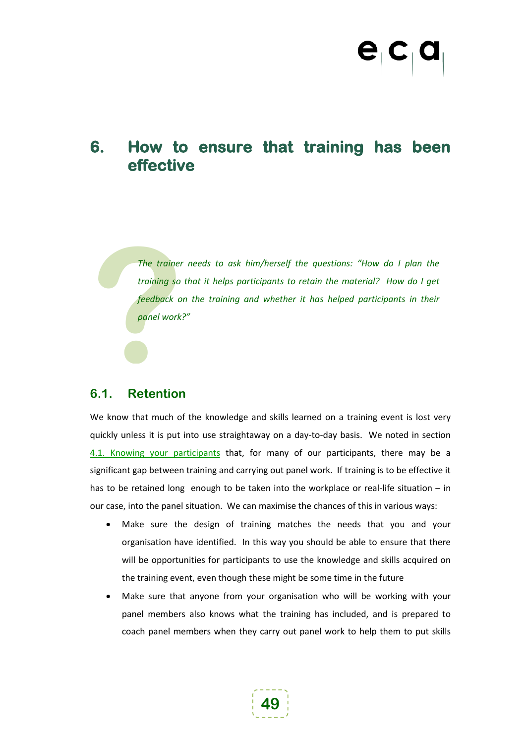# 6. How to ensure that training has been effective

*The trainer needs to ask him/herself the questions: "How do I plan the training so that it helps participants to retain the material? How do I get feedback on the training and whether it has helped participants in their panel work?"*

## 6.1. Retention

We know that much of the knowledge and skills learned on a training event is lost very quickly unless it is put into use straightaway on a day-to-day basis. We noted in section 4.1. Knowing your participants that, for many of our participants, there may be a significant gap between training and carrying out panel work. If training is to be effective it has to be retained long enough to be taken into the workplace or real-life situation – in our case, into the panel situation. We can maximise the chances of this in various ways:

- Make sure the design of training matches the needs that you and your organisation have identified. In this way you should be able to ensure that there will be opportunities for participants to use the knowledge and skills acquired on the training event, even though these might be some time in the future
- Make sure that anyone from your organisation who will be working with your panel members also knows what the training has included, and is prepared to coach panel members when they carry out panel work to help them to put skills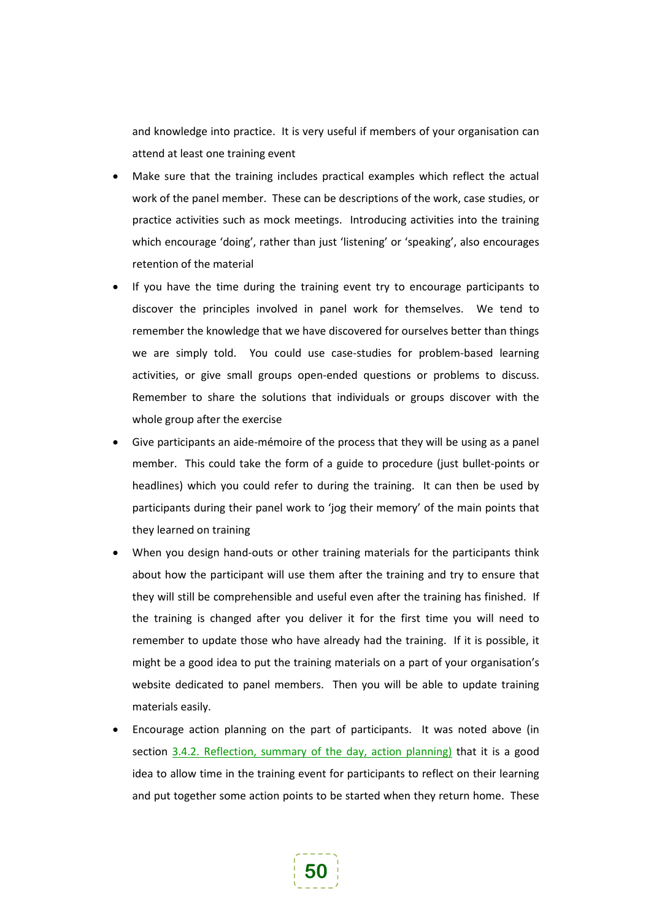and knowledge into practice. It is very useful if members of your organisation can attend at least one training event

- Make sure that the training includes practical examples which reflect the actual work of the panel member. These can be descriptions of the work, case studies, or practice activities such as mock meetings. Introducing activities into the training which encourage 'doing', rather than just 'listening' or 'speaking', also encourages retention of the material
- If you have the time during the training event try to encourage participants to discover the principles involved in panel work for themselves. We tend to remember the knowledge that we have discovered for ourselves better than things we are simply told. You could use case-studies for problem-based learning activities, or give small groups open-ended questions or problems to discuss. Remember to share the solutions that individuals or groups discover with the whole group after the exercise
- Give participants an aide-mémoire of the process that they will be using as a panel member. This could take the form of a guide to procedure (just bullet-points or headlines) which you could refer to during the training. It can then be used by participants during their panel work to 'jog their memory' of the main points that they learned on training
- When you design hand-outs or other training materials for the participants think about how the participant will use them after the training and try to ensure that they will still be comprehensible and useful even after the training has finished. If the training is changed after you deliver it for the first time you will need to remember to update those who have already had the training. If it is possible, it might be a good idea to put the training materials on a part of your organisation's website dedicated to panel members. Then you will be able to update training materials easily.
- Encourage action planning on the part of participants. It was noted above (in section 3.4.2. Reflection, summary of the day, action planning) that it is a good idea to allow time in the training event for participants to reflect on their learning and put together some action points to be started when they return home. These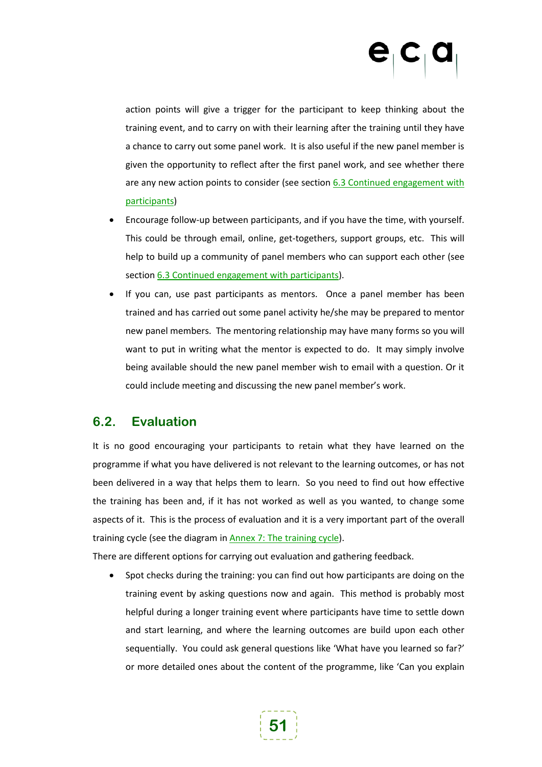action points will give a trigger for the participant to keep thinking about the training event, and to carry on with their learning after the training until they have a chance to carry out some panel work. It is also useful if the new panel member is given the opportunity to reflect after the first panel work, and see whether there are any new action points to consider (see section 6.3 Continued engagement with participants)

- Encourage follow-up between participants, and if you have the time, with yourself. This could be through email, online, get-togethers, support groups, etc. This will help to build up a community of panel members who can support each other (see section 6.3 Continued engagement with participants).
- If you can, use past participants as mentors. Once a panel member has been trained and has carried out some panel activity he/she may be prepared to mentor new panel members. The mentoring relationship may have many forms so you will want to put in writing what the mentor is expected to do. It may simply involve being available should the new panel member wish to email with a question. Or it could include meeting and discussing the new panel member's work.

## 6.2. Evaluation

It is no good encouraging your participants to retain what they have learned on the programme if what you have delivered is not relevant to the learning outcomes, or has not been delivered in a way that helps them to learn. So you need to find out how effective the training has been and, if it has not worked as well as you wanted, to change some aspects of it. This is the process of evaluation and it is a very important part of the overall training cycle (see the diagram in Annex 7: The training cycle).

There are different options for carrying out evaluation and gathering feedback.

- Spot checks during the training: you can find out how participants are doing on the training event by asking questions now and again. This method is probably most helpful during a longer training event where participants have time to settle down and start learning, and where the learning outcomes are build upon each other sequentially. You could ask general questions like 'What have you learned so far?' or more detailed ones about the content of the programme, like 'Can you explain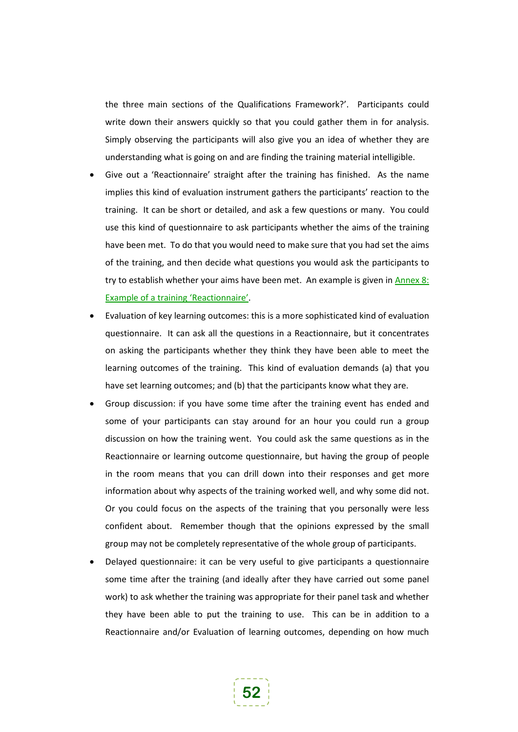the three main sections of the Qualifications Framework?'. Participants could write down their answers quickly so that you could gather them in for analysis. Simply observing the participants will also give you an idea of whether they are understanding what is going on and are finding the training material intelligible.

- Give out a 'Reactionnaire' straight after the training has finished. As the name implies this kind of evaluation instrument gathers the participants' reaction to the training. It can be short or detailed, and ask a few questions or many. You could use this kind of questionnaire to ask participants whether the aims of the training have been met. To do that you would need to make sure that you had set the aims of the training, and then decide what questions you would ask the participants to try to establish whether your aims have been met. An example is given in Annex 8: Example of a training 'Reactionnaire'.
- Evaluation of key learning outcomes: this is a more sophisticated kind of evaluation questionnaire. It can ask all the questions in a Reactionnaire, but it concentrates on asking the participants whether they think they have been able to meet the learning outcomes of the training. This kind of evaluation demands (a) that you have set learning outcomes; and (b) that the participants know what they are.
- Group discussion: if you have some time after the training event has ended and some of your participants can stay around for an hour you could run a group discussion on how the training went. You could ask the same questions as in the Reactionnaire or learning outcome questionnaire, but having the group of people in the room means that you can drill down into their responses and get more information about why aspects of the training worked well, and why some did not. Or you could focus on the aspects of the training that you personally were less confident about. Remember though that the opinions expressed by the small group may not be completely representative of the whole group of participants.
- Delayed questionnaire: it can be very useful to give participants a questionnaire some time after the training (and ideally after they have carried out some panel work) to ask whether the training was appropriate for their panel task and whether they have been able to put the training to use. This can be in addition to a Reactionnaire and/or Evaluation of learning outcomes, depending on how much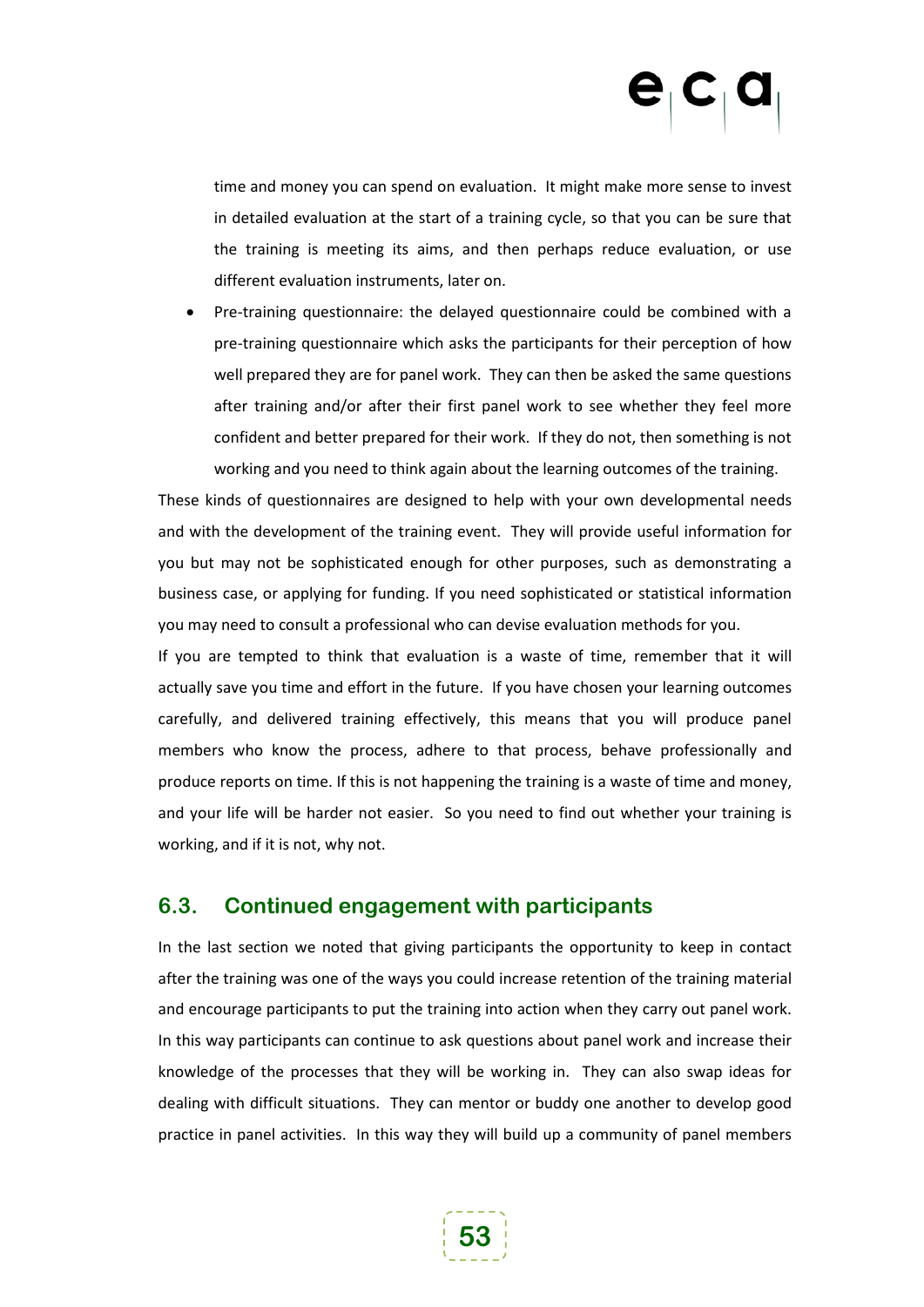time and money you can spend on evaluation. It might make more sense to invest in detailed evaluation at the start of a training cycle, so that you can be sure that the training is meeting its aims, and then perhaps reduce evaluation, or use different evaluation instruments, later on.

- Pre-training questionnaire: the delayed questionnaire could be combined with a pre-training questionnaire which asks the participants for their perception of how well prepared they are for panel work. They can then be asked the same questions after training and/or after their first panel work to see whether they feel more confident and better prepared for their work. If they do not, then something is not working and you need to think again about the learning outcomes of the training.

These kinds of questionnaires are designed to help with your own developmental needs and with the development of the training event. They will provide useful information for you but may not be sophisticated enough for other purposes, such as demonstrating a business case, or applying for funding. If you need sophisticated or statistical information you may need to consult a professional who can devise evaluation methods for you.

If you are tempted to think that evaluation is a waste of time, remember that it will actually save you time and effort in the future. If you have chosen your learning outcomes carefully, and delivered training effectively, this means that you will produce panel members who know the process, adhere to that process, behave professionally and produce reports on time. If this is not happening the training is a waste of time and money, and your life will be harder not easier. So you need to find out whether your training is working, and if it is not, why not.

## 6.3. Continued engagement with participants

In the last section we noted that giving participants the opportunity to keep in contact after the training was one of the ways you could increase retention of the training material and encourage participants to put the training into action when they carry out panel work. In this way participants can continue to ask questions about panel work and increase their knowledge of the processes that they will be working in. They can also swap ideas for dealing with difficult situations. They can mentor or buddy one another to develop good practice in panel activities. In this way they will build up a community of panel members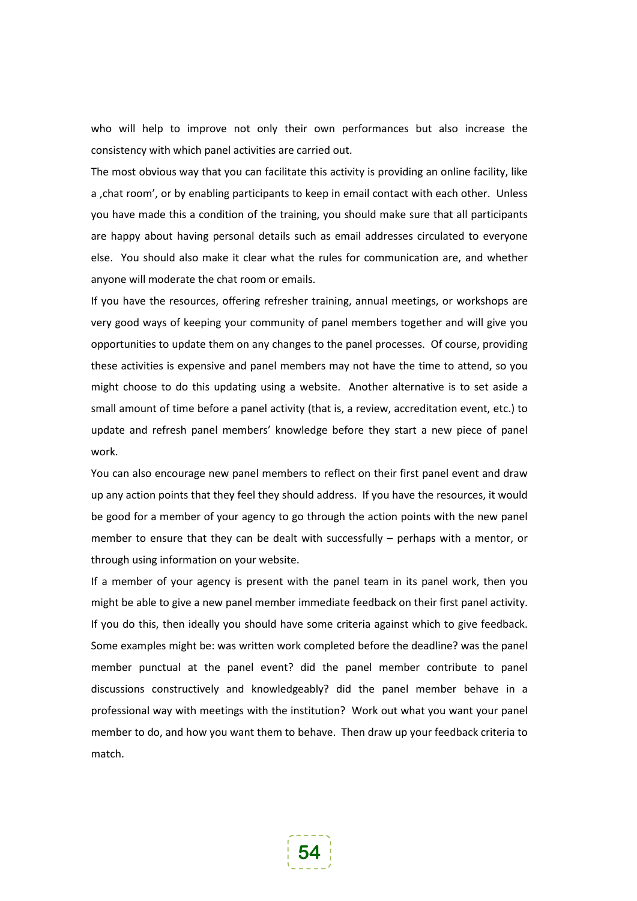who will help to improve not only their own performances but also increase the consistency with which panel activities are carried out.

The most obvious way that you can facilitate this activity is providing an online facility, like a ‚chat room', or by enabling participants to keep in email contact with each other. Unless you have made this a condition of the training, you should make sure that all participants are happy about having personal details such as email addresses circulated to everyone else. You should also make it clear what the rules for communication are, and whether anyone will moderate the chat room or emails.

If you have the resources, offering refresher training, annual meetings, or workshops are very good ways of keeping your community of panel members together and will give you opportunities to update them on any changes to the panel processes. Of course, providing these activities is expensive and panel members may not have the time to attend, so you might choose to do this updating using a website. Another alternative is to set aside a small amount of time before a panel activity (that is, a review, accreditation event, etc.) to update and refresh panel members' knowledge before they start a new piece of panel work.

You can also encourage new panel members to reflect on their first panel event and draw up any action points that they feel they should address. If you have the resources, it would be good for a member of your agency to go through the action points with the new panel member to ensure that they can be dealt with successfully – perhaps with a mentor, or through using information on your website.

If a member of your agency is present with the panel team in its panel work, then you might be able to give a new panel member immediate feedback on their first panel activity. If you do this, then ideally you should have some criteria against which to give feedback. Some examples might be: was written work completed before the deadline? was the panel member punctual at the panel event? did the panel member contribute to panel discussions constructively and knowledgeably? did the panel member behave in a professional way with meetings with the institution? Work out what you want your panel member to do, and how you want them to behave. Then draw up your feedback criteria to match.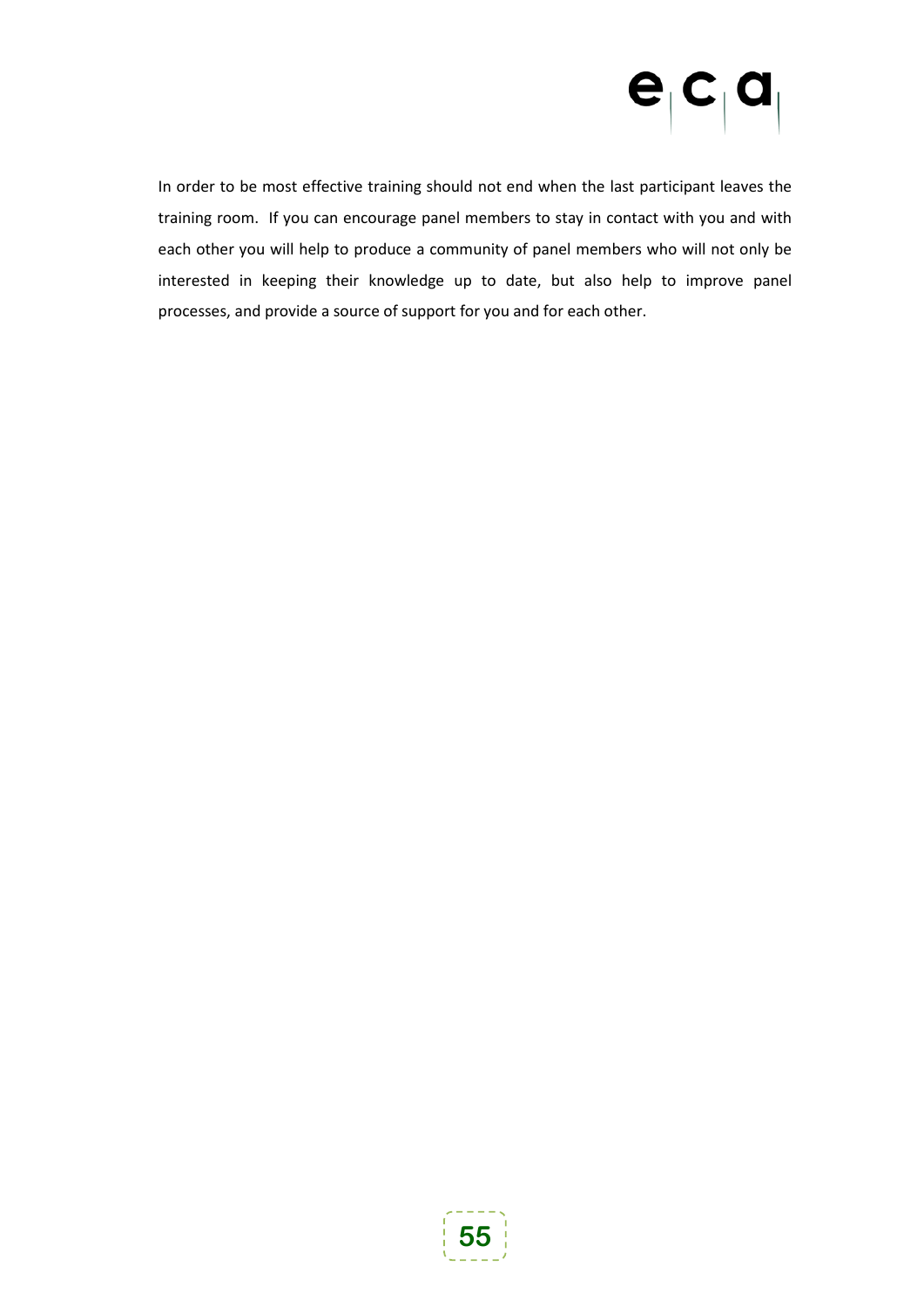In order to be most effective training should not end when the last participant leaves the training room. If you can encourage panel members to stay in contact with you and with each other you will help to produce a community of panel members who will not only be interested in keeping their knowledge up to date, but also help to improve panel processes, and provide a source of support for you and for each other.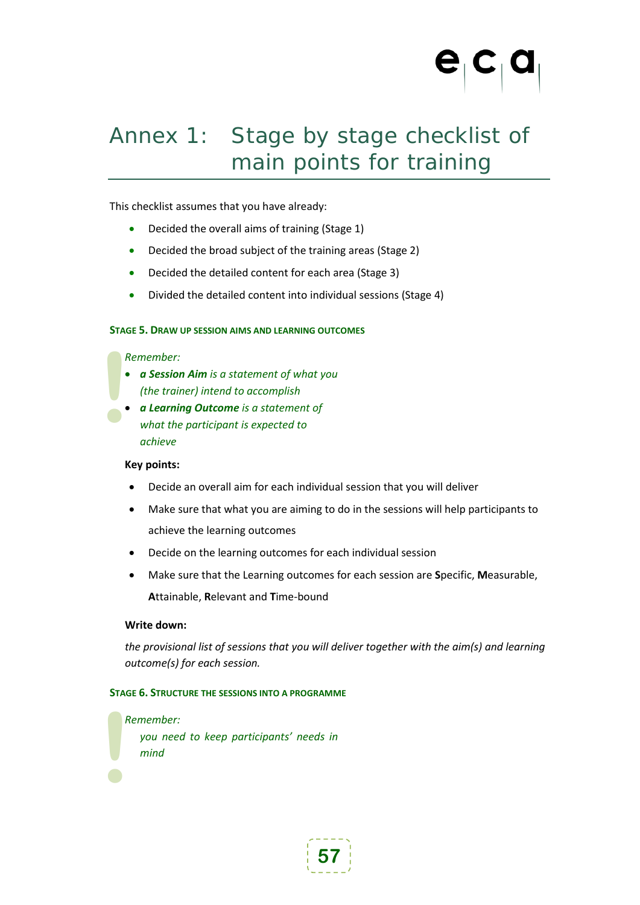# Annex 1: Stage by stage checklist of main points for training

This checklist assumes that you have already:

- Decided the overall aims of training (Stage 1)
- Decided the broad subject of the training areas (Stage 2)
- Decided the detailed content for each area (Stage 3)
- Divided the detailed content into individual sessions (Stage 4)

#### STAGE 5. DRAW UP SESSION AIMS AND LEARNING OUTCOMES

*Remember:*

- ***a Session Aim*** *is a statement of what you (the trainer) intend to accomplish*
- ***a Learning Outcome*** *is a statement of what the participant is expected to achieve*

**Key points:**

- Decide an overall aim for each individual session that you will deliver
- Make sure that what you are aiming to do in the sessions will help participants to achieve the learning outcomes
- Decide on the learning outcomes for each individual session
- Make sure that the Learning outcomes for each session are **S**pecific, **M**easurable, **A**ttainable, **R**elevant and **T**ime-bound

**Write down:**

*the provisional list of sessions that you will deliver together with the aim(s) and learning outcome(s) for each session.*

#### STAGE 6. STRUCTURE THE SESSIONS INTO A PROGRAMME

*Remember:*

*you need to keep participants' needs in mind*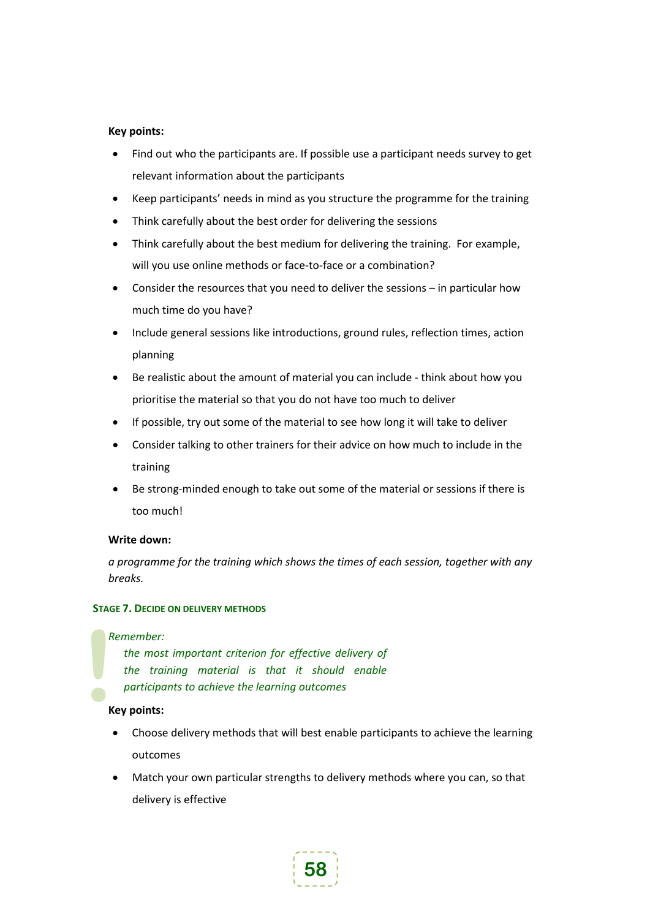**Key points:**

- Find out who the participants are. If possible use a participant needs survey to get relevant information about the participants
- Keep participants' needs in mind as you structure the programme for the training
- Think carefully about the best order for delivering the sessions
- Think carefully about the best medium for delivering the training. For example, will you use online methods or face-to-face or a combination?
- Consider the resources that you need to deliver the sessions – in particular how much time do you have?
- Include general sessions like introductions, ground rules, reflection times, action planning
- Be realistic about the amount of material you can include - think about how you prioritise the material so that you do not have too much to deliver
- If possible, try out some of the material to see how long it will take to deliver
- Consider talking to other trainers for their advice on how much to include in the training
- Be strong-minded enough to take out some of the material or sessions if there is too much!

**Write down:**

*a programme for the training which shows the times of each session, together with any breaks.*

### STAGE 7. DECIDE ON DELIVERY METHODS

*Remember:*

*the most important criterion for effective delivery of the training material is that it should enable participants to achieve the learning outcomes*

**Key points:**

- Choose delivery methods that will best enable participants to achieve the learning outcomes
- Match your own particular strengths to delivery methods where you can, so that delivery is effective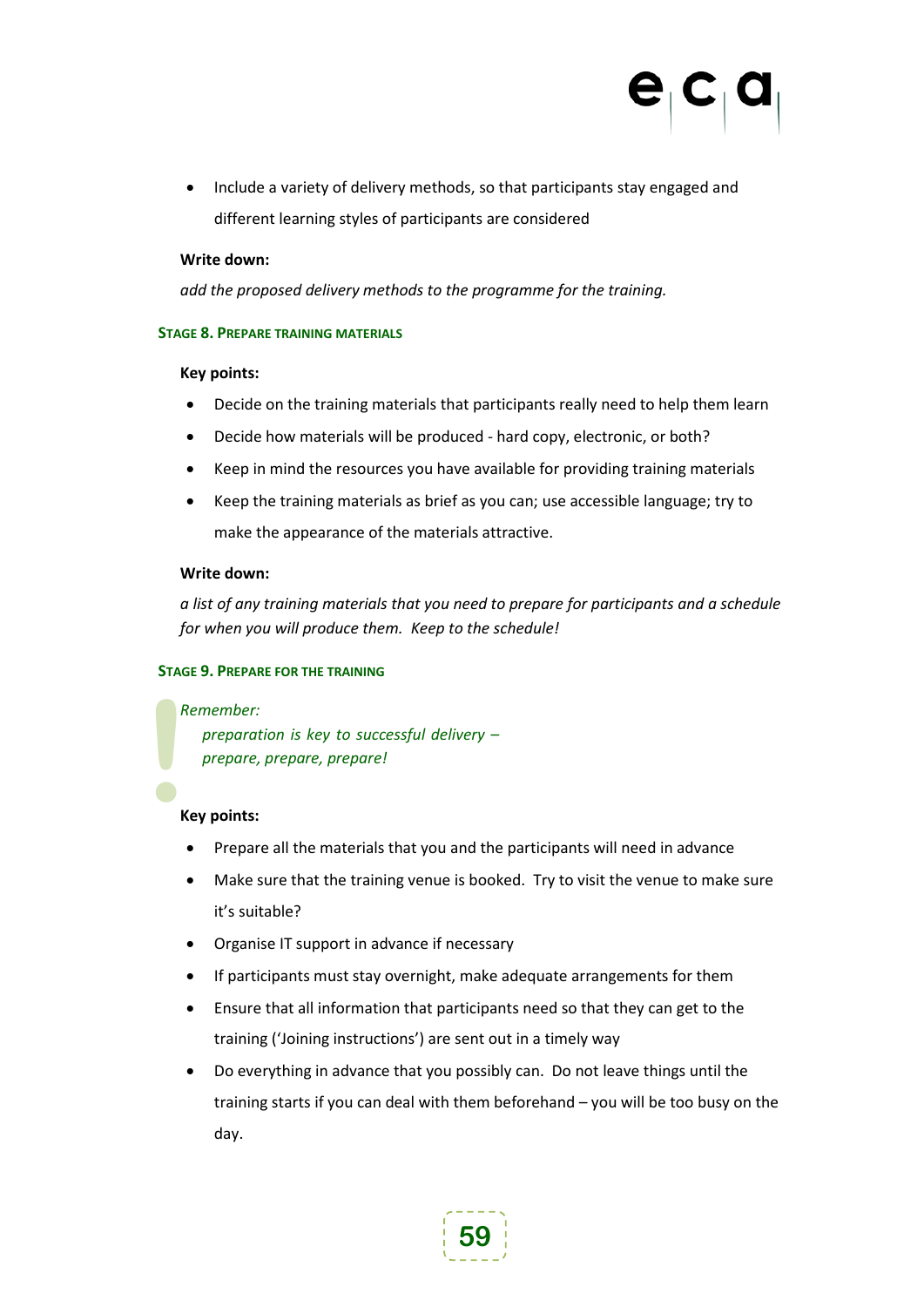- Include a variety of delivery methods, so that participants stay engaged and different learning styles of participants are considered

**Write down:**

*add the proposed delivery methods to the programme for the training.*

### Stage 8. Prepare training materials

**Key points:**

- Decide on the training materials that participants really need to help them learn
- Decide how materials will be produced - hard copy, electronic, or both?
- Keep in mind the resources you have available for providing training materials
- Keep the training materials as brief as you can; use accessible language; try to make the appearance of the materials attractive.

**Write down:**

*a list of any training materials that you need to prepare for participants and a schedule for when you will produce them. Keep to the schedule!*

### Stage 9. Prepare for the training

*Remember:*

*preparation is key to successful delivery – prepare, prepare, prepare!*

**Key points:**

- Prepare all the materials that you and the participants will need in advance
- Make sure that the training venue is booked. Try to visit the venue to make sure it's suitable?
- Organise IT support in advance if necessary
- If participants must stay overnight, make adequate arrangements for them
- Ensure that all information that participants need so that they can get to the training ('Joining instructions') are sent out in a timely way
- Do everything in advance that you possibly can. Do not leave things until the training starts if you can deal with them beforehand – you will be too busy on the day.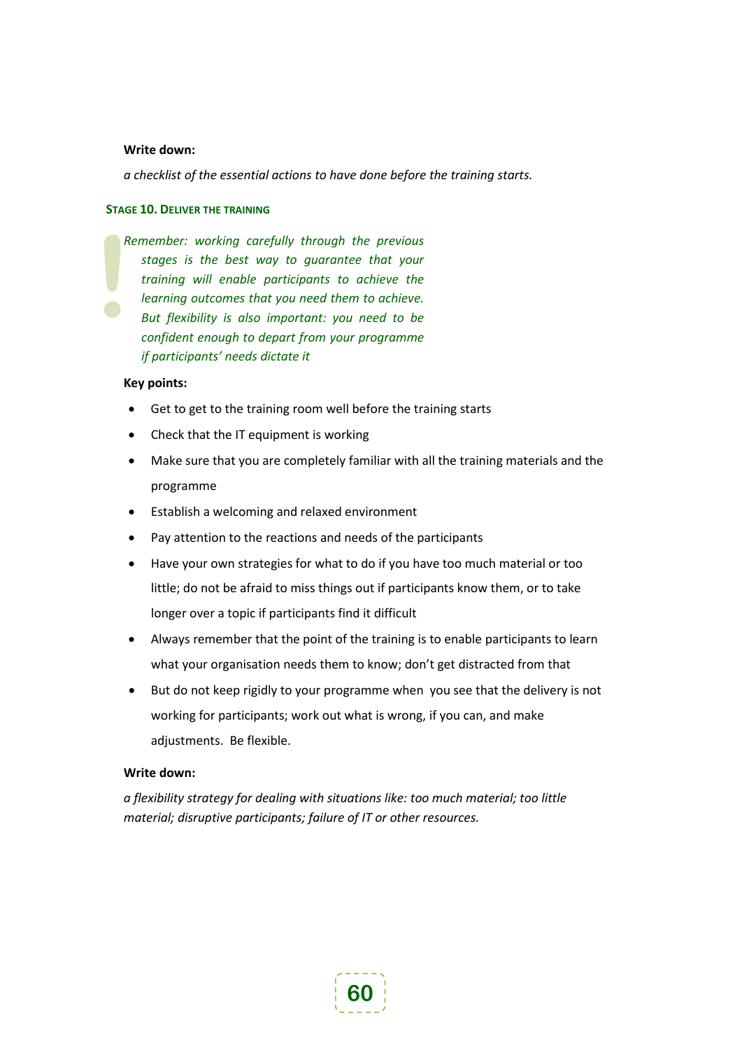**Write down:**

*a checklist of the essential actions to have done before the training starts.*

### Stage 10. Deliver the training

> *Remember: working carefully through the previous stages is the best way to guarantee that your training will enable participants to achieve the learning outcomes that you need them to achieve. But flexibility is also important: you need to be confident enough to depart from your programme if participants' needs dictate it*

**Key points:**

- Get to get to the training room well before the training starts
- Check that the IT equipment is working
- Make sure that you are completely familiar with all the training materials and the programme
- Establish a welcoming and relaxed environment
- Pay attention to the reactions and needs of the participants
- Have your own strategies for what to do if you have too much material or too little; do not be afraid to miss things out if participants know them, or to take longer over a topic if participants find it difficult
- Always remember that the point of the training is to enable participants to learn what your organisation needs them to know; don't get distracted from that
- But do not keep rigidly to your programme when you see that the delivery is not working for participants; work out what is wrong, if you can, and make adjustments. Be flexible.

**Write down:**

*a flexibility strategy for dealing with situations like: too much material; too little material; disruptive participants; failure of IT or other resources.*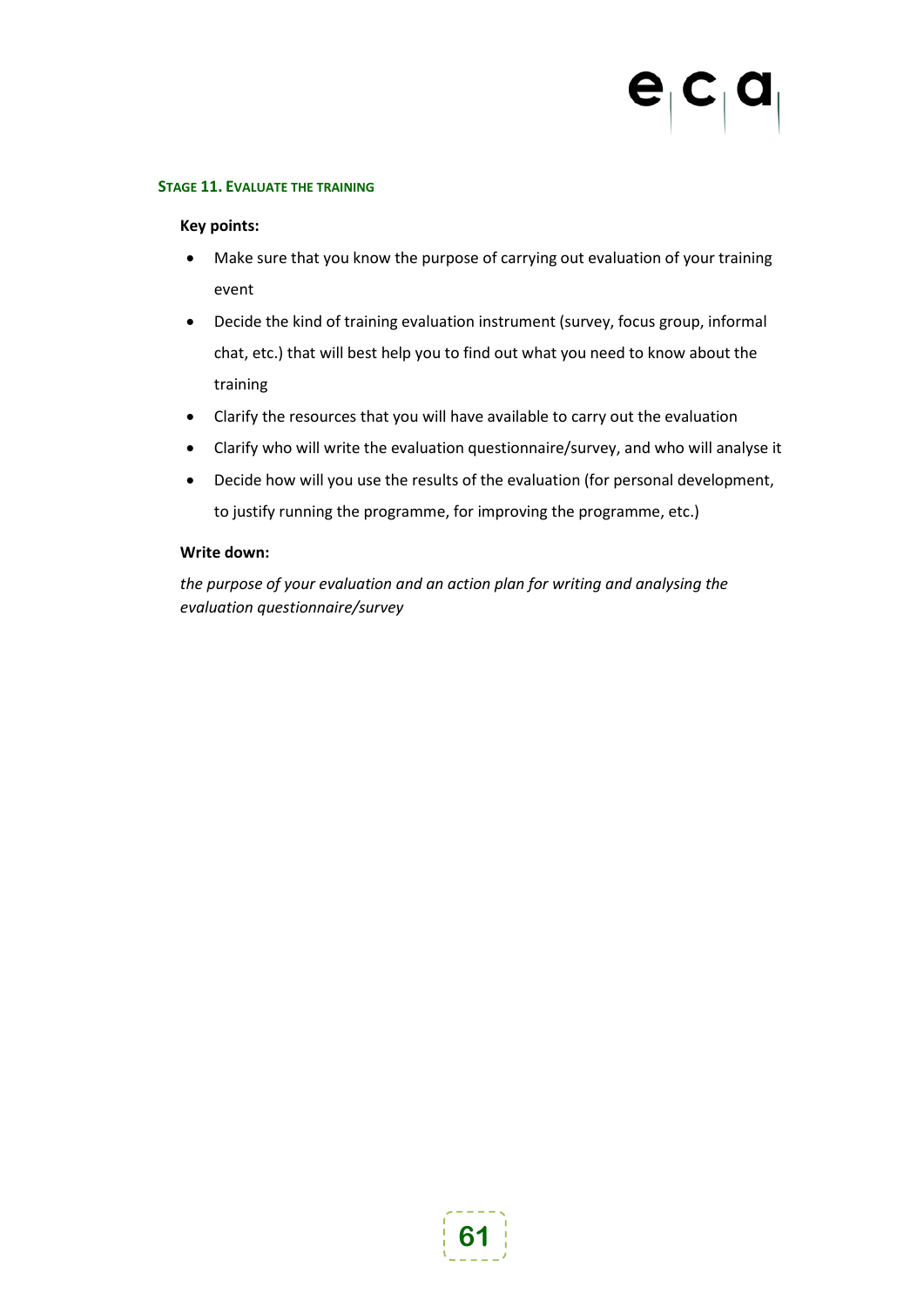### Stage 11. Evaluate the training

**Key points:**

- Make sure that you know the purpose of carrying out evaluation of your training event
- Decide the kind of training evaluation instrument (survey, focus group, informal chat, etc.) that will best help you to find out what you need to know about the training
- Clarify the resources that you will have available to carry out the evaluation
- Clarify who will write the evaluation questionnaire/survey, and who will analyse it
- Decide how will you use the results of the evaluation (for personal development, to justify running the programme, for improving the programme, etc.)

**Write down:**

*the purpose of your evaluation and an action plan for writing and analysing the evaluation questionnaire/survey*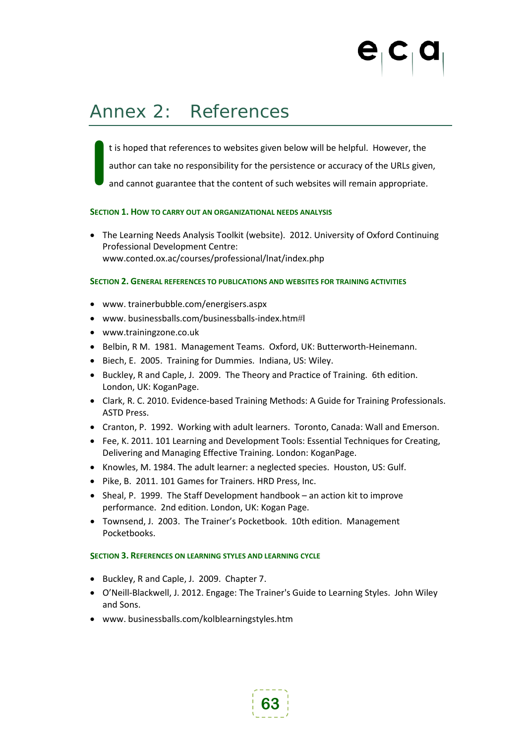# Annex 2: References

It is hoped that references to websites given below will be helpful. However, the author can take no responsibility for the persistence or accuracy of the URLs given, and cannot guarantee that the content of such websites will remain appropriate.

#### Section 1. How to carry out an organizational needs analysis

- The Learning Needs Analysis Toolkit (website). 2012. University of Oxford Continuing Professional Development Centre: www.conted.ox.ac/courses/professional/lnat/index.php

#### Section 2. General references to publications and websites for training activities

- www. trainerbubble.com/energisers.aspx
- www. businessballs.com/businessballs-index.htm#l
- www.trainingzone.co.uk
- Belbin, R M. 1981. Management Teams. Oxford, UK: Butterworth-Heinemann.
- Biech, E. 2005. Training for Dummies. Indiana, US: Wiley.
- Buckley, R and Caple, J. 2009. The Theory and Practice of Training. 6th edition. London, UK: KoganPage.
- Clark, R. C. 2010. Evidence-based Training Methods: A Guide for Training Professionals. ASTD Press.
- Cranton, P. 1992. Working with adult learners. Toronto, Canada: Wall and Emerson.
- Fee, K. 2011. 101 Learning and Development Tools: Essential Techniques for Creating, Delivering and Managing Effective Training. London: KoganPage.
- Knowles, M. 1984. The adult learner: a neglected species. Houston, US: Gulf.
- Pike, B. 2011. 101 Games for Trainers. HRD Press, Inc.
- Sheal, P. 1999. The Staff Development handbook – an action kit to improve performance. 2nd edition. London, UK: Kogan Page.
- Townsend, J. 2003. The Trainer's Pocketbook. 10th edition. Management Pocketbooks.

#### Section 3. References on learning styles and learning cycle

- Buckley, R and Caple, J. 2009. Chapter 7.
- O'Neill-Blackwell, J. 2012. Engage: The Trainer's Guide to Learning Styles. John Wiley and Sons.
- www. businessballs.com/kolblearningstyles.htm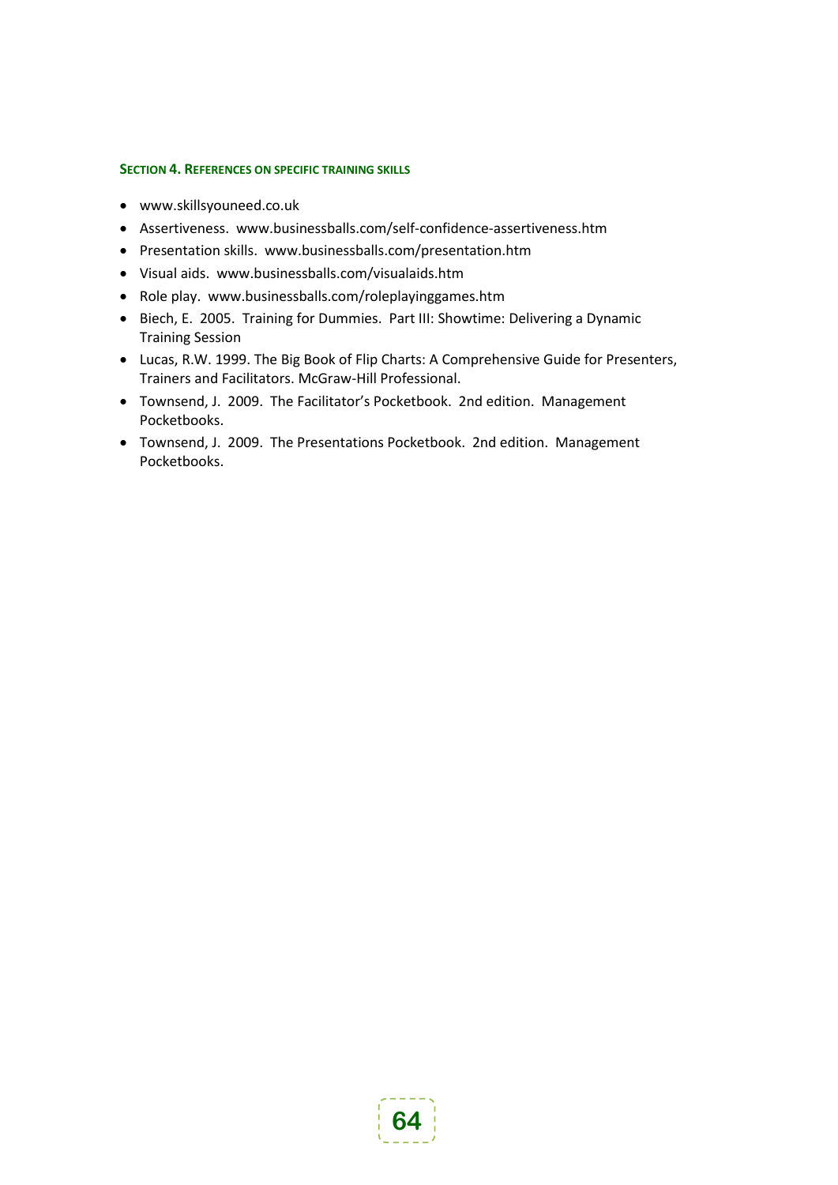#### Section 4. References on specific training skills

- www.skillsyouneed.co.uk
- Assertiveness. www.businessballs.com/self-confidence-assertiveness.htm
- Presentation skills. www.businessballs.com/presentation.htm
- Visual aids. www.businessballs.com/visualaids.htm
- Role play. www.businessballs.com/roleplayinggames.htm
- Biech, E. 2005. Training for Dummies. Part III: Showtime: Delivering a Dynamic Training Session
- Lucas, R.W. 1999. The Big Book of Flip Charts: A Comprehensive Guide for Presenters, Trainers and Facilitators. McGraw-Hill Professional.
- Townsend, J. 2009. The Facilitator's Pocketbook. 2nd edition. Management Pocketbooks.
- Townsend, J. 2009. The Presentations Pocketbook. 2nd edition. Management Pocketbooks.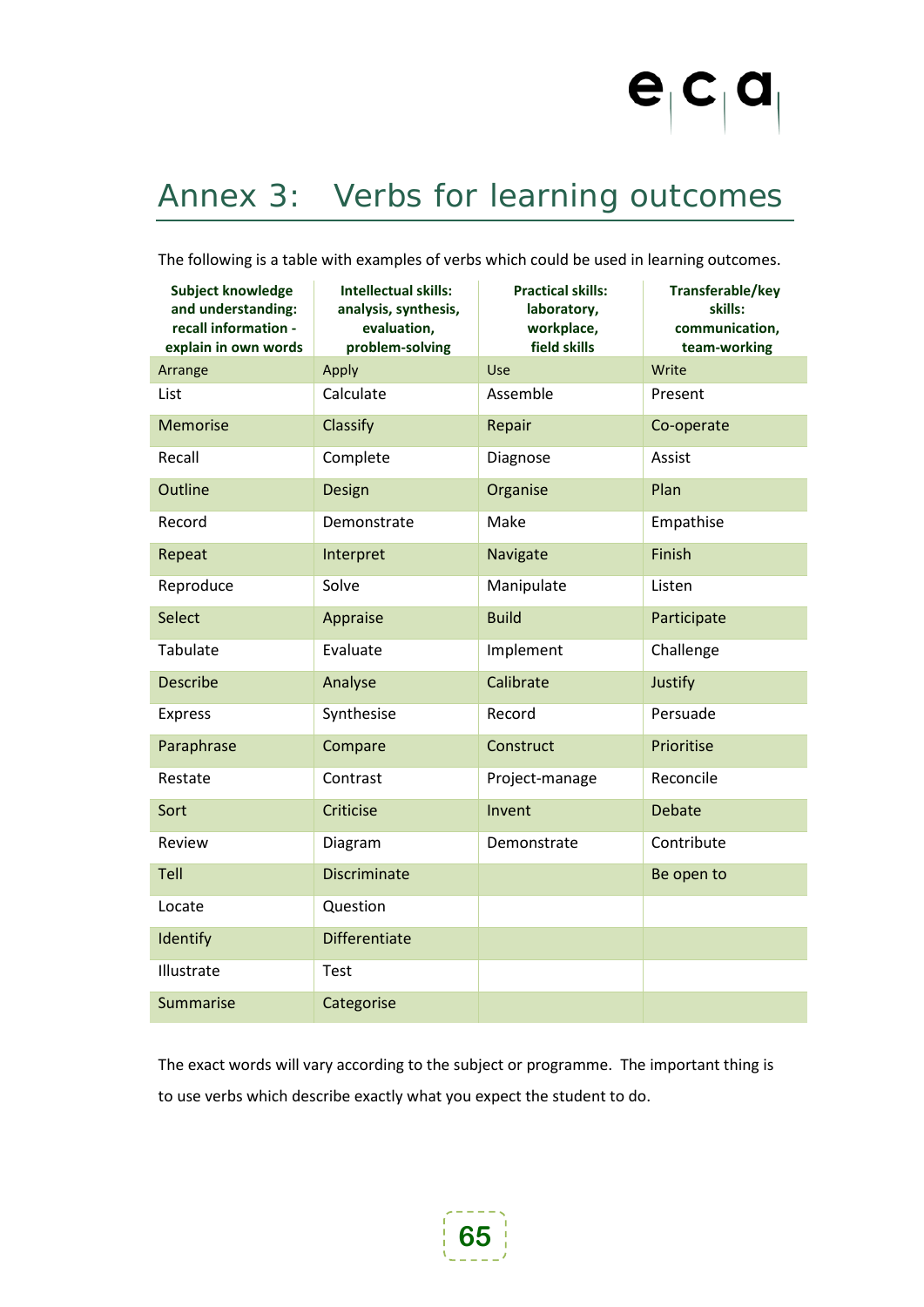# Annex 3: Verbs for learning outcomes

The following is a table with examples of verbs which could be used in learning outcomes.

| Subject knowledge and understanding: recall information - explain in own words | Intellectual skills: analysis, synthesis, evaluation, problem-solving | Practical skills: laboratory, workplace, field skills | Transferable/key skills: communication, team-working |
|---|---|---|---|
| Arrange | Apply | Use | Write |
| List | Calculate | Assemble | Present |
| Memorise | Classify | Repair | Co-operate |
| Recall | Complete | Diagnose | Assist |
| Outline | Design | Organise | Plan |
| Record | Demonstrate | Make | Empathise |
| Repeat | Interpret | Navigate | Finish |
| Reproduce | Solve | Manipulate | Listen |
| Select | Appraise | Build | Participate |
| Tabulate | Evaluate | Implement | Challenge |
| Describe | Analyse | Calibrate | Justify |
| Express | Synthesise | Record | Persuade |
| Paraphrase | Compare | Construct | Prioritise |
| Restate | Contrast | Project-manage | Reconcile |
| Sort | Criticise | Invent | Debate |
| Review | Diagram | Demonstrate | Contribute |
| Tell | Discriminate | | Be open to |
| Locate | Question | | |
| Identify | Differentiate | | |
| Illustrate | Test | | |
| Summarise | Categorise | | |

The exact words will vary according to the subject or programme. The important thing is to use verbs which describe exactly what you expect the student to do.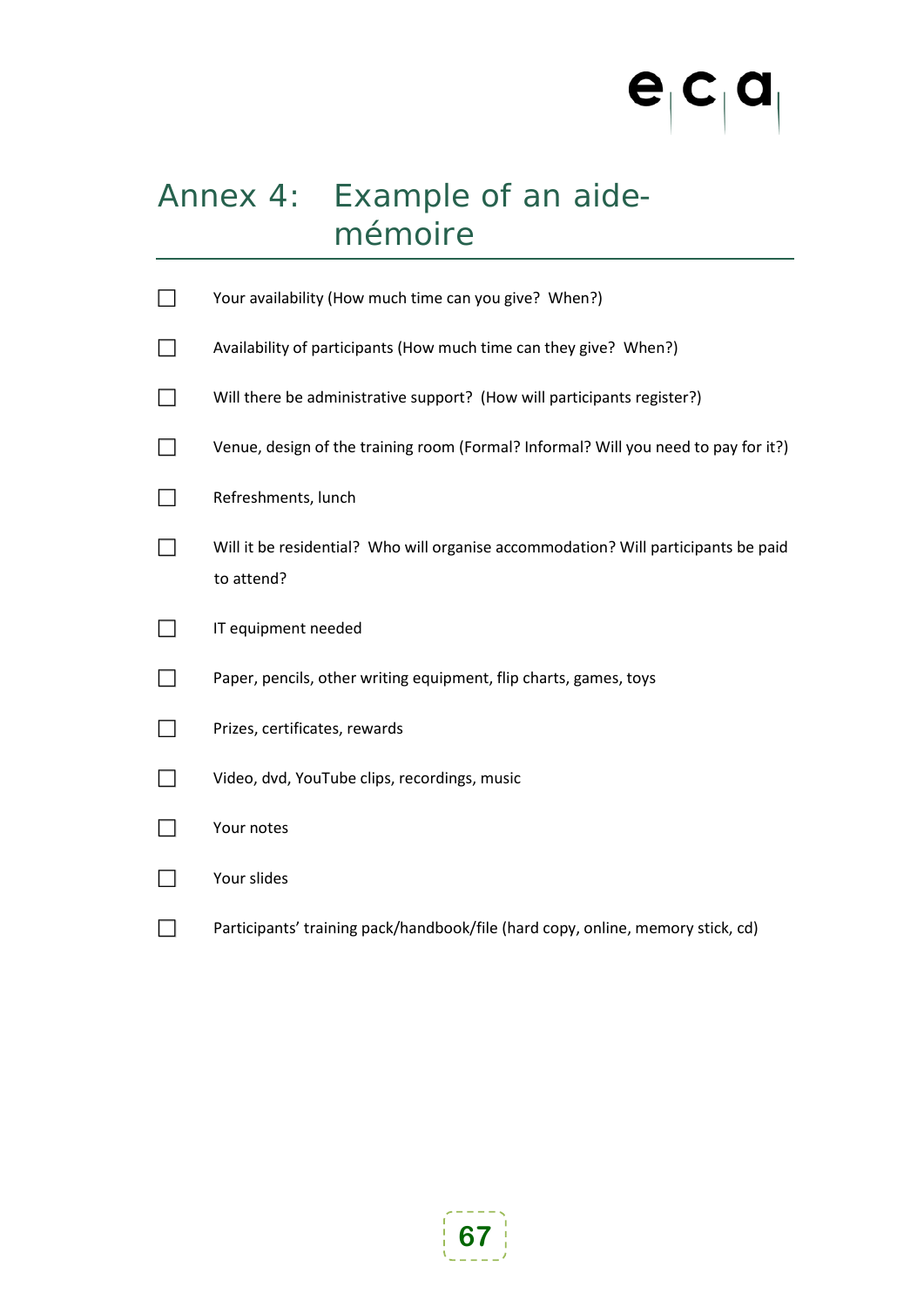# Annex 4: Example of an aide-mémoire

- [ ] Your availability (How much time can you give?  When?)
- [ ] Availability of participants (How much time can they give?  When?)
- [ ] Will there be administrative support?  (How will participants register?)
- [ ] Venue, design of the training room (Formal? Informal? Will you need to pay for it?)
- [ ] Refreshments, lunch
- [ ] Will it be residential?  Who will organise accommodation? Will participants be paid to attend?
- [ ] IT equipment needed
- [ ] Paper, pencils, other writing equipment, flip charts, games, toys
- [ ] Prizes, certificates, rewards
- [ ] Video, dvd, YouTube clips, recordings, music
- [ ] Your notes
- [ ] Your slides
- [ ] Participants' training pack/handbook/file (hard copy, online, memory stick, cd)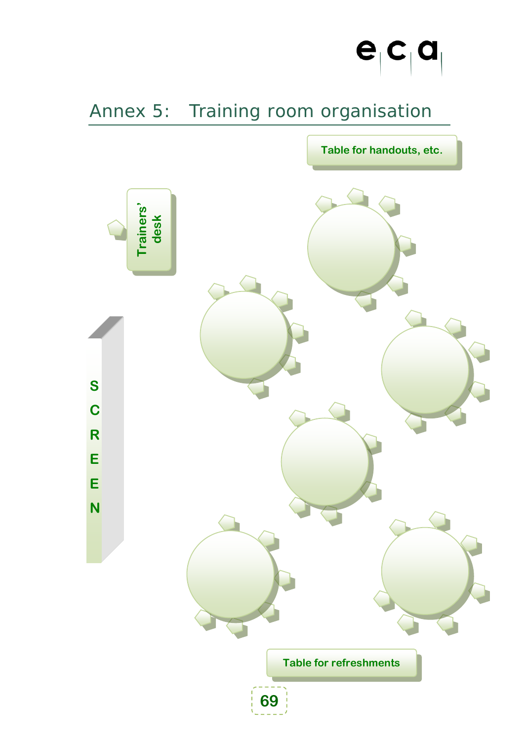## Annex 5: Training room organisation

Table for handouts, etc.

Trainers' desk

SCREEN

Table for refreshments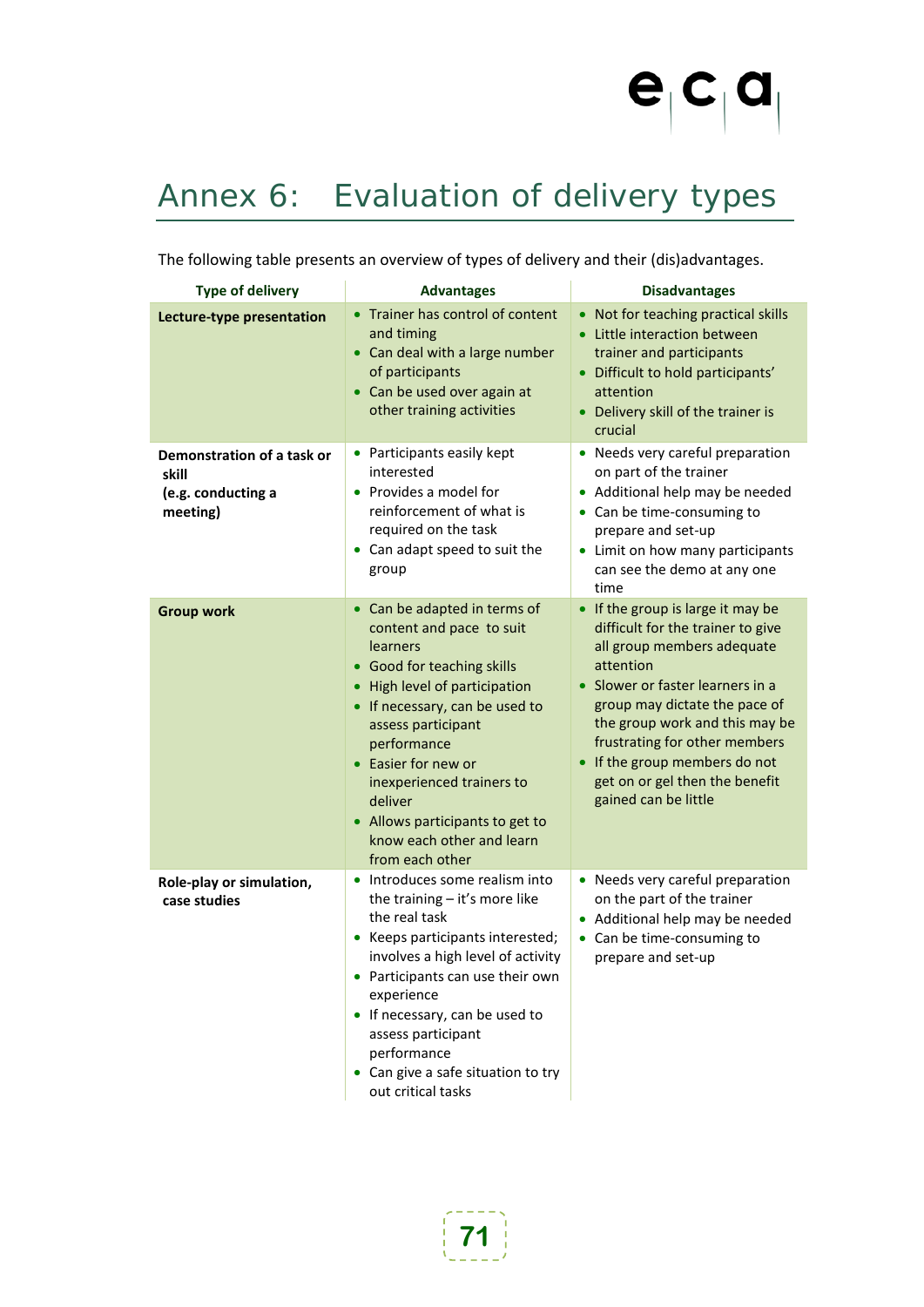# Annex 6: Evaluation of delivery types

The following table presents an overview of types of delivery and their (dis)advantages.

| Type of delivery | Advantages | Disadvantages |
|---|---|---|
| **Lecture-type presentation** | • Trainer has control of content and timing<br>• Can deal with a large number of participants<br>• Can be used over again at other training activities | • Not for teaching practical skills<br>• Little interaction between trainer and participants<br>• Difficult to hold participants' attention<br>• Delivery skill of the trainer is crucial |
| **Demonstration of a task or skill (e.g. conducting a meeting)** | • Participants easily kept interested<br>• Provides a model for reinforcement of what is required on the task<br>• Can adapt speed to suit the group | • Needs very careful preparation on part of the trainer<br>• Additional help may be needed<br>• Can be time-consuming to prepare and set-up<br>• Limit on how many participants can see the demo at any one time |
| **Group work** | • Can be adapted in terms of content and pace to suit learners<br>• Good for teaching skills<br>• High level of participation<br>• If necessary, can be used to assess participant performance<br>• Easier for new or inexperienced trainers to deliver<br>• Allows participants to get to know each other and learn from each other | • If the group is large it may be difficult for the trainer to give all group members adequate attention<br>• Slower or faster learners in a group may dictate the pace of the group work and this may be frustrating for other members<br>• If the group members do not get on or gel then the benefit gained can be little |
| **Role-play or simulation, case studies** | • Introduces some realism into the training – it's more like the real task<br>• Keeps participants interested; involves a high level of activity<br>• Participants can use their own experience<br>• If necessary, can be used to assess participant performance<br>• Can give a safe situation to try out critical tasks | • Needs very careful preparation on the part of the trainer<br>• Additional help may be needed<br>• Can be time-consuming to prepare and set-up |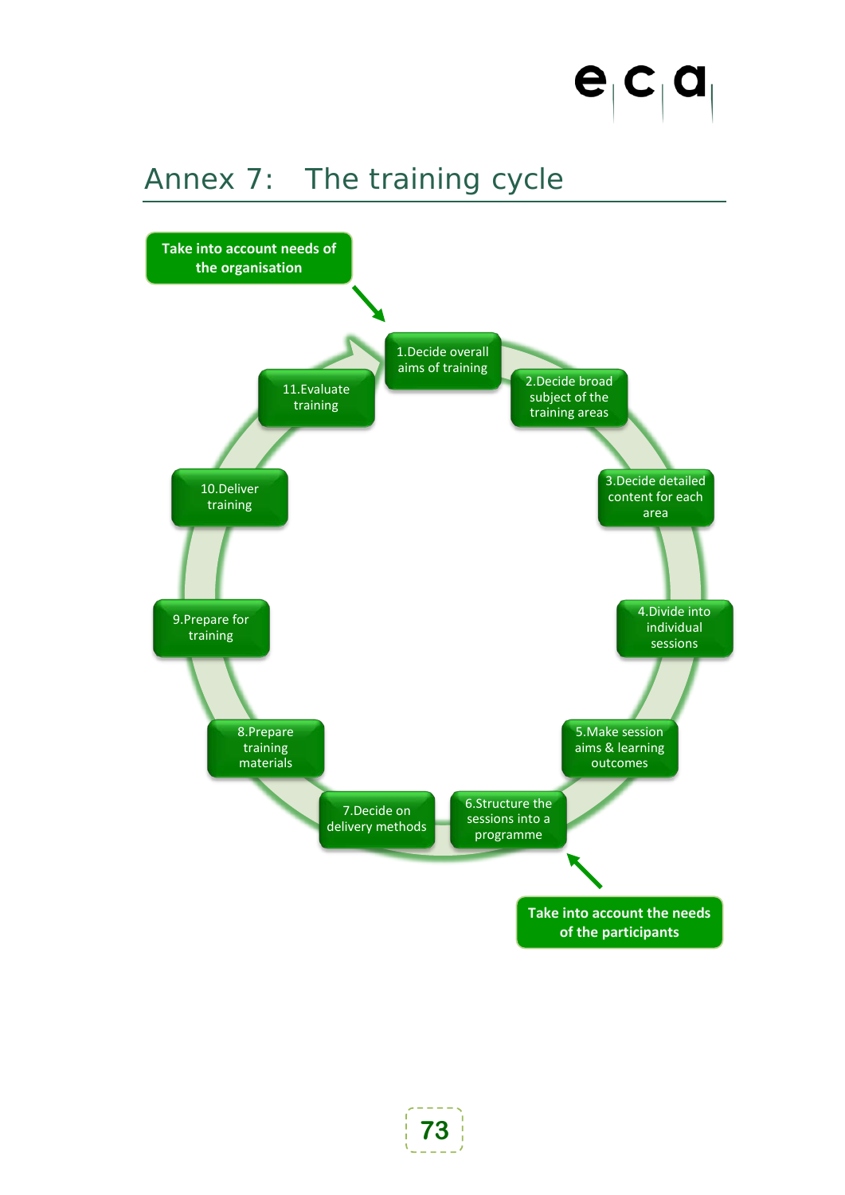# Annex 7: The training cycle

Take into account needs of the organisation

1. Decide overall aims of training
2. Decide broad subject of the training areas
3. Decide detailed content for each area
4. Divide into individual sessions
5. Make session aims & learning outcomes
6. Structure the sessions into a programme
7. Decide on delivery methods
8. Prepare training materials
9. Prepare for training
10. Deliver training
11. Evaluate training

Take into account the needs of the participants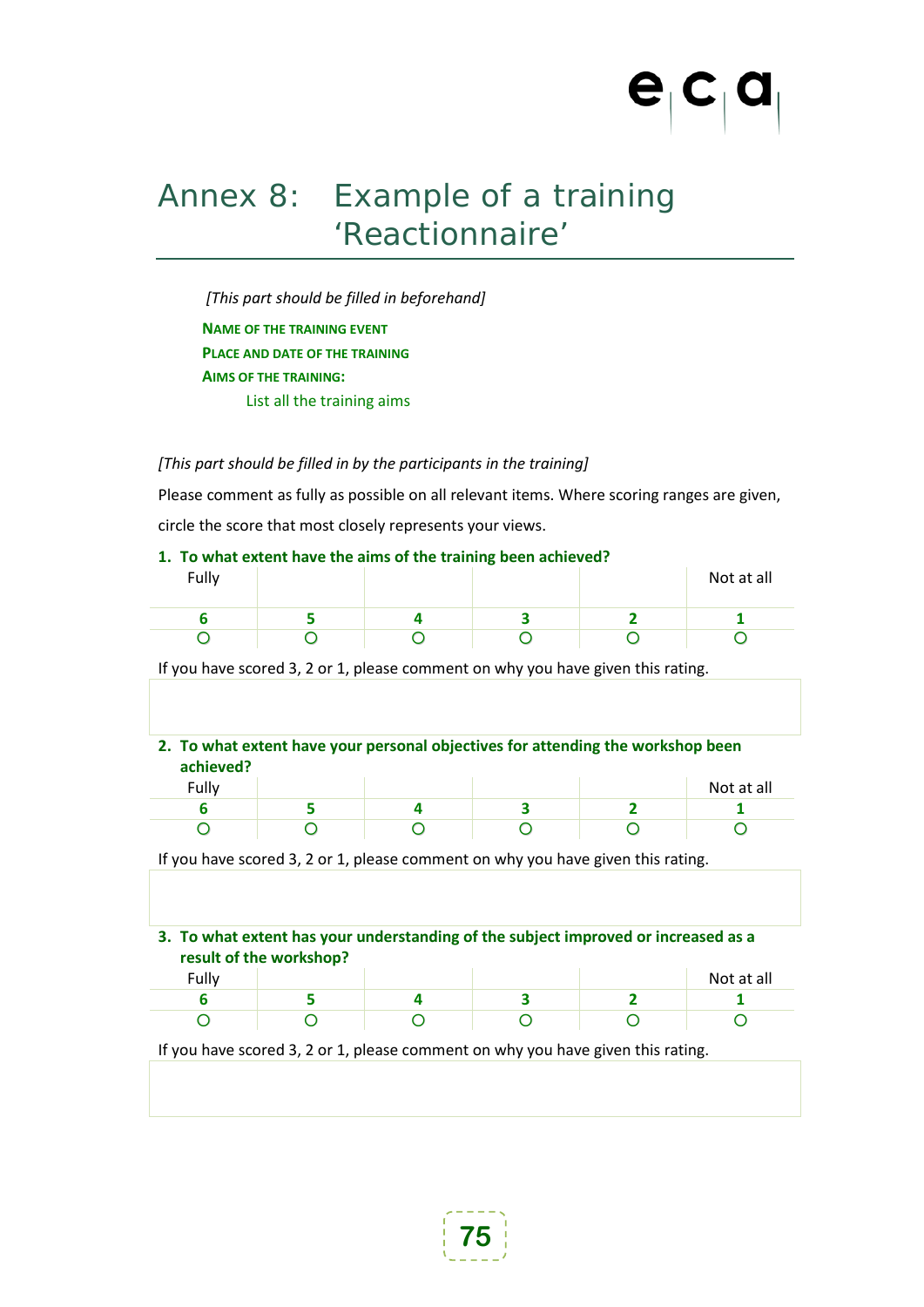# Annex 8: Example of a training 'Reactionnaire'

*[This part should be filled in beforehand]*

**NAME OF THE TRAINING EVENT**

**PLACE AND DATE OF THE TRAINING**

**AIMS OF THE TRAINING:**

List all the training aims

*[This part should be filled in by the participants in the training]*

Please comment as fully as possible on all relevant items. Where scoring ranges are given, circle the score that most closely represents your views.

**1. To what extent have the aims of the training been achieved?**

| Fully | | | | | Not at all |
|---|---|---|---|---|---|
| **6** | **5** | **4** | **3** | **2** | **1** |
| ○ | ○ | ○ | ○ | ○ | ○ |

If you have scored 3, 2 or 1, please comment on why you have given this rating.

**2. To what extent have your personal objectives for attending the workshop been achieved?**

| Fully | | | | | Not at all |
|---|---|---|---|---|---|
| **6** | **5** | **4** | **3** | **2** | **1** |
| ○ | ○ | ○ | ○ | ○ | ○ |

If you have scored 3, 2 or 1, please comment on why you have given this rating.

**3. To what extent has your understanding of the subject improved or increased as a result of the workshop?**

| Fully | | | | | Not at all |
|---|---|---|---|---|---|
| **6** | **5** | **4** | **3** | **2** | **1** |
| ○ | ○ | ○ | ○ | ○ | ○ |

If you have scored 3, 2 or 1, please comment on why you have given this rating.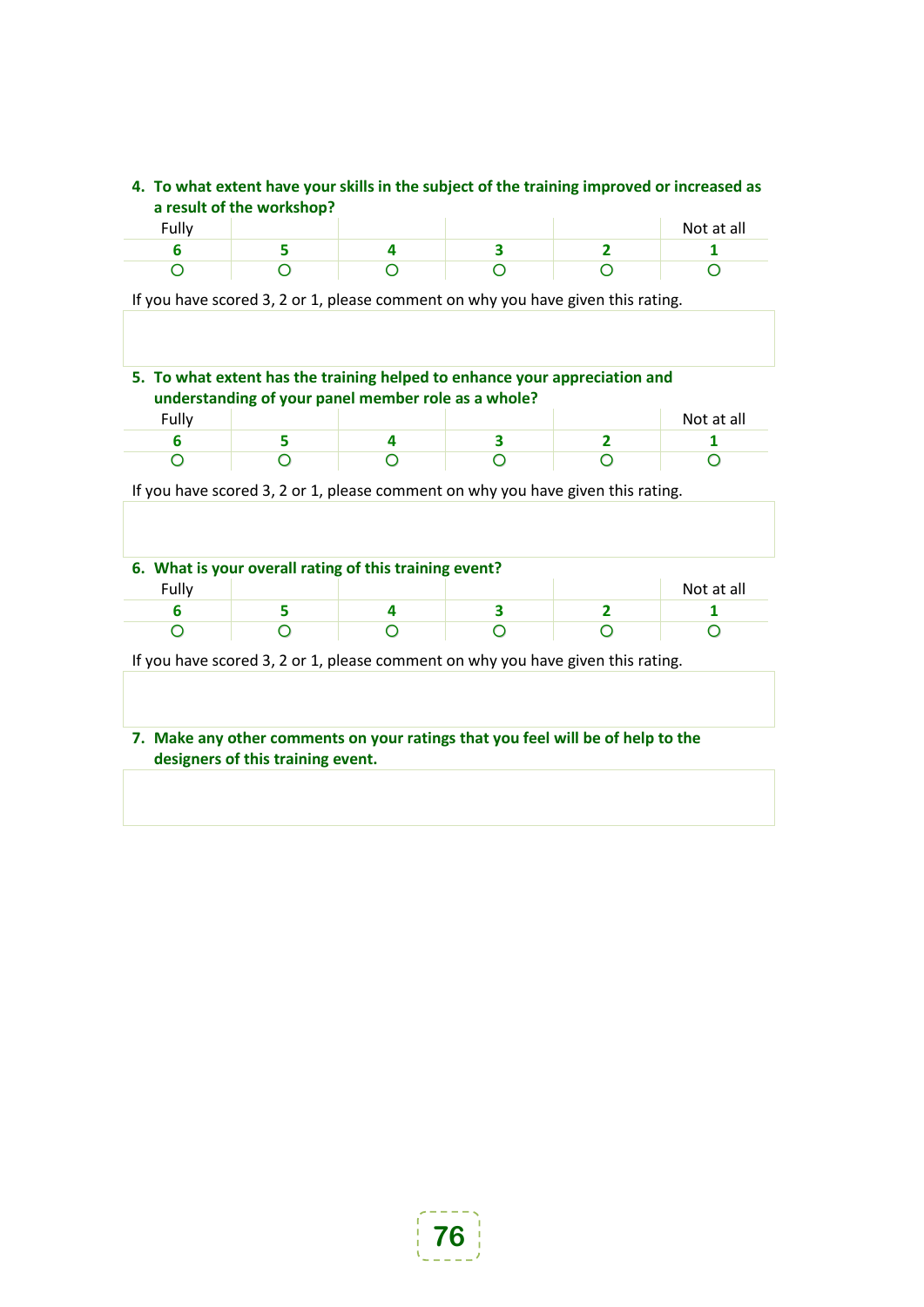4. **To what extent have your skills in the subject of the training improved or increased as a result of the workshop?**

| Fully | | | | | Not at all |
|---|---|---|---|---|---|
| **6** | **5** | **4** | **3** | **2** | **1** |
| ○ | ○ | ○ | ○ | ○ | ○ |

If you have scored 3, 2 or 1, please comment on why you have given this rating.

5. **To what extent has the training helped to enhance your appreciation and understanding of your panel member role as a whole?**

| Fully | | | | | Not at all |
|---|---|---|---|---|---|
| **6** | **5** | **4** | **3** | **2** | **1** |
| ○ | ○ | ○ | ○ | ○ | ○ |

If you have scored 3, 2 or 1, please comment on why you have given this rating.

6. **What is your overall rating of this training event?**

| Fully | | | | | Not at all |
|---|---|---|---|---|---|
| **6** | **5** | **4** | **3** | **2** | **1** |
| ○ | ○ | ○ | ○ | ○ | ○ |

If you have scored 3, 2 or 1, please comment on why you have given this rating.

7. **Make any other comments on your ratings that you feel will be of help to the designers of this training event.**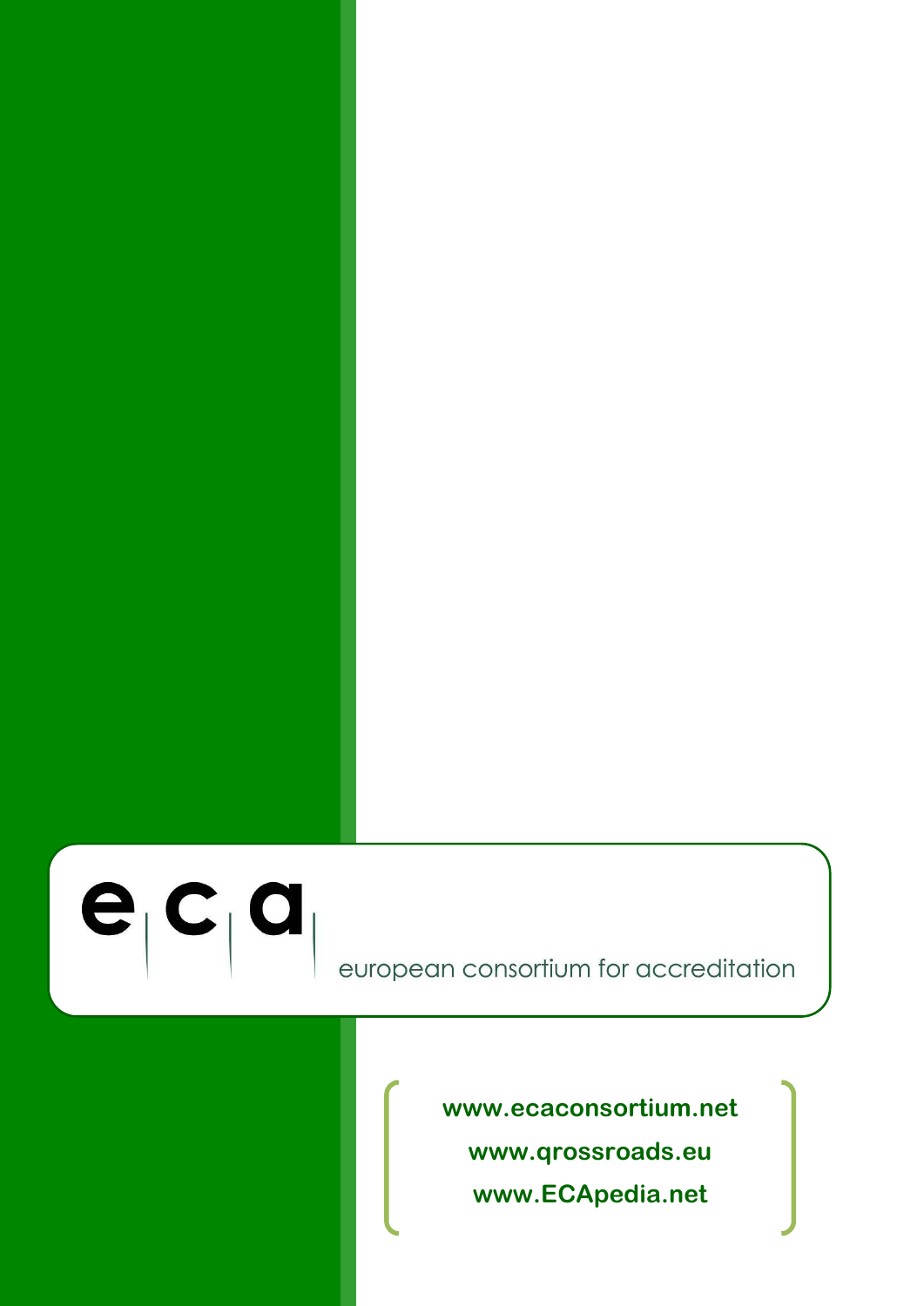e c a

european consortium for accreditation

www.ecaconsortium.net

www.qrossroads.eu

www.ECApedia.net